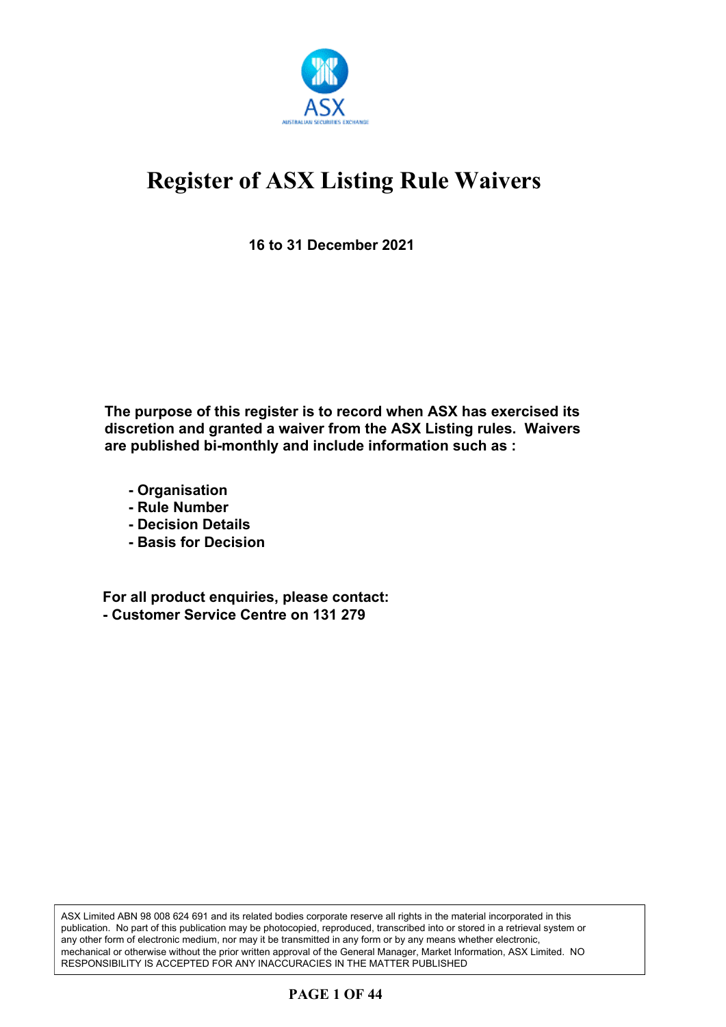# Register of ASX Listing Rule Waivers

**16 to 31 December 2021**

**The purpose of this register is to record when ASX has exercised its discretion and granted a waiver from the ASX Listing rules. Waivers are published bi-monthly and include information such as :**

- **Organisation**
- **Rule Number**
- **Decision Details**
- **Basis for Decision**

**For all product enquiries, please contact:**
**- Customer Service Centre on 131 279**

ASX Limited ABN 98 008 624 691 and its related bodies corporate reserve all rights in the material incorporated in this publication. No part of this publication may be photocopied, reproduced, transcribed into or stored in a retrieval system or any other form of electronic medium, nor may it be transmitted in any form or by any means whether electronic, mechanical or otherwise without the prior written approval of the General Manager, Market Information, ASX Limited. NO RESPONSIBILITY IS ACCEPTED FOR ANY INACCURACIES IN THE MATTER PUBLISHED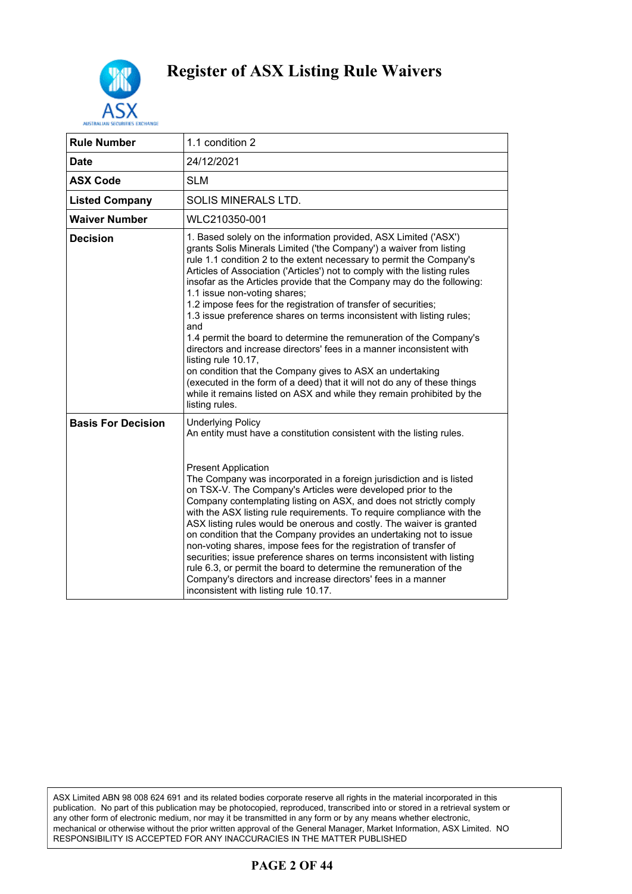# Register of ASX Listing Rule Waivers

| Rule Number | 1.1 condition 2 |
|---|---|
| Date | 24/12/2021 |
| ASX Code | SLM |
| Listed Company | SOLIS MINERALS LTD. |
| Waiver Number | WLC210350-001 |
| Decision | 1. Based solely on the information provided, ASX Limited ('ASX') grants Solis Minerals Limited ('the Company') a waiver from listing rule 1.1 condition 2 to the extent necessary to permit the Company's Articles of Association ('Articles') not to comply with the listing rules insofar as the Articles provide that the Company may do the following:<br>1.1 issue non-voting shares;<br>1.2 impose fees for the registration of transfer of securities;<br>1.3 issue preference shares on terms inconsistent with listing rules; and<br>1.4 permit the board to determine the remuneration of the Company's directors and increase directors' fees in a manner inconsistent with listing rule 10.17,<br>on condition that the Company gives to ASX an undertaking (executed in the form of a deed) that it will not do any of these things while it remains listed on ASX and while they remain prohibited by the listing rules. |
| Basis For Decision | Underlying Policy<br>An entity must have a constitution consistent with the listing rules.<br><br>Present Application<br>The Company was incorporated in a foreign jurisdiction and is listed on TSX-V. The Company's Articles were developed prior to the Company contemplating listing on ASX, and does not strictly comply with the ASX listing rule requirements. To require compliance with the ASX listing rules would be onerous and costly. The waiver is granted on condition that the Company provides an undertaking not to issue non-voting shares, impose fees for the registration of transfer of securities; issue preference shares on terms inconsistent with listing rule 6.3, or permit the board to determine the remuneration of the Company's directors and increase directors' fees in a manner inconsistent with listing rule 10.17. |

ASX Limited ABN 98 008 624 691 and its related bodies corporate reserve all rights in the material incorporated in this publication. No part of this publication may be photocopied, reproduced, transcribed into or stored in a retrieval system or any other form of electronic medium, nor may it be transmitted in any form or by any means whether electronic, mechanical or otherwise without the prior written approval of the General Manager, Market Information, ASX Limited. NO RESPONSIBILITY IS ACCEPTED FOR ANY INACCURACIES IN THE MATTER PUBLISHED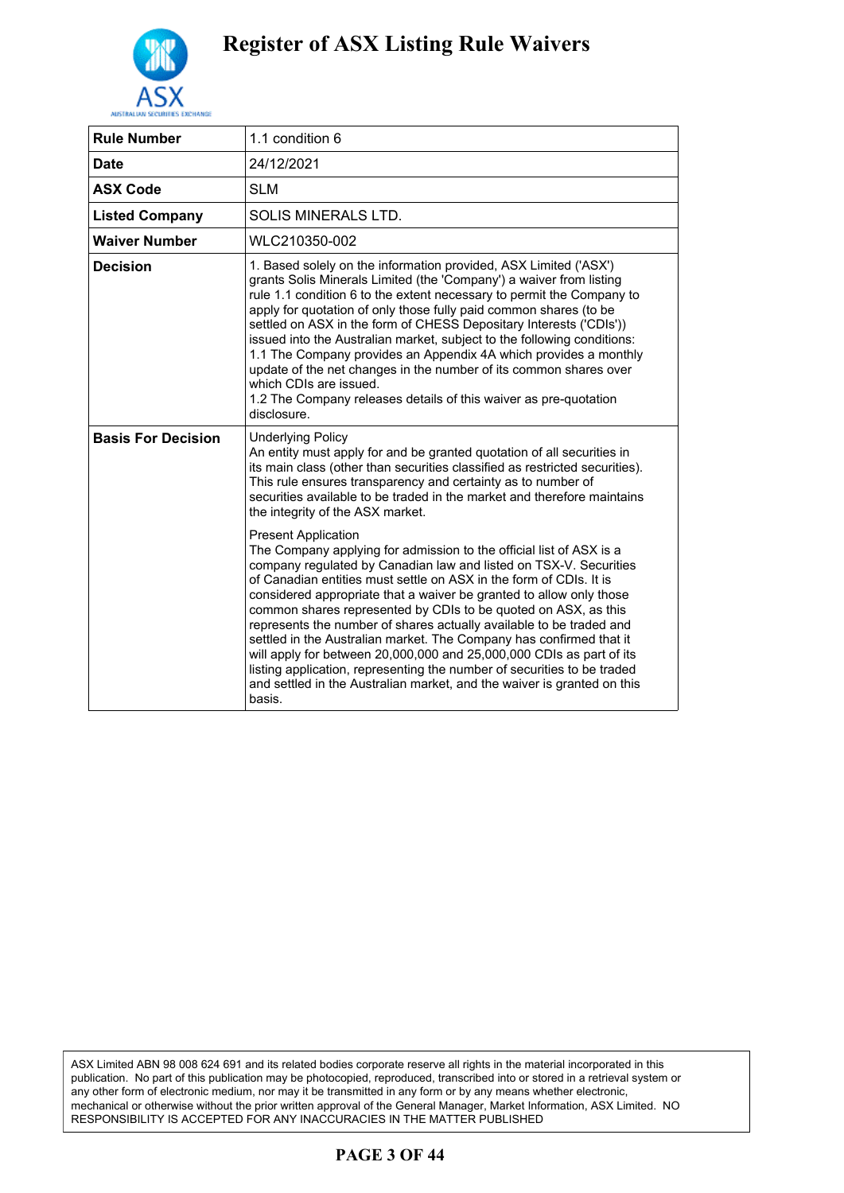# Register of ASX Listing Rule Waivers

| Rule Number | 1.1 condition 6 |
|---|---|
| Date | 24/12/2021 |
| ASX Code | SLM |
| Listed Company | SOLIS MINERALS LTD. |
| Waiver Number | WLC210350-002 |
| Decision | 1. Based solely on the information provided, ASX Limited ('ASX') grants Solis Minerals Limited (the 'Company') a waiver from listing rule 1.1 condition 6 to the extent necessary to permit the Company to apply for quotation of only those fully paid common shares (to be settled on ASX in the form of CHESS Depositary Interests ('CDIs')) issued into the Australian market, subject to the following conditions:<br>1.1 The Company provides an Appendix 4A which provides a monthly update of the net changes in the number of its common shares over which CDIs are issued.<br>1.2 The Company releases details of this waiver as pre-quotation disclosure. |
| Basis For Decision | Underlying Policy<br>An entity must apply for and be granted quotation of all securities in its main class (other than securities classified as restricted securities). This rule ensures transparency and certainty as to number of securities available to be traded in the market and therefore maintains the integrity of the ASX market.<br><br>Present Application<br>The Company applying for admission to the official list of ASX is a company regulated by Canadian law and listed on TSX-V. Securities of Canadian entities must settle on ASX in the form of CDIs. It is considered appropriate that a waiver be granted to allow only those common shares represented by CDIs to be quoted on ASX, as this represents the number of shares actually available to be traded and settled in the Australian market. The Company has confirmed that it will apply for between 20,000,000 and 25,000,000 CDIs as part of its listing application, representing the number of securities to be traded and settled in the Australian market, and the waiver is granted on this basis. |

ASX Limited ABN 98 008 624 691 and its related bodies corporate reserve all rights in the material incorporated in this publication. No part of this publication may be photocopied, reproduced, transcribed into or stored in a retrieval system or any other form of electronic medium, nor may it be transmitted in any form or by any means whether electronic, mechanical or otherwise without the prior written approval of the General Manager, Market Information, ASX Limited. NO RESPONSIBILITY IS ACCEPTED FOR ANY INACCURACIES IN THE MATTER PUBLISHED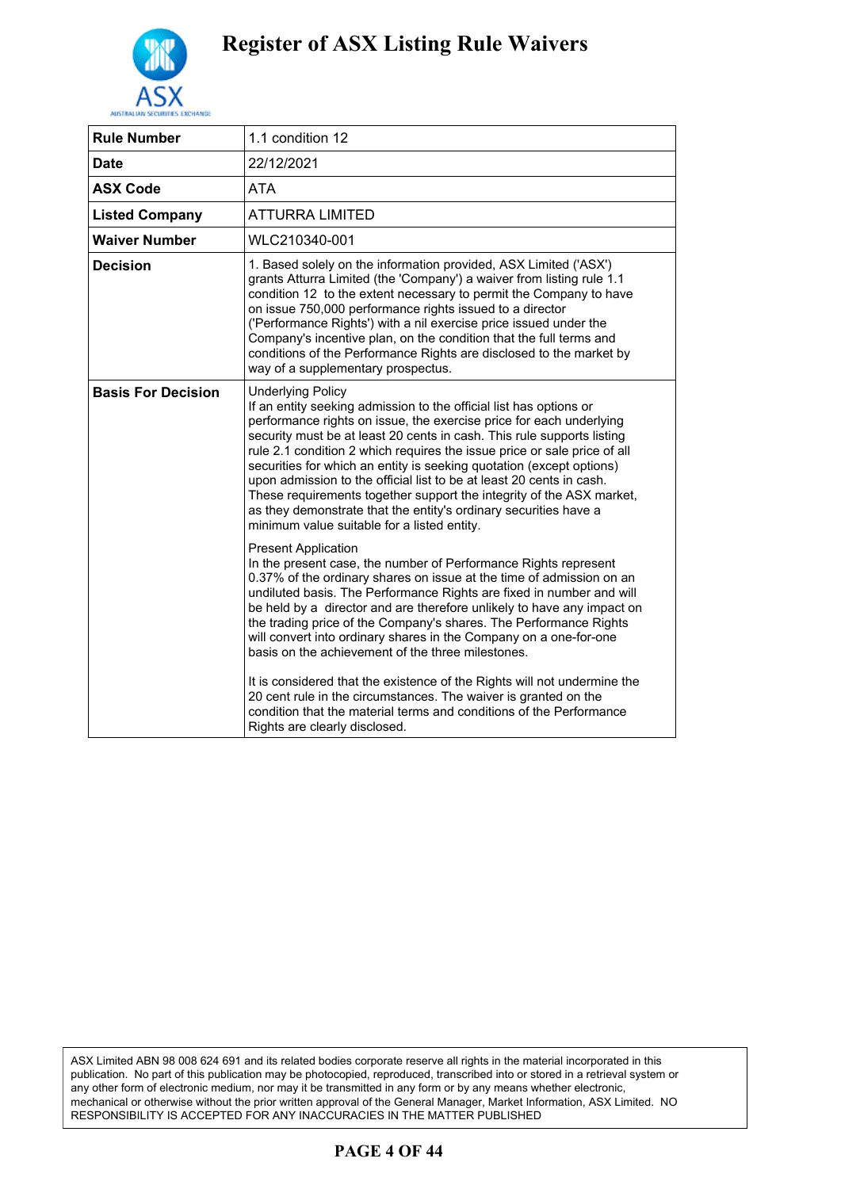# Register of ASX Listing Rule Waivers

| Rule Number | 1.1 condition 12 |
|---|---|
| Date | 22/12/2021 |
| ASX Code | ATA |
| Listed Company | ATTURRA LIMITED |
| Waiver Number | WLC210340-001 |
| Decision | 1. Based solely on the information provided, ASX Limited ('ASX') grants Atturra Limited (the 'Company') a waiver from listing rule 1.1 condition 12 to the extent necessary to permit the Company to have on issue 750,000 performance rights issued to a director ('Performance Rights') with a nil exercise price issued under the Company's incentive plan, on the condition that the full terms and conditions of the Performance Rights are disclosed to the market by way of a supplementary prospectus. |
| Basis For Decision | Underlying Policy<br>If an entity seeking admission to the official list has options or performance rights on issue, the exercise price for each underlying security must be at least 20 cents in cash. This rule supports listing rule 2.1 condition 2 which requires the issue price or sale price of all securities for which an entity is seeking quotation (except options) upon admission to the official list to be at least 20 cents in cash. These requirements together support the integrity of the ASX market, as they demonstrate that the entity's ordinary securities have a minimum value suitable for a listed entity.<br><br>Present Application<br>In the present case, the number of Performance Rights represent 0.37% of the ordinary shares on issue at the time of admission on an undiluted basis. The Performance Rights are fixed in number and will be held by a director and are therefore unlikely to have any impact on the trading price of the Company's shares. The Performance Rights will convert into ordinary shares in the Company on a one-for-one basis on the achievement of the three milestones.<br><br>It is considered that the existence of the Rights will not undermine the 20 cent rule in the circumstances. The waiver is granted on the condition that the material terms and conditions of the Performance Rights are clearly disclosed. |

ASX Limited ABN 98 008 624 691 and its related bodies corporate reserve all rights in the material incorporated in this publication. No part of this publication may be photocopied, reproduced, transcribed into or stored in a retrieval system or any other form of electronic medium, nor may it be transmitted in any form or by any means whether electronic, mechanical or otherwise without the prior written approval of the General Manager, Market Information, ASX Limited. NO RESPONSIBILITY IS ACCEPTED FOR ANY INACCURACIES IN THE MATTER PUBLISHED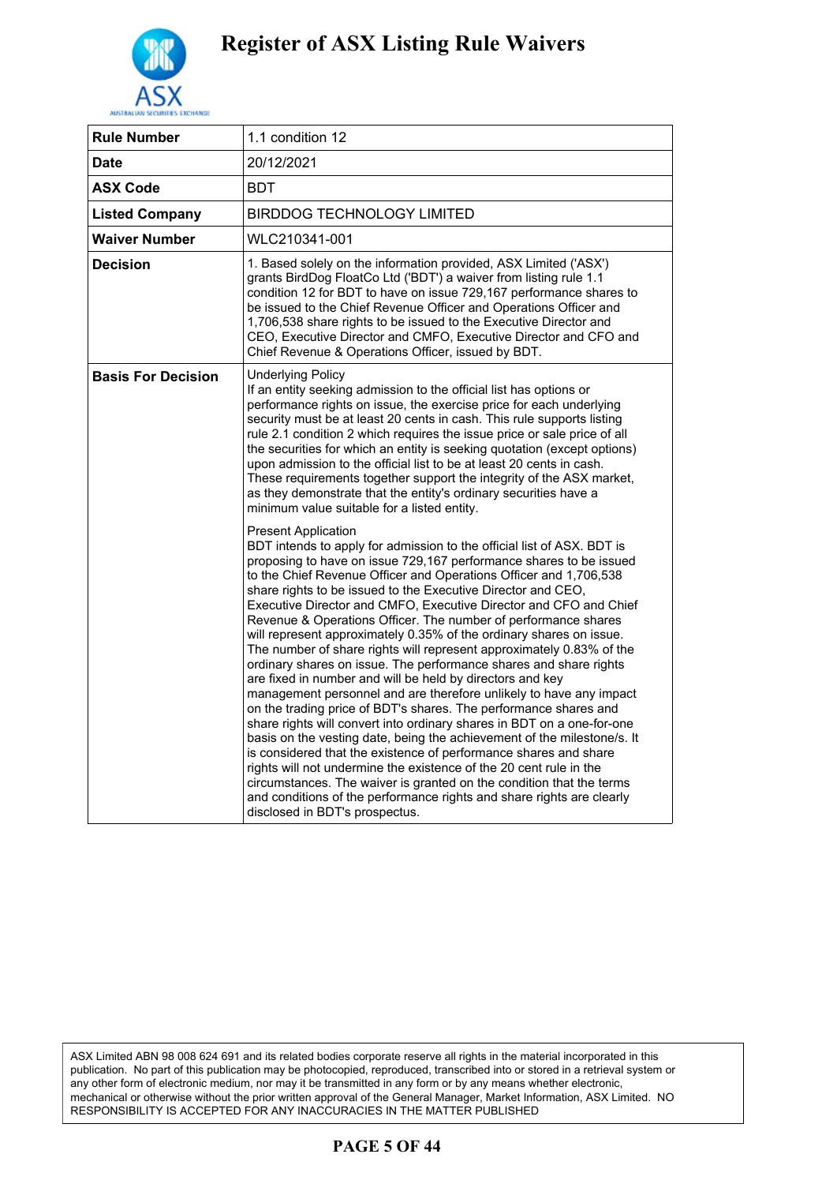# Register of ASX Listing Rule Waivers

| Rule Number | 1.1 condition 12 |
|---|---|
| Date | 20/12/2021 |
| ASX Code | BDT |
| Listed Company | BIRDDOG TECHNOLOGY LIMITED |
| Waiver Number | WLC210341-001 |
| Decision | 1. Based solely on the information provided, ASX Limited ('ASX') grants BirdDog FloatCo Ltd ('BDT') a waiver from listing rule 1.1 condition 12 for BDT to have on issue 729,167 performance shares to be issued to the Chief Revenue Officer and Operations Officer and 1,706,538 share rights to be issued to the Executive Director and CEO, Executive Director and CMFO, Executive Director and CFO and Chief Revenue & Operations Officer, issued by BDT. |
| Basis For Decision | Underlying Policy<br>If an entity seeking admission to the official list has options or performance rights on issue, the exercise price for each underlying security must be at least 20 cents in cash. This rule supports listing rule 2.1 condition 2 which requires the issue price or sale price of all the securities for which an entity is seeking quotation (except options) upon admission to the official list to be at least 20 cents in cash. These requirements together support the integrity of the ASX market, as they demonstrate that the entity's ordinary securities have a minimum value suitable for a listed entity.<br><br>Present Application<br>BDT intends to apply for admission to the official list of ASX. BDT is proposing to have on issue 729,167 performance shares to be issued to the Chief Revenue Officer and Operations Officer and 1,706,538 share rights to be issued to the Executive Director and CEO, Executive Director and CMFO, Executive Director and CFO and Chief Revenue & Operations Officer. The number of performance shares will represent approximately 0.35% of the ordinary shares on issue. The number of share rights will represent approximately 0.83% of the ordinary shares on issue. The performance shares and share rights are fixed in number and will be held by directors and key management personnel and are therefore unlikely to have any impact on the trading price of BDT's shares. The performance shares and share rights will convert into ordinary shares in BDT on a one-for-one basis on the vesting date, being the achievement of the milestone/s. It is considered that the existence of performance shares and share rights will not undermine the existence of the 20 cent rule in the circumstances. The waiver is granted on the condition that the terms and conditions of the performance rights and share rights are clearly disclosed in BDT's prospectus. |

ASX Limited ABN 98 008 624 691 and its related bodies corporate reserve all rights in the material incorporated in this publication. No part of this publication may be photocopied, reproduced, transcribed into or stored in a retrieval system or any other form of electronic medium, nor may it be transmitted in any form or by any means whether electronic, mechanical or otherwise without the prior written approval of the General Manager, Market Information, ASX Limited. NO RESPONSIBILITY IS ACCEPTED FOR ANY INACCURACIES IN THE MATTER PUBLISHED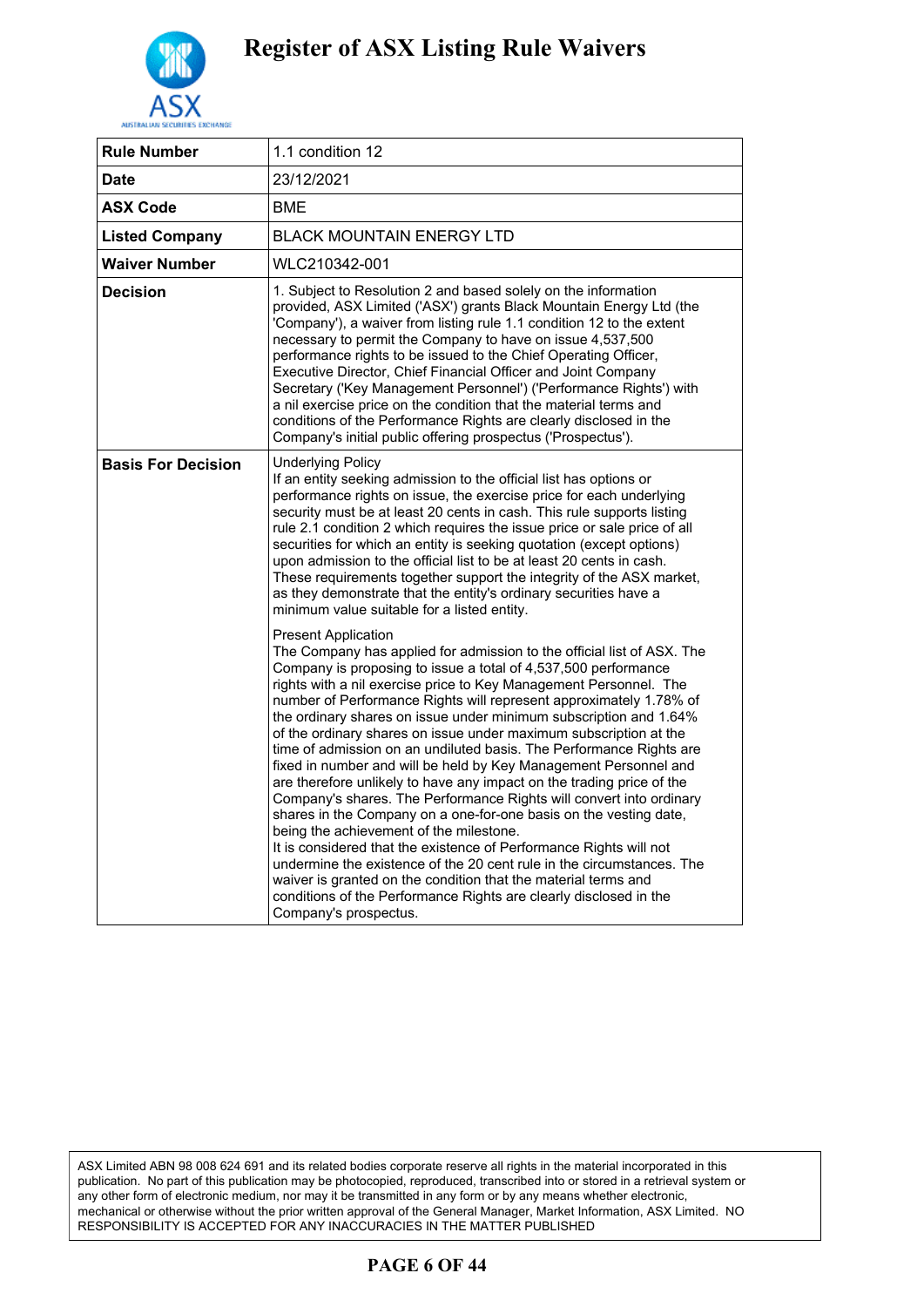# Register of ASX Listing Rule Waivers

| Rule Number | 1.1 condition 12 |
|---|---|
| Date | 23/12/2021 |
| ASX Code | BME |
| Listed Company | BLACK MOUNTAIN ENERGY LTD |
| Waiver Number | WLC210342-001 |
| Decision | 1. Subject to Resolution 2 and based solely on the information provided, ASX Limited ('ASX') grants Black Mountain Energy Ltd (the 'Company'), a waiver from listing rule 1.1 condition 12 to the extent necessary to permit the Company to have on issue 4,537,500 performance rights to be issued to the Chief Operating Officer, Executive Director, Chief Financial Officer and Joint Company Secretary ('Key Management Personnel') ('Performance Rights') with a nil exercise price on the condition that the material terms and conditions of the Performance Rights are clearly disclosed in the Company's initial public offering prospectus ('Prospectus'). |
| Basis For Decision | Underlying Policy<br>If an entity seeking admission to the official list has options or performance rights on issue, the exercise price for each underlying security must be at least 20 cents in cash. This rule supports listing rule 2.1 condition 2 which requires the issue price or sale price of all securities for which an entity is seeking quotation (except options) upon admission to the official list to be at least 20 cents in cash. These requirements together support the integrity of the ASX market, as they demonstrate that the entity's ordinary securities have a minimum value suitable for a listed entity.<br><br>Present Application<br>The Company has applied for admission to the official list of ASX. The Company is proposing to issue a total of 4,537,500 performance rights with a nil exercise price to Key Management Personnel. The number of Performance Rights will represent approximately 1.78% of the ordinary shares on issue under minimum subscription and 1.64% of the ordinary shares on issue under maximum subscription at the time of admission on an undiluted basis. The Performance Rights are fixed in number and will be held by Key Management Personnel and are therefore unlikely to have any impact on the trading price of the Company's shares. The Performance Rights will convert into ordinary shares in the Company on a one-for-one basis on the vesting date, being the achievement of the milestone.<br>It is considered that the existence of Performance Rights will not undermine the existence of the 20 cent rule in the circumstances. The waiver is granted on the condition that the material terms and conditions of the Performance Rights are clearly disclosed in the Company's prospectus. |

ASX Limited ABN 98 008 624 691 and its related bodies corporate reserve all rights in the material incorporated in this publication. No part of this publication may be photocopied, reproduced, transcribed into or stored in a retrieval system or any other form of electronic medium, nor may it be transmitted in any form or by any means whether electronic, mechanical or otherwise without the prior written approval of the General Manager, Market Information, ASX Limited. NO RESPONSIBILITY IS ACCEPTED FOR ANY INACCURACIES IN THE MATTER PUBLISHED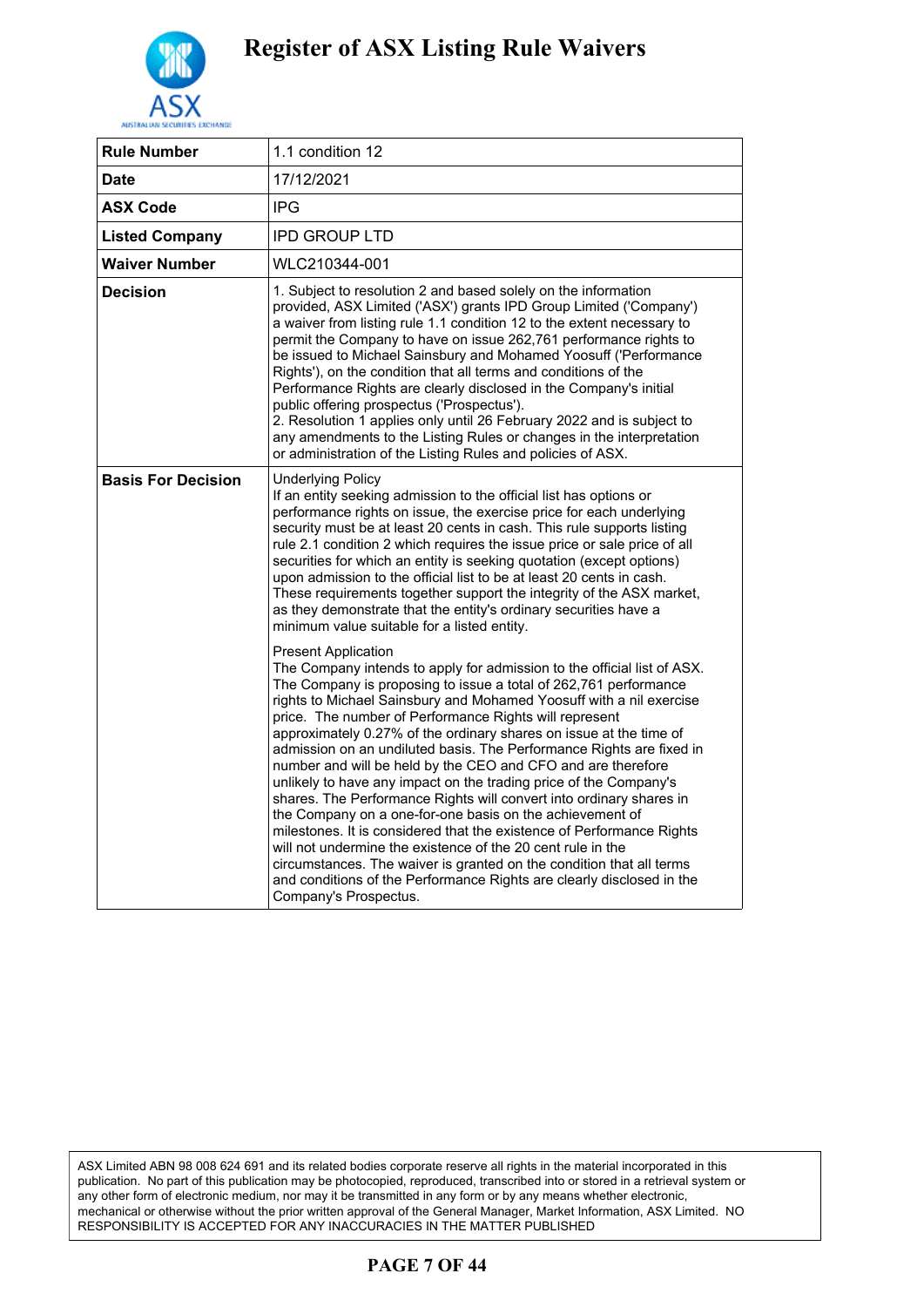# Register of ASX Listing Rule Waivers

| Rule Number | 1.1 condition 12 |
|---|---|
| Date | 17/12/2021 |
| ASX Code | IPG |
| Listed Company | IPD GROUP LTD |
| Waiver Number | WLC210344-001 |
| Decision | 1. Subject to resolution 2 and based solely on the information provided, ASX Limited ('ASX') grants IPD Group Limited ('Company') a waiver from listing rule 1.1 condition 12 to the extent necessary to permit the Company to have on issue 262,761 performance rights to be issued to Michael Sainsbury and Mohamed Yoosuff ('Performance Rights'), on the condition that all terms and conditions of the Performance Rights are clearly disclosed in the Company's initial public offering prospectus ('Prospectus').<br>2. Resolution 1 applies only until 26 February 2022 and is subject to any amendments to the Listing Rules or changes in the interpretation or administration of the Listing Rules and policies of ASX. |
| Basis For Decision | Underlying Policy<br>If an entity seeking admission to the official list has options or performance rights on issue, the exercise price for each underlying security must be at least 20 cents in cash. This rule supports listing rule 2.1 condition 2 which requires the issue price or sale price of all securities for which an entity is seeking quotation (except options) upon admission to the official list to be at least 20 cents in cash. These requirements together support the integrity of the ASX market, as they demonstrate that the entity's ordinary securities have a minimum value suitable for a listed entity.<br><br>Present Application<br>The Company intends to apply for admission to the official list of ASX. The Company is proposing to issue a total of 262,761 performance rights to Michael Sainsbury and Mohamed Yoosuff with a nil exercise price. The number of Performance Rights will represent approximately 0.27% of the ordinary shares on issue at the time of admission on an undiluted basis. The Performance Rights are fixed in number and will be held by the CEO and CFO and are therefore unlikely to have any impact on the trading price of the Company's shares. The Performance Rights will convert into ordinary shares in the Company on a one-for-one basis on the achievement of milestones. It is considered that the existence of Performance Rights will not undermine the existence of the 20 cent rule in the circumstances. The waiver is granted on the condition that all terms and conditions of the Performance Rights are clearly disclosed in the Company's Prospectus. |

ASX Limited ABN 98 008 624 691 and its related bodies corporate reserve all rights in the material incorporated in this publication. No part of this publication may be photocopied, reproduced, transcribed into or stored in a retrieval system or any other form of electronic medium, nor may it be transmitted in any form or by any means whether electronic, mechanical or otherwise without the prior written approval of the General Manager, Market Information, ASX Limited. NO RESPONSIBILITY IS ACCEPTED FOR ANY INACCURACIES IN THE MATTER PUBLISHED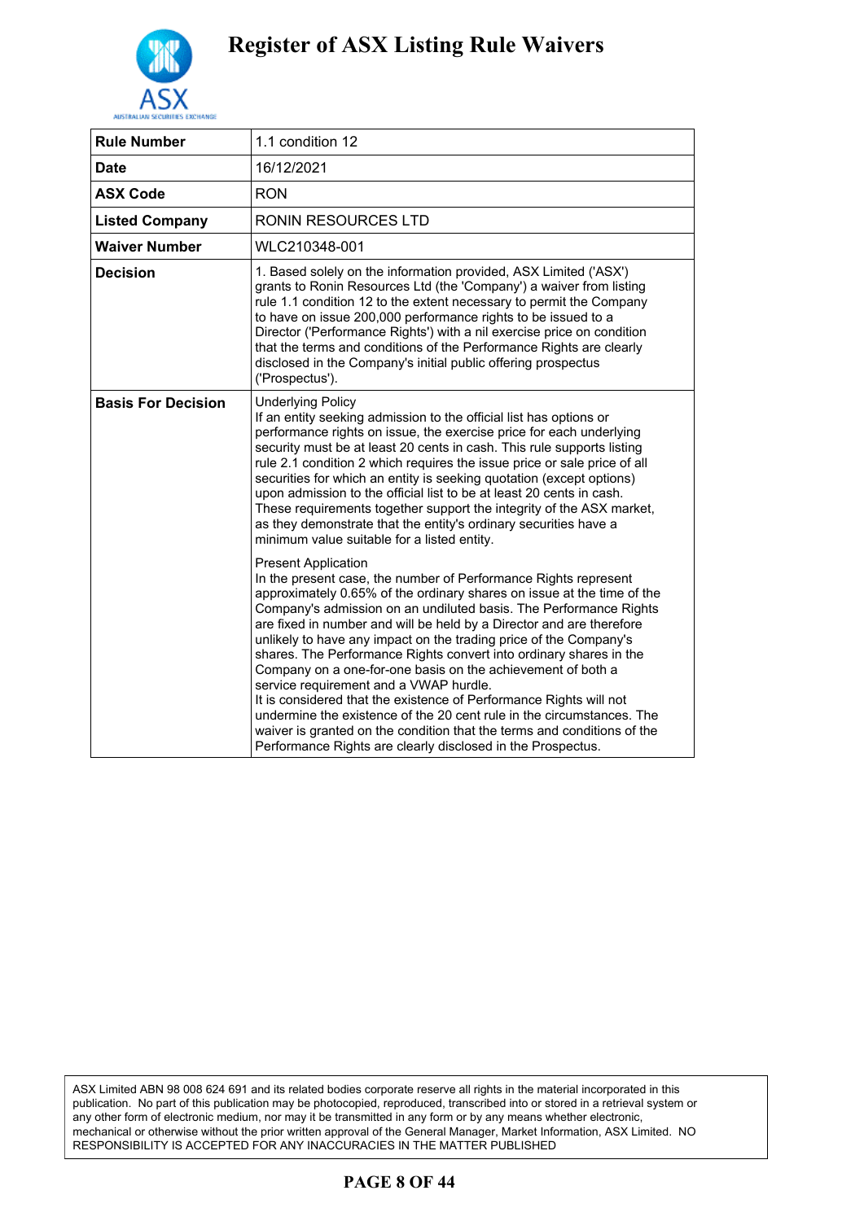# Register of ASX Listing Rule Waivers

| Rule Number | 1.1 condition 12 |
|---|---|
| Date | 16/12/2021 |
| ASX Code | RON |
| Listed Company | RONIN RESOURCES LTD |
| Waiver Number | WLC210348-001 |
| Decision | 1. Based solely on the information provided, ASX Limited ('ASX') grants to Ronin Resources Ltd (the 'Company') a waiver from listing rule 1.1 condition 12 to the extent necessary to permit the Company to have on issue 200,000 performance rights to be issued to a Director ('Performance Rights') with a nil exercise price on condition that the terms and conditions of the Performance Rights are clearly disclosed in the Company's initial public offering prospectus ('Prospectus'). |
| Basis For Decision | Underlying Policy<br>If an entity seeking admission to the official list has options or performance rights on issue, the exercise price for each underlying security must be at least 20 cents in cash. This rule supports listing rule 2.1 condition 2 which requires the issue price or sale price of all securities for which an entity is seeking quotation (except options) upon admission to the official list to be at least 20 cents in cash. These requirements together support the integrity of the ASX market, as they demonstrate that the entity's ordinary securities have a minimum value suitable for a listed entity.<br><br>Present Application<br>In the present case, the number of Performance Rights represent approximately 0.65% of the ordinary shares on issue at the time of the Company's admission on an undiluted basis. The Performance Rights are fixed in number and will be held by a Director and are therefore unlikely to have any impact on the trading price of the Company's shares. The Performance Rights convert into ordinary shares in the Company on a one-for-one basis on the achievement of both a service requirement and a VWAP hurdle.<br>It is considered that the existence of Performance Rights will not undermine the existence of the 20 cent rule in the circumstances. The waiver is granted on the condition that the terms and conditions of the Performance Rights are clearly disclosed in the Prospectus. |

ASX Limited ABN 98 008 624 691 and its related bodies corporate reserve all rights in the material incorporated in this publication. No part of this publication may be photocopied, reproduced, transcribed into or stored in a retrieval system or any other form of electronic medium, nor may it be transmitted in any form or by any means whether electronic, mechanical or otherwise without the prior written approval of the General Manager, Market Information, ASX Limited. NO RESPONSIBILITY IS ACCEPTED FOR ANY INACCURACIES IN THE MATTER PUBLISHED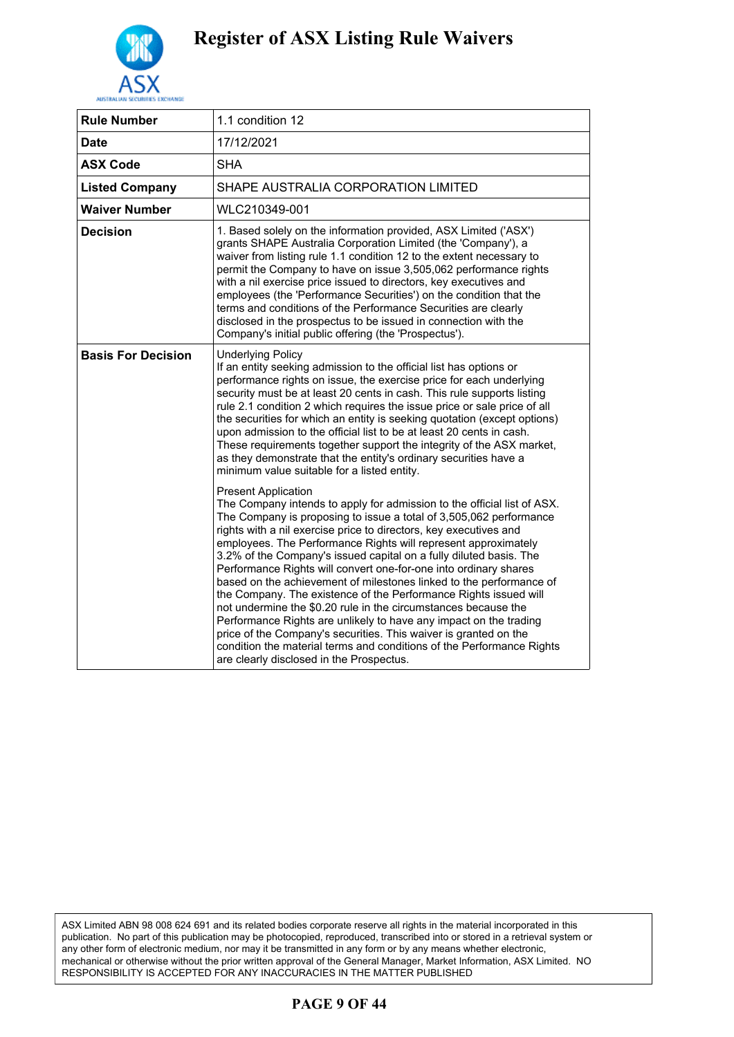# Register of ASX Listing Rule Waivers

| Rule Number | 1.1 condition 12 |
|---|---|
| Date | 17/12/2021 |
| ASX Code | SHA |
| Listed Company | SHAPE AUSTRALIA CORPORATION LIMITED |
| Waiver Number | WLC210349-001 |
| Decision | 1. Based solely on the information provided, ASX Limited ('ASX') grants SHAPE Australia Corporation Limited (the 'Company'), a waiver from listing rule 1.1 condition 12 to the extent necessary to permit the Company to have on issue 3,505,062 performance rights with a nil exercise price issued to directors, key executives and employees (the 'Performance Securities') on the condition that the terms and conditions of the Performance Securities are clearly disclosed in the prospectus to be issued in connection with the Company's initial public offering (the 'Prospectus'). |
| Basis For Decision | Underlying Policy<br>If an entity seeking admission to the official list has options or performance rights on issue, the exercise price for each underlying security must be at least 20 cents in cash. This rule supports listing rule 2.1 condition 2 which requires the issue price or sale price of all the securities for which an entity is seeking quotation (except options) upon admission to the official list to be at least 20 cents in cash. These requirements together support the integrity of the ASX market, as they demonstrate that the entity's ordinary securities have a minimum value suitable for a listed entity.<br><br>Present Application<br>The Company intends to apply for admission to the official list of ASX. The Company is proposing to issue a total of 3,505,062 performance rights with a nil exercise price to directors, key executives and employees. The Performance Rights will represent approximately 3.2% of the Company's issued capital on a fully diluted basis. The Performance Rights will convert one-for-one into ordinary shares based on the achievement of milestones linked to the performance of the Company. The existence of the Performance Rights issued will not undermine the $0.20 rule in the circumstances because the Performance Rights are unlikely to have any impact on the trading price of the Company's securities. This waiver is granted on the condition the material terms and conditions of the Performance Rights are clearly disclosed in the Prospectus. |

ASX Limited ABN 98 008 624 691 and its related bodies corporate reserve all rights in the material incorporated in this publication. No part of this publication may be photocopied, reproduced, transcribed into or stored in a retrieval system or any other form of electronic medium, nor may it be transmitted in any form or by any means whether electronic, mechanical or otherwise without the prior written approval of the General Manager, Market Information, ASX Limited. NO RESPONSIBILITY IS ACCEPTED FOR ANY INACCURACIES IN THE MATTER PUBLISHED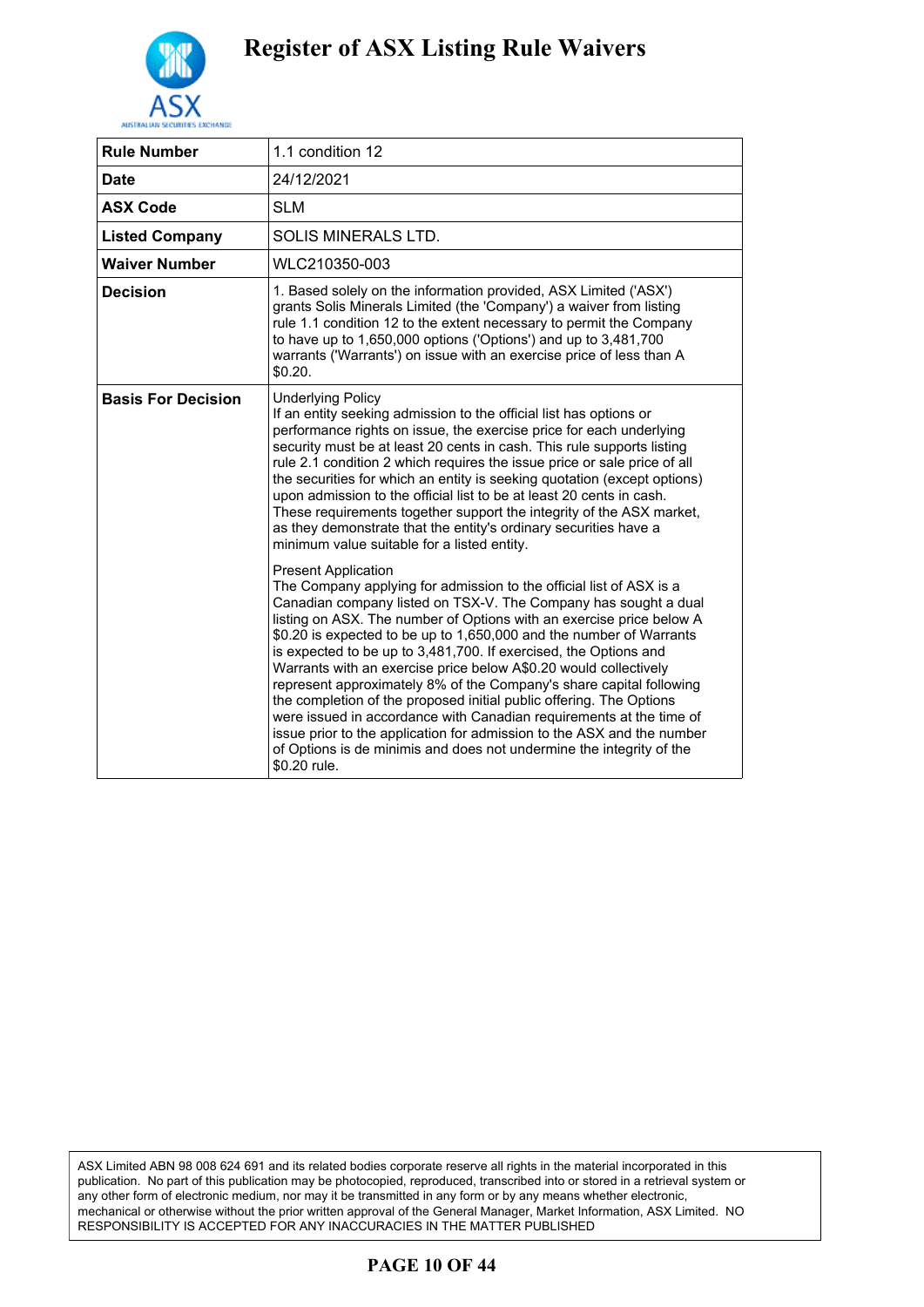# Register of ASX Listing Rule Waivers

| Rule Number | 1.1 condition 12 |
|---|---|
| Date | 24/12/2021 |
| ASX Code | SLM |
| Listed Company | SOLIS MINERALS LTD. |
| Waiver Number | WLC210350-003 |
| Decision | 1. Based solely on the information provided, ASX Limited ('ASX') grants Solis Minerals Limited (the 'Company') a waiver from listing rule 1.1 condition 12 to the extent necessary to permit the Company to have up to 1,650,000 options ('Options') and up to 3,481,700 warrants ('Warrants') on issue with an exercise price of less than A $0.20. |
| Basis For Decision | Underlying Policy<br>If an entity seeking admission to the official list has options or performance rights on issue, the exercise price for each underlying security must be at least 20 cents in cash. This rule supports listing rule 2.1 condition 2 which requires the issue price or sale price of all the securities for which an entity is seeking quotation (except options) upon admission to the official list to be at least 20 cents in cash. These requirements together support the integrity of the ASX market, as they demonstrate that the entity's ordinary securities have a minimum value suitable for a listed entity.<br><br>Present Application<br>The Company applying for admission to the official list of ASX is a Canadian company listed on TSX-V. The Company has sought a dual listing on ASX. The number of Options with an exercise price below A $0.20 is expected to be up to 1,650,000 and the number of Warrants is expected to be up to 3,481,700. If exercised, the Options and Warrants with an exercise price below A$0.20 would collectively represent approximately 8% of the Company's share capital following the completion of the proposed initial public offering. The Options were issued in accordance with Canadian requirements at the time of issue prior to the application for admission to the ASX and the number of Options is de minimis and does not undermine the integrity of the $0.20 rule. |

ASX Limited ABN 98 008 624 691 and its related bodies corporate reserve all rights in the material incorporated in this publication. No part of this publication may be photocopied, reproduced, transcribed into or stored in a retrieval system or any other form of electronic medium, nor may it be transmitted in any form or by any means whether electronic, mechanical or otherwise without the prior written approval of the General Manager, Market Information, ASX Limited. NO RESPONSIBILITY IS ACCEPTED FOR ANY INACCURACIES IN THE MATTER PUBLISHED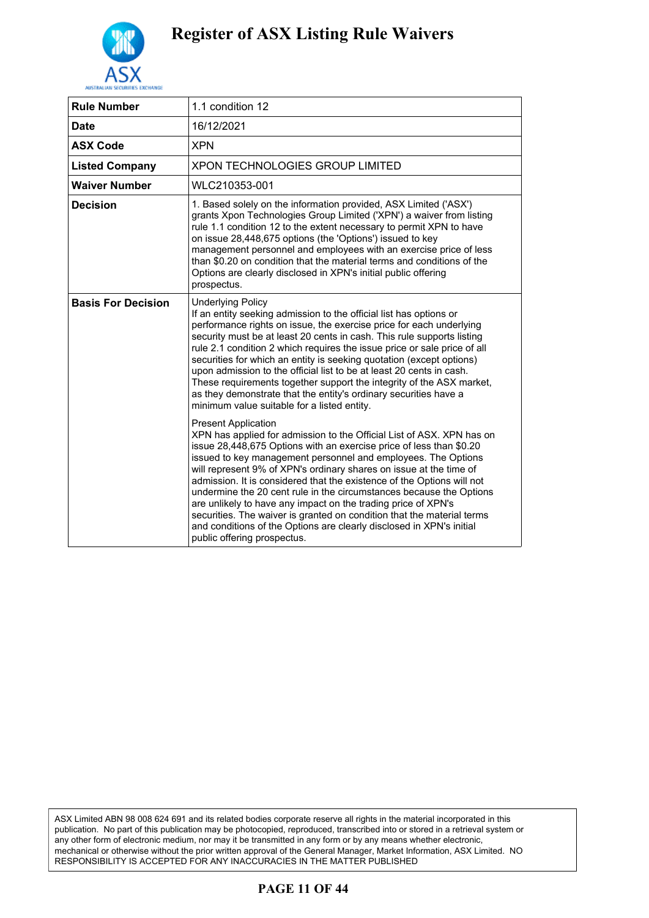# Register of ASX Listing Rule Waivers

| Rule Number | 1.1 condition 12 |
|---|---|
| Date | 16/12/2021 |
| ASX Code | XPN |
| Listed Company | XPON TECHNOLOGIES GROUP LIMITED |
| Waiver Number | WLC210353-001 |
| Decision | 1. Based solely on the information provided, ASX Limited ('ASX') grants Xpon Technologies Group Limited ('XPN') a waiver from listing rule 1.1 condition 12 to the extent necessary to permit XPN to have on issue 28,448,675 options (the 'Options') issued to key management personnel and employees with an exercise price of less than $0.20 on condition that the material terms and conditions of the Options are clearly disclosed in XPN's initial public offering prospectus. |
| Basis For Decision | Underlying Policy<br>If an entity seeking admission to the official list has options or performance rights on issue, the exercise price for each underlying security must be at least 20 cents in cash. This rule supports listing rule 2.1 condition 2 which requires the issue price or sale price of all securities for which an entity is seeking quotation (except options) upon admission to the official list to be at least 20 cents in cash. These requirements together support the integrity of the ASX market, as they demonstrate that the entity's ordinary securities have a minimum value suitable for a listed entity.<br><br>Present Application<br>XPN has applied for admission to the Official List of ASX. XPN has on issue 28,448,675 Options with an exercise price of less than $0.20 issued to key management personnel and employees. The Options will represent 9% of XPN's ordinary shares on issue at the time of admission. It is considered that the existence of the Options will not undermine the 20 cent rule in the circumstances because the Options are unlikely to have any impact on the trading price of XPN's securities. The waiver is granted on condition that the material terms and conditions of the Options are clearly disclosed in XPN's initial public offering prospectus. |

ASX Limited ABN 98 008 624 691 and its related bodies corporate reserve all rights in the material incorporated in this publication. No part of this publication may be photocopied, reproduced, transcribed into or stored in a retrieval system or any other form of electronic medium, nor may it be transmitted in any form or by any means whether electronic, mechanical or otherwise without the prior written approval of the General Manager, Market Information, ASX Limited. NO RESPONSIBILITY IS ACCEPTED FOR ANY INACCURACIES IN THE MATTER PUBLISHED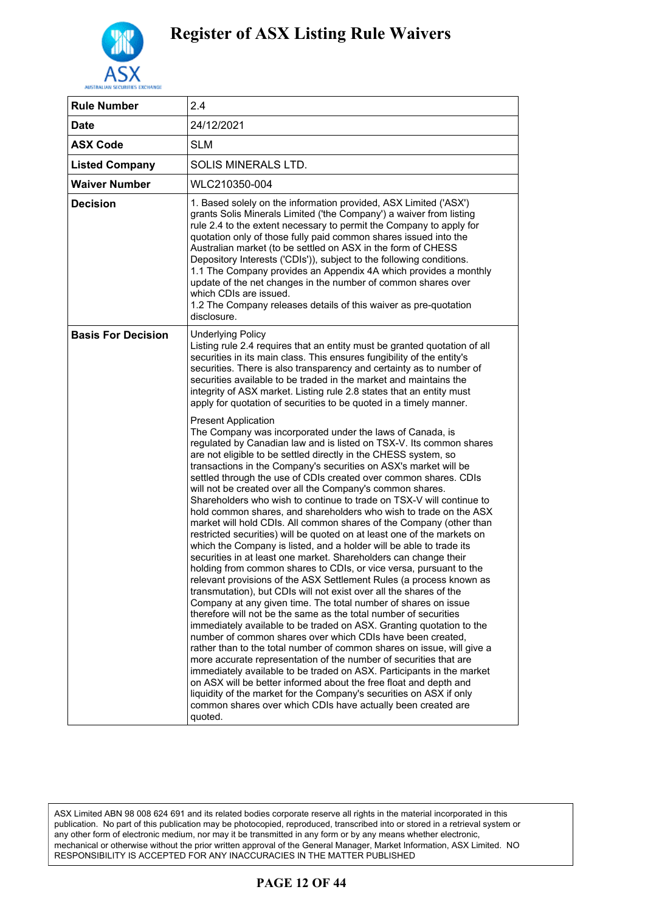# Register of ASX Listing Rule Waivers

| **Rule Number** | 2.4 |
|---|---|
| **Date** | 24/12/2021 |
| **ASX Code** | SLM |
| **Listed Company** | SOLIS MINERALS LTD. |
| **Waiver Number** | WLC210350-004 |
| **Decision** | 1. Based solely on the information provided, ASX Limited ('ASX') grants Solis Minerals Limited ('the Company') a waiver from listing rule 2.4 to the extent necessary to permit the Company to apply for quotation only of those fully paid common shares issued into the Australian market (to be settled on ASX in the form of CHESS Depository Interests ('CDIs')), subject to the following conditions.<br>1.1 The Company provides an Appendix 4A which provides a monthly update of the net changes in the number of common shares over which CDIs are issued.<br>1.2 The Company releases details of this waiver as pre-quotation disclosure. |
| **Basis For Decision** | Underlying Policy<br>Listing rule 2.4 requires that an entity must be granted quotation of all securities in its main class. This ensures fungibility of the entity's securities. There is also transparency and certainty as to number of securities available to be traded in the market and maintains the integrity of ASX market. Listing rule 2.8 states that an entity must apply for quotation of securities to be quoted in a timely manner.<br><br>Present Application<br>The Company was incorporated under the laws of Canada, is regulated by Canadian law and is listed on TSX-V. Its common shares are not eligible to be settled directly in the CHESS system, so transactions in the Company's securities on ASX's market will be settled through the use of CDIs created over common shares. CDIs will not be created over all the Company's common shares. Shareholders who wish to continue to trade on TSX-V will continue to hold common shares, and shareholders who wish to trade on the ASX market will hold CDIs. All common shares of the Company (other than restricted securities) will be quoted on at least one of the markets on which the Company is listed, and a holder will be able to trade its securities in at least one market. Shareholders can change their holding from common shares to CDIs, or vice versa, pursuant to the relevant provisions of the ASX Settlement Rules (a process known as transmutation), but CDIs will not exist over all the shares of the Company at any given time. The total number of shares on issue therefore will not be the same as the total number of securities immediately available to be traded on ASX. Granting quotation to the number of common shares over which CDIs have been created, rather than to the total number of common shares on issue, will give a more accurate representation of the number of securities that are immediately available to be traded on ASX. Participants in the market on ASX will be better informed about the free float and depth and liquidity of the market for the Company's securities on ASX if only common shares over which CDIs have actually been created are quoted. |

ASX Limited ABN 98 008 624 691 and its related bodies corporate reserve all rights in the material incorporated in this publication. No part of this publication may be photocopied, reproduced, transcribed into or stored in a retrieval system or any other form of electronic medium, nor may it be transmitted in any form or by any means whether electronic, mechanical or otherwise without the prior written approval of the General Manager, Market Information, ASX Limited. NO RESPONSIBILITY IS ACCEPTED FOR ANY INACCURACIES IN THE MATTER PUBLISHED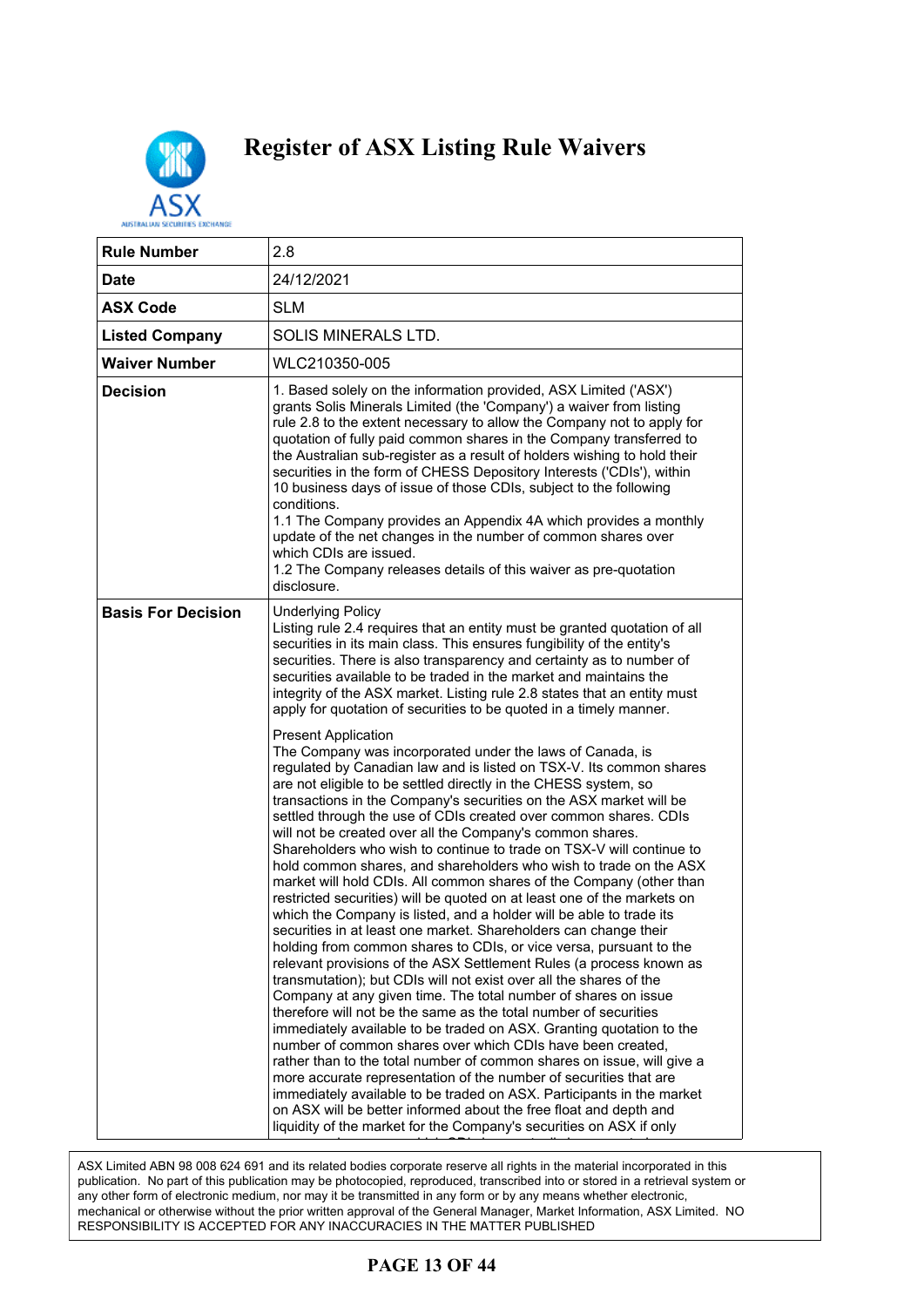# Register of ASX Listing Rule Waivers

| Rule Number | 2.8 |
|---|---|
| Date | 24/12/2021 |
| ASX Code | SLM |
| Listed Company | SOLIS MINERALS LTD. |
| Waiver Number | WLC210350-005 |
| Decision | 1. Based solely on the information provided, ASX Limited ('ASX') grants Solis Minerals Limited (the 'Company') a waiver from listing rule 2.8 to the extent necessary to allow the Company not to apply for quotation of fully paid common shares in the Company transferred to the Australian sub-register as a result of holders wishing to hold their securities in the form of CHESS Depository Interests ('CDIs'), within 10 business days of issue of those CDIs, subject to the following conditions.<br>1.1 The Company provides an Appendix 4A which provides a monthly update of the net changes in the number of common shares over which CDIs are issued.<br>1.2 The Company releases details of this waiver as pre-quotation disclosure. |
| Basis For Decision | Underlying Policy<br>Listing rule 2.4 requires that an entity must be granted quotation of all securities in its main class. This ensures fungibility of the entity's securities. There is also transparency and certainty as to number of securities available to be traded in the market and maintains the integrity of the ASX market. Listing rule 2.8 states that an entity must apply for quotation of securities to be quoted in a timely manner.<br><br>Present Application<br>The Company was incorporated under the laws of Canada, is regulated by Canadian law and is listed on TSX-V. Its common shares are not eligible to be settled directly in the CHESS system, so transactions in the Company's securities on the ASX market will be settled through the use of CDIs created over common shares. CDIs will not be created over all the Company's common shares. Shareholders who wish to continue to trade on TSX-V will continue to hold common shares, and shareholders who wish to trade on the ASX market will hold CDIs. All common shares of the Company (other than restricted securities) will be quoted on at least one of the markets on which the Company is listed, and a holder will be able to trade its securities in at least one market. Shareholders can change their holding from common shares to CDIs, or vice versa, pursuant to the relevant provisions of the ASX Settlement Rules (a process known as transmutation); but CDIs will not exist over all the shares of the Company at any given time. The total number of shares on issue therefore will not be the same as the total number of securities immediately available to be traded on ASX. Granting quotation to the number of common shares over which CDIs have been created, rather than to the total number of common shares on issue, will give a more accurate representation of the number of securities that are immediately available to be traded on ASX. Participants in the market on ASX will be better informed about the free float and depth and liquidity of the market for the Company's securities on ASX if only |

ASX Limited ABN 98 008 624 691 and its related bodies corporate reserve all rights in the material incorporated in this publication. No part of this publication may be photocopied, reproduced, transcribed into or stored in a retrieval system or any other form of electronic medium, nor may it be transmitted in any form or by any means whether electronic, mechanical or otherwise without the prior written approval of the General Manager, Market Information, ASX Limited. NO RESPONSIBILITY IS ACCEPTED FOR ANY INACCURACIES IN THE MATTER PUBLISHED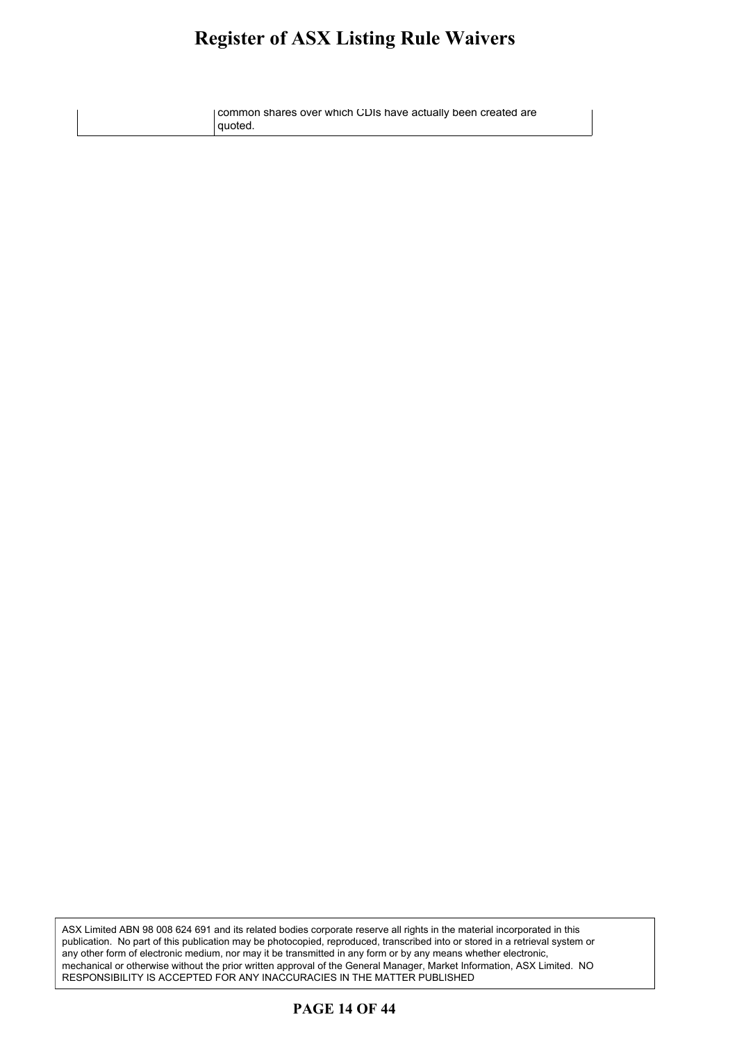| | |
|---|---|
| | common shares over which CDIs have actually been created are quoted. |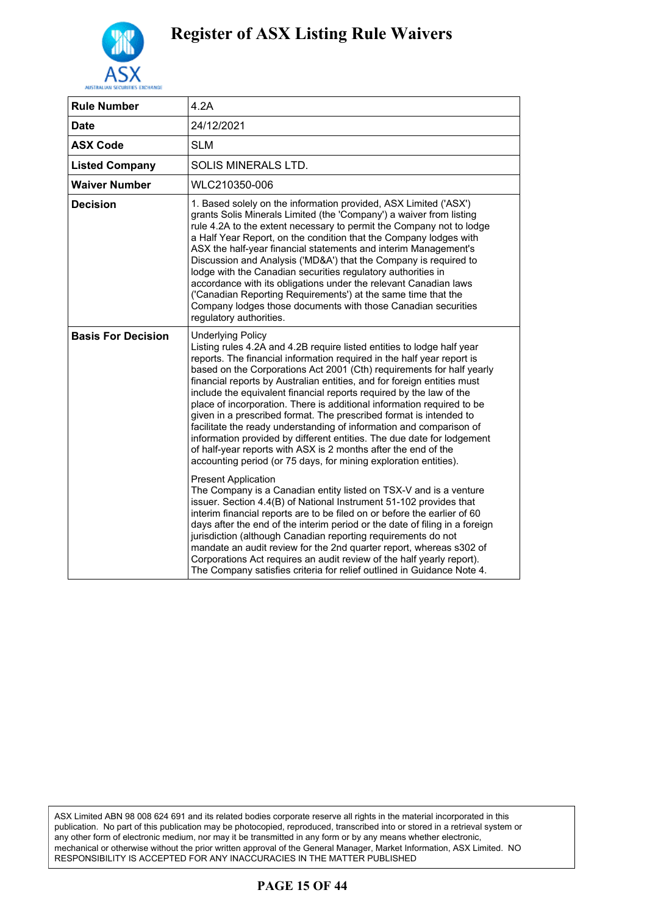# Register of ASX Listing Rule Waivers

| Rule Number | 4.2A |
|---|---|
| Date | 24/12/2021 |
| ASX Code | SLM |
| Listed Company | SOLIS MINERALS LTD. |
| Waiver Number | WLC210350-006 |
| Decision | 1. Based solely on the information provided, ASX Limited ('ASX') grants Solis Minerals Limited (the 'Company') a waiver from listing rule 4.2A to the extent necessary to permit the Company not to lodge a Half Year Report, on the condition that the Company lodges with ASX the half-year financial statements and interim Management's Discussion and Analysis ('MD&A') that the Company is required to lodge with the Canadian securities regulatory authorities in accordance with its obligations under the relevant Canadian laws ('Canadian Reporting Requirements') at the same time that the Company lodges those documents with those Canadian securities regulatory authorities. |
| Basis For Decision | Underlying Policy<br>Listing rules 4.2A and 4.2B require listed entities to lodge half year reports. The financial information required in the half year report is based on the Corporations Act 2001 (Cth) requirements for half yearly financial reports by Australian entities, and for foreign entities must include the equivalent financial reports required by the law of the place of incorporation. There is additional information required to be given in a prescribed format. The prescribed format is intended to facilitate the ready understanding of information and comparison of information provided by different entities. The due date for lodgement of half-year reports with ASX is 2 months after the end of the accounting period (or 75 days, for mining exploration entities).<br><br>Present Application<br>The Company is a Canadian entity listed on TSX-V and is a venture issuer. Section 4.4(B) of National Instrument 51-102 provides that interim financial reports are to be filed on or before the earlier of 60 days after the end of the interim period or the date of filing in a foreign jurisdiction (although Canadian reporting requirements do not mandate an audit review for the 2nd quarter report, whereas s302 of Corporations Act requires an audit review of the half yearly report). The Company satisfies criteria for relief outlined in Guidance Note 4. |

ASX Limited ABN 98 008 624 691 and its related bodies corporate reserve all rights in the material incorporated in this publication. No part of this publication may be photocopied, reproduced, transcribed into or stored in a retrieval system or any other form of electronic medium, nor may it be transmitted in any form or by any means whether electronic, mechanical or otherwise without the prior written approval of the General Manager, Market Information, ASX Limited. NO RESPONSIBILITY IS ACCEPTED FOR ANY INACCURACIES IN THE MATTER PUBLISHED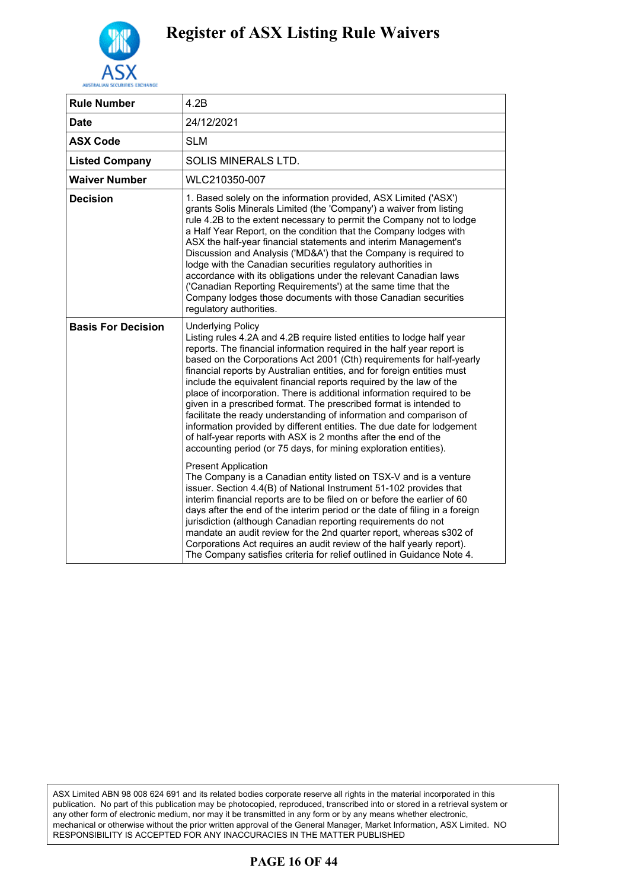# Register of ASX Listing Rule Waivers

| Rule Number | 4.2B |
|---|---|
| Date | 24/12/2021 |
| ASX Code | SLM |
| Listed Company | SOLIS MINERALS LTD. |
| Waiver Number | WLC210350-007 |
| Decision | 1. Based solely on the information provided, ASX Limited ('ASX') grants Solis Minerals Limited (the 'Company') a waiver from listing rule 4.2B to the extent necessary to permit the Company not to lodge a Half Year Report, on the condition that the Company lodges with ASX the half-year financial statements and interim Management's Discussion and Analysis ('MD&A') that the Company is required to lodge with the Canadian securities regulatory authorities in accordance with its obligations under the relevant Canadian laws ('Canadian Reporting Requirements') at the same time that the Company lodges those documents with those Canadian securities regulatory authorities. |
| Basis For Decision | Underlying Policy<br>Listing rules 4.2A and 4.2B require listed entities to lodge half year reports. The financial information required in the half year report is based on the Corporations Act 2001 (Cth) requirements for half-yearly financial reports by Australian entities, and for foreign entities must include the equivalent financial reports required by the law of the place of incorporation. There is additional information required to be given in a prescribed format. The prescribed format is intended to facilitate the ready understanding of information and comparison of information provided by different entities. The due date for lodgement of half-year reports with ASX is 2 months after the end of the accounting period (or 75 days, for mining exploration entities).<br><br>Present Application<br>The Company is a Canadian entity listed on TSX-V and is a venture issuer. Section 4.4(B) of National Instrument 51-102 provides that interim financial reports are to be filed on or before the earlier of 60 days after the end of the interim period or the date of filing in a foreign jurisdiction (although Canadian reporting requirements do not mandate an audit review for the 2nd quarter report, whereas s302 of Corporations Act requires an audit review of the half yearly report). The Company satisfies criteria for relief outlined in Guidance Note 4. |

ASX Limited ABN 98 008 624 691 and its related bodies corporate reserve all rights in the material incorporated in this publication. No part of this publication may be photocopied, reproduced, transcribed into or stored in a retrieval system or any other form of electronic medium, nor may it be transmitted in any form or by any means whether electronic, mechanical or otherwise without the prior written approval of the General Manager, Market Information, ASX Limited. NO RESPONSIBILITY IS ACCEPTED FOR ANY INACCURACIES IN THE MATTER PUBLISHED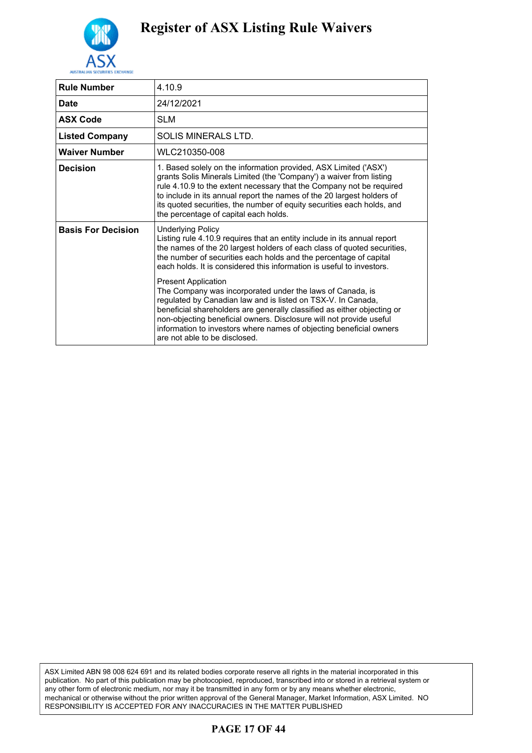# Register of ASX Listing Rule Waivers

| Rule Number | 4.10.9 |
|---|---|
| Date | 24/12/2021 |
| ASX Code | SLM |
| Listed Company | SOLIS MINERALS LTD. |
| Waiver Number | WLC210350-008 |
| Decision | 1. Based solely on the information provided, ASX Limited ('ASX') grants Solis Minerals Limited (the 'Company') a waiver from listing rule 4.10.9 to the extent necessary that the Company not be required to include in its annual report the names of the 20 largest holders of its quoted securities, the number of equity securities each holds, and the percentage of capital each holds. |
| Basis For Decision | Underlying Policy<br>Listing rule 4.10.9 requires that an entity include in its annual report the names of the 20 largest holders of each class of quoted securities, the number of securities each holds and the percentage of capital each holds. It is considered this information is useful to investors.<br><br>Present Application<br>The Company was incorporated under the laws of Canada, is regulated by Canadian law and is listed on TSX-V. In Canada, beneficial shareholders are generally classified as either objecting or non-objecting beneficial owners. Disclosure will not provide useful information to investors where names of objecting beneficial owners are not able to be disclosed. |

ASX Limited ABN 98 008 624 691 and its related bodies corporate reserve all rights in the material incorporated in this publication. No part of this publication may be photocopied, reproduced, transcribed into or stored in a retrieval system or any other form of electronic medium, nor may it be transmitted in any form or by any means whether electronic, mechanical or otherwise without the prior written approval of the General Manager, Market Information, ASX Limited. NO RESPONSIBILITY IS ACCEPTED FOR ANY INACCURACIES IN THE MATTER PUBLISHED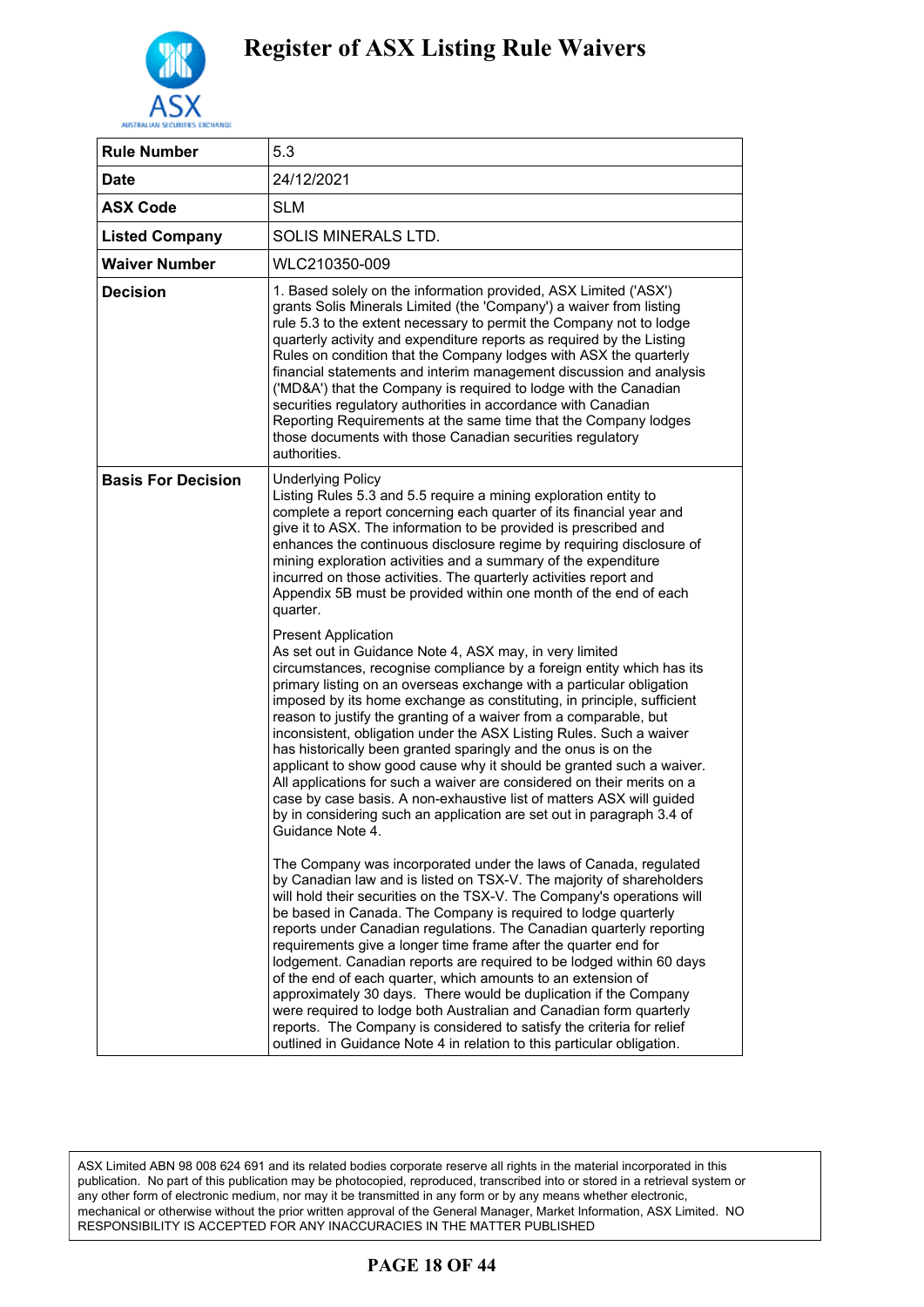# Register of ASX Listing Rule Waivers

| Rule Number | 5.3 |
|---|---|
| Date | 24/12/2021 |
| ASX Code | SLM |
| Listed Company | SOLIS MINERALS LTD. |
| Waiver Number | WLC210350-009 |
| Decision | 1. Based solely on the information provided, ASX Limited ('ASX') grants Solis Minerals Limited (the 'Company') a waiver from listing rule 5.3 to the extent necessary to permit the Company not to lodge quarterly activity and expenditure reports as required by the Listing Rules on condition that the Company lodges with ASX the quarterly financial statements and interim management discussion and analysis ('MD&A') that the Company is required to lodge with the Canadian securities regulatory authorities in accordance with Canadian Reporting Requirements at the same time that the Company lodges those documents with those Canadian securities regulatory authorities. |
| Basis For Decision | Underlying Policy<br>Listing Rules 5.3 and 5.5 require a mining exploration entity to complete a report concerning each quarter of its financial year and give it to ASX. The information to be provided is prescribed and enhances the continuous disclosure regime by requiring disclosure of mining exploration activities and a summary of the expenditure incurred on those activities. The quarterly activities report and Appendix 5B must be provided within one month of the end of each quarter.<br><br>Present Application<br>As set out in Guidance Note 4, ASX may, in very limited circumstances, recognise compliance by a foreign entity which has its primary listing on an overseas exchange with a particular obligation imposed by its home exchange as constituting, in principle, sufficient reason to justify the granting of a waiver from a comparable, but inconsistent, obligation under the ASX Listing Rules. Such a waiver has historically been granted sparingly and the onus is on the applicant to show good cause why it should be granted such a waiver. All applications for such a waiver are considered on their merits on a case by case basis. A non-exhaustive list of matters ASX will guided by in considering such an application are set out in paragraph 3.4 of Guidance Note 4.<br><br>The Company was incorporated under the laws of Canada, regulated by Canadian law and is listed on TSX-V. The majority of shareholders will hold their securities on the TSX-V. The Company's operations will be based in Canada. The Company is required to lodge quarterly reports under Canadian regulations. The Canadian quarterly reporting requirements give a longer time frame after the quarter end for lodgement. Canadian reports are required to be lodged within 60 days of the end of each quarter, which amounts to an extension of approximately 30 days. There would be duplication if the Company were required to lodge both Australian and Canadian form quarterly reports. The Company is considered to satisfy the criteria for relief outlined in Guidance Note 4 in relation to this particular obligation. |

ASX Limited ABN 98 008 624 691 and its related bodies corporate reserve all rights in the material incorporated in this publication. No part of this publication may be photocopied, reproduced, transcribed into or stored in a retrieval system or any other form of electronic medium, nor may it be transmitted in any form or by any means whether electronic, mechanical or otherwise without the prior written approval of the General Manager, Market Information, ASX Limited. NO RESPONSIBILITY IS ACCEPTED FOR ANY INACCURACIES IN THE MATTER PUBLISHED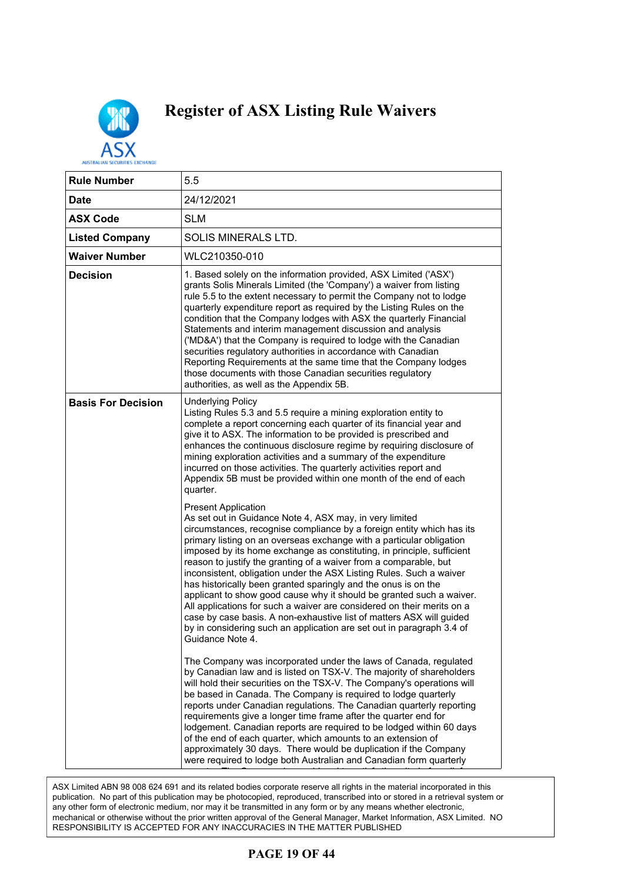# Register of ASX Listing Rule Waivers

| Rule Number | 5.5 |
|---|---|
| Date | 24/12/2021 |
| ASX Code | SLM |
| Listed Company | SOLIS MINERALS LTD. |
| Waiver Number | WLC210350-010 |
| Decision | 1. Based solely on the information provided, ASX Limited ('ASX') grants Solis Minerals Limited (the 'Company') a waiver from listing rule 5.5 to the extent necessary to permit the Company not to lodge quarterly expenditure report as required by the Listing Rules on the condition that the Company lodges with ASX the quarterly Financial Statements and interim management discussion and analysis ('MD&A') that the Company is required to lodge with the Canadian securities regulatory authorities in accordance with Canadian Reporting Requirements at the same time that the Company lodges those documents with those Canadian securities regulatory authorities, as well as the Appendix 5B. |
| Basis For Decision | Underlying Policy<br>Listing Rules 5.3 and 5.5 require a mining exploration entity to complete a report concerning each quarter of its financial year and give it to ASX. The information to be provided is prescribed and enhances the continuous disclosure regime by requiring disclosure of mining exploration activities and a summary of the expenditure incurred on those activities. The quarterly activities report and Appendix 5B must be provided within one month of the end of each quarter.<br><br>Present Application<br>As set out in Guidance Note 4, ASX may, in very limited circumstances, recognise compliance by a foreign entity which has its primary listing on an overseas exchange with a particular obligation imposed by its home exchange as constituting, in principle, sufficient reason to justify the granting of a waiver from a comparable, but inconsistent, obligation under the ASX Listing Rules. Such a waiver has historically been granted sparingly and the onus is on the applicant to show good cause why it should be granted such a waiver. All applications for such a waiver are considered on their merits on a case by case basis. A non-exhaustive list of matters ASX will guided by in considering such an application are set out in paragraph 3.4 of Guidance Note 4.<br><br>The Company was incorporated under the laws of Canada, regulated by Canadian law and is listed on TSX-V. The majority of shareholders will hold their securities on the TSX-V. The Company's operations will be based in Canada. The Company is required to lodge quarterly reports under Canadian regulations. The Canadian quarterly reporting requirements give a longer time frame after the quarter end for lodgement. Canadian reports are required to be lodged within 60 days of the end of each quarter, which amounts to an extension of approximately 30 days. There would be duplication if the Company were required to lodge both Australian and Canadian form quarterly |

ASX Limited ABN 98 008 624 691 and its related bodies corporate reserve all rights in the material incorporated in this publication. No part of this publication may be photocopied, reproduced, transcribed into or stored in a retrieval system or any other form of electronic medium, nor may it be transmitted in any form or by any means whether electronic, mechanical or otherwise without the prior written approval of the General Manager, Market Information, ASX Limited. NO RESPONSIBILITY IS ACCEPTED FOR ANY INACCURACIES IN THE MATTER PUBLISHED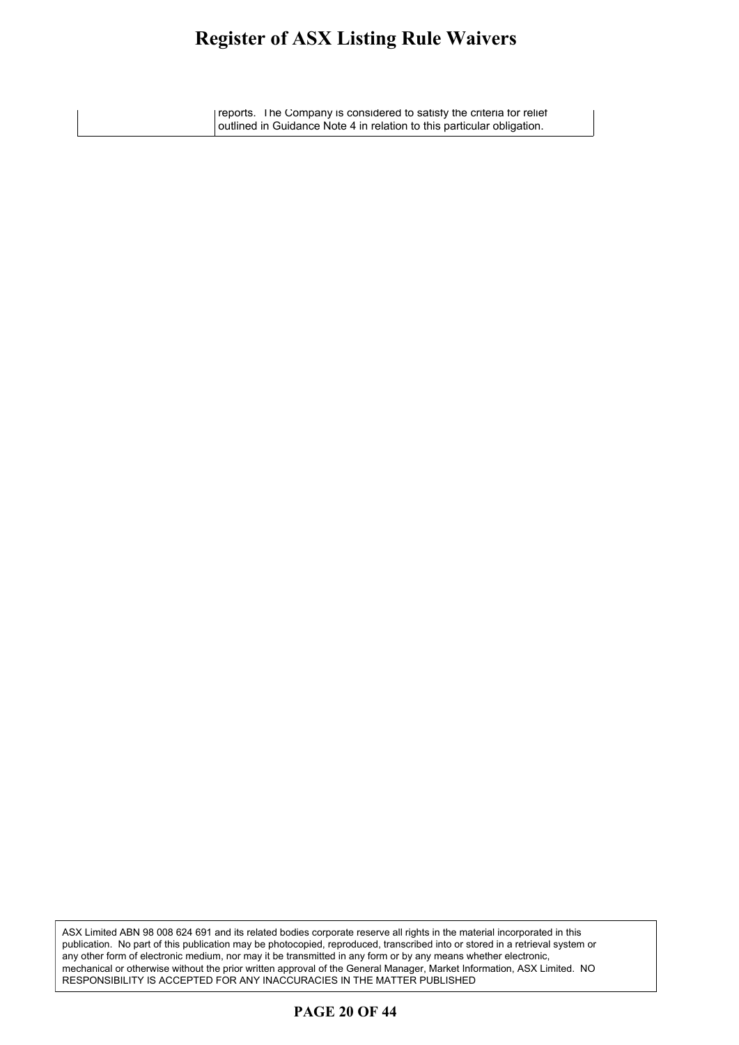| | |
|---|---|
| | reports. The Company is considered to satisfy the criteria for relief outlined in Guidance Note 4 in relation to this particular obligation. |

ASX Limited ABN 98 008 624 691 and its related bodies corporate reserve all rights in the material incorporated in this publication. No part of this publication may be photocopied, reproduced, transcribed into or stored in a retrieval system or any other form of electronic medium, nor may it be transmitted in any form or by any means whether electronic, mechanical or otherwise without the prior written approval of the General Manager, Market Information, ASX Limited. NO RESPONSIBILITY IS ACCEPTED FOR ANY INACCURACIES IN THE MATTER PUBLISHED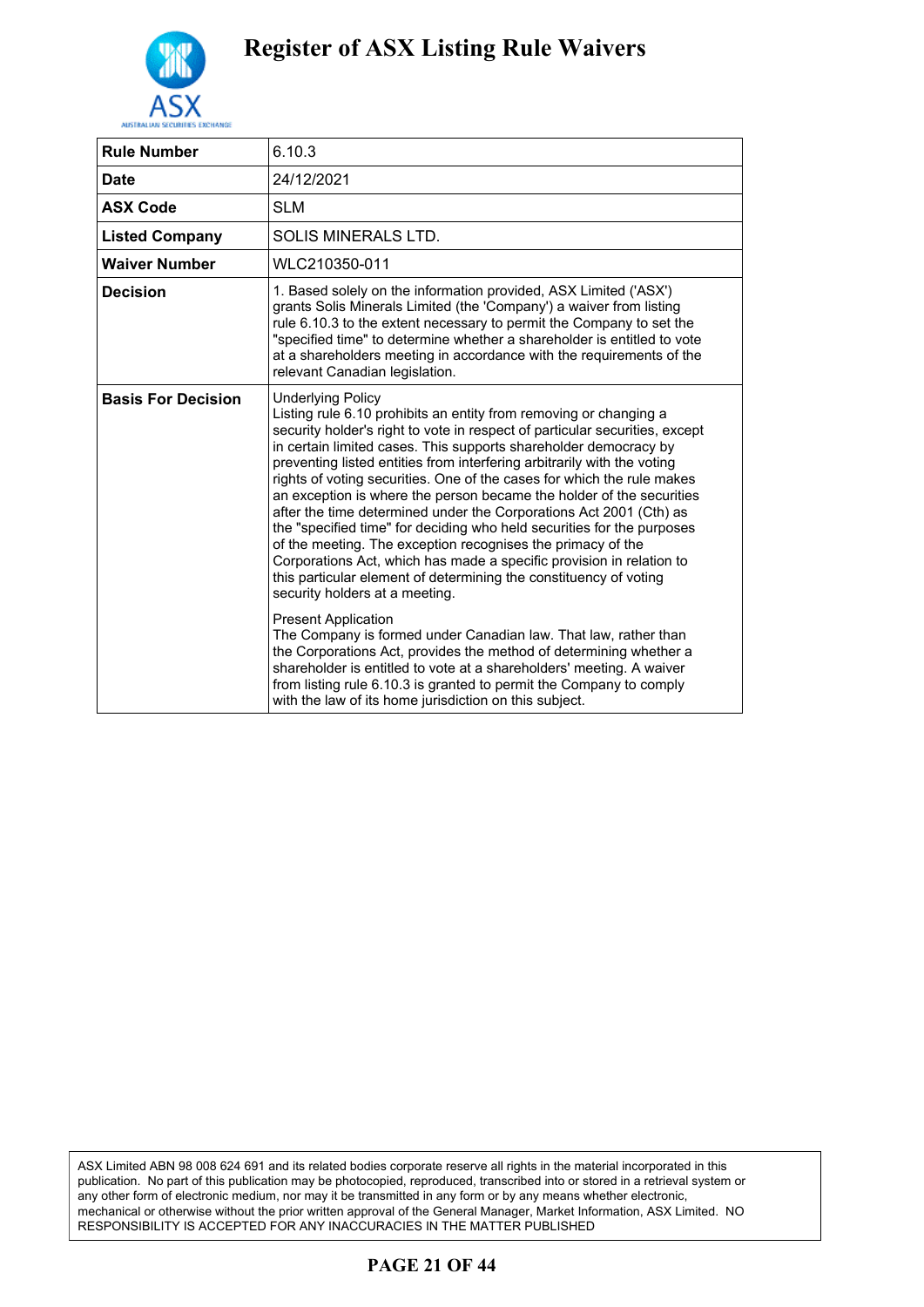# Register of ASX Listing Rule Waivers

| Rule Number | 6.10.3 |
|---|---|
| Date | 24/12/2021 |
| ASX Code | SLM |
| Listed Company | SOLIS MINERALS LTD. |
| Waiver Number | WLC210350-011 |
| Decision | 1. Based solely on the information provided, ASX Limited ('ASX') grants Solis Minerals Limited (the 'Company') a waiver from listing rule 6.10.3 to the extent necessary to permit the Company to set the "specified time" to determine whether a shareholder is entitled to vote at a shareholders meeting in accordance with the requirements of the relevant Canadian legislation. |
| Basis For Decision | Underlying Policy<br>Listing rule 6.10 prohibits an entity from removing or changing a security holder's right to vote in respect of particular securities, except in certain limited cases. This supports shareholder democracy by preventing listed entities from interfering arbitrarily with the voting rights of voting securities. One of the cases for which the rule makes an exception is where the person became the holder of the securities after the time determined under the Corporations Act 2001 (Cth) as the "specified time" for deciding who held securities for the purposes of the meeting. The exception recognises the primacy of the Corporations Act, which has made a specific provision in relation to this particular element of determining the constituency of voting security holders at a meeting.<br><br>Present Application<br>The Company is formed under Canadian law. That law, rather than the Corporations Act, provides the method of determining whether a shareholder is entitled to vote at a shareholders' meeting. A waiver from listing rule 6.10.3 is granted to permit the Company to comply with the law of its home jurisdiction on this subject. |

ASX Limited ABN 98 008 624 691 and its related bodies corporate reserve all rights in the material incorporated in this publication. No part of this publication may be photocopied, reproduced, transcribed into or stored in a retrieval system or any other form of electronic medium, nor may it be transmitted in any form or by any means whether electronic, mechanical or otherwise without the prior written approval of the General Manager, Market Information, ASX Limited. NO RESPONSIBILITY IS ACCEPTED FOR ANY INACCURACIES IN THE MATTER PUBLISHED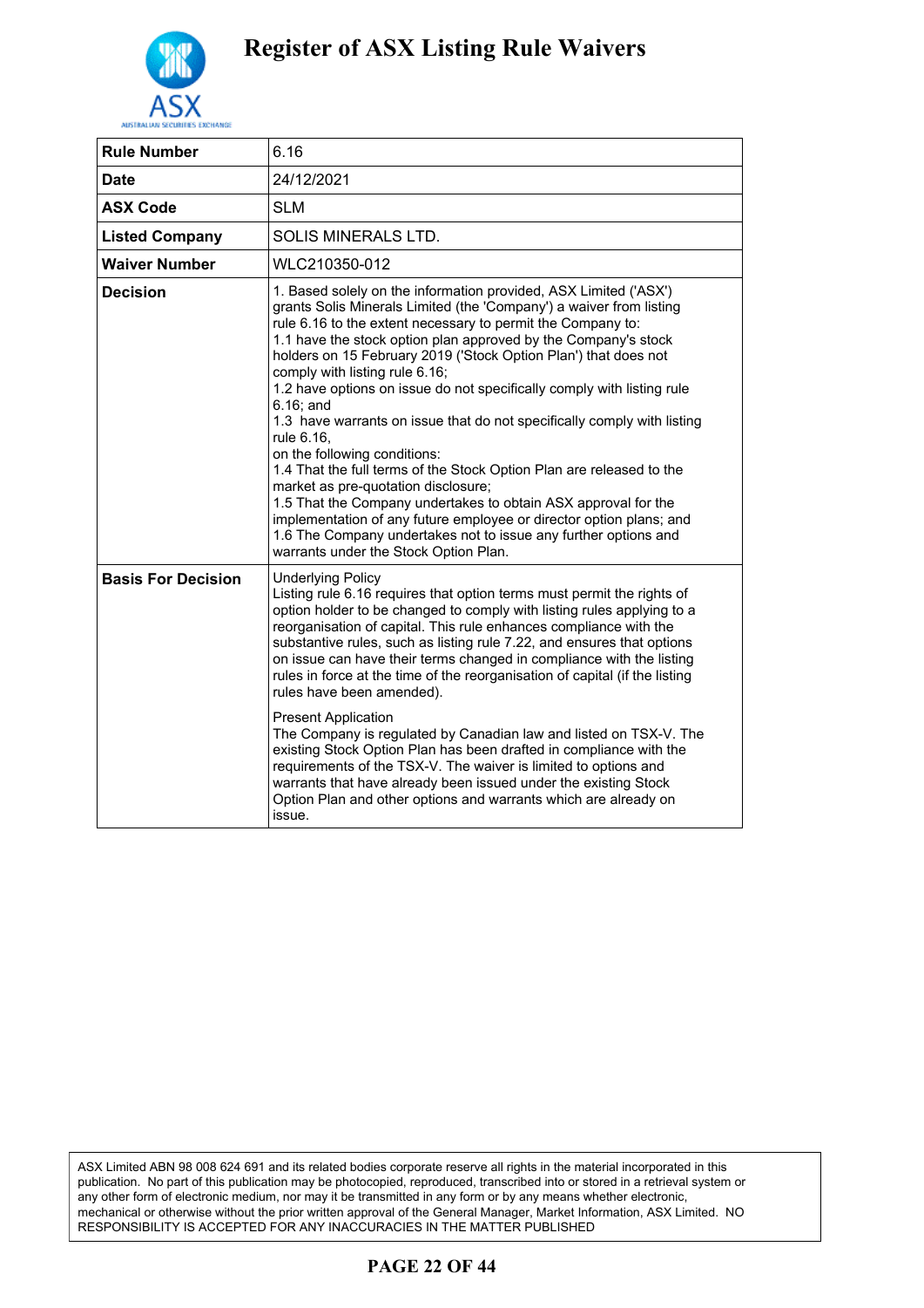# Register of ASX Listing Rule Waivers

| | |
|---|---|
| **Rule Number** | 6.16 |
| **Date** | 24/12/2021 |
| **ASX Code** | SLM |
| **Listed Company** | SOLIS MINERALS LTD. |
| **Waiver Number** | WLC210350-012 |
| **Decision** | 1. Based solely on the information provided, ASX Limited ('ASX') grants Solis Minerals Limited (the 'Company') a waiver from listing rule 6.16 to the extent necessary to permit the Company to:<br>1.1 have the stock option plan approved by the Company's stock holders on 15 February 2019 ('Stock Option Plan') that does not comply with listing rule 6.16;<br>1.2 have options on issue do not specifically comply with listing rule 6.16; and<br>1.3 have warrants on issue that do not specifically comply with listing rule 6.16,<br>on the following conditions:<br>1.4 That the full terms of the Stock Option Plan are released to the market as pre-quotation disclosure;<br>1.5 That the Company undertakes to obtain ASX approval for the implementation of any future employee or director option plans; and<br>1.6 The Company undertakes not to issue any further options and warrants under the Stock Option Plan. |
| **Basis For Decision** | Underlying Policy<br>Listing rule 6.16 requires that option terms must permit the rights of option holder to be changed to comply with listing rules applying to a reorganisation of capital. This rule enhances compliance with the substantive rules, such as listing rule 7.22, and ensures that options on issue can have their terms changed in compliance with the listing rules in force at the time of the reorganisation of capital (if the listing rules have been amended).<br><br>Present Application<br>The Company is regulated by Canadian law and listed on TSX-V. The existing Stock Option Plan has been drafted in compliance with the requirements of the TSX-V. The waiver is limited to options and warrants that have already been issued under the existing Stock Option Plan and other options and warrants which are already on issue. |

ASX Limited ABN 98 008 624 691 and its related bodies corporate reserve all rights in the material incorporated in this publication. No part of this publication may be photocopied, reproduced, transcribed into or stored in a retrieval system or any other form of electronic medium, nor may it be transmitted in any form or by any means whether electronic, mechanical or otherwise without the prior written approval of the General Manager, Market Information, ASX Limited. NO RESPONSIBILITY IS ACCEPTED FOR ANY INACCURACIES IN THE MATTER PUBLISHED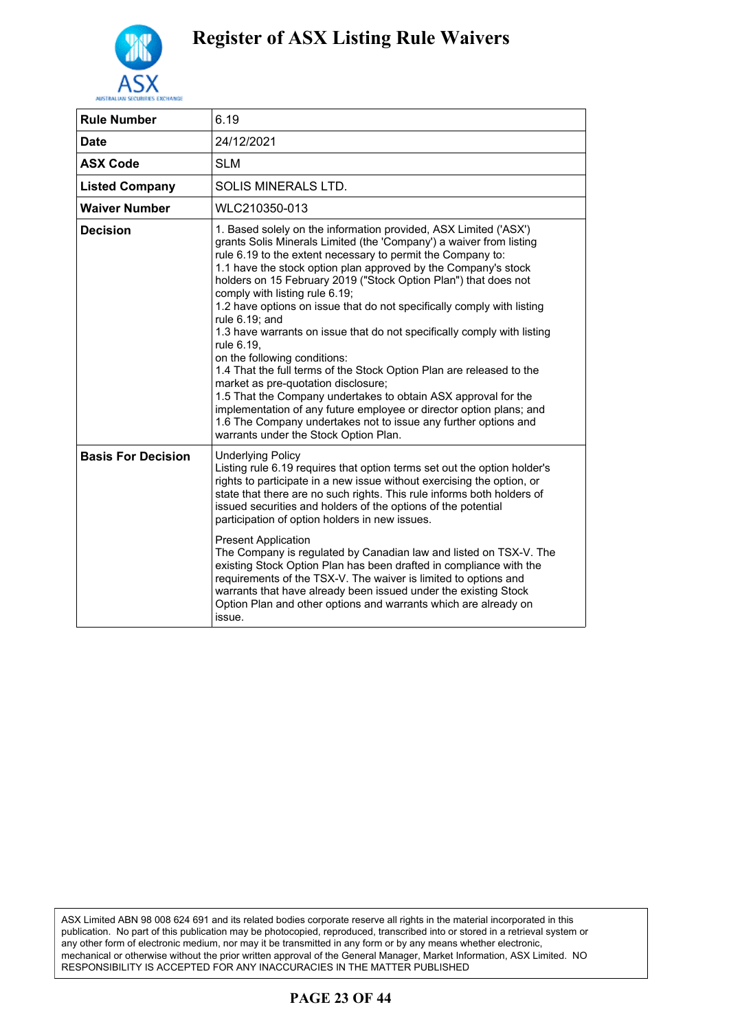# Register of ASX Listing Rule Waivers

| | |
|---|---|
| **Rule Number** | 6.19 |
| **Date** | 24/12/2021 |
| **ASX Code** | SLM |
| **Listed Company** | SOLIS MINERALS LTD. |
| **Waiver Number** | WLC210350-013 |
| **Decision** | 1. Based solely on the information provided, ASX Limited ('ASX') grants Solis Minerals Limited (the 'Company') a waiver from listing rule 6.19 to the extent necessary to permit the Company to:<br>1.1 have the stock option plan approved by the Company's stock holders on 15 February 2019 ("Stock Option Plan") that does not comply with listing rule 6.19;<br>1.2 have options on issue that do not specifically comply with listing rule 6.19; and<br>1.3 have warrants on issue that do not specifically comply with listing rule 6.19,<br>on the following conditions:<br>1.4 That the full terms of the Stock Option Plan are released to the market as pre-quotation disclosure;<br>1.5 That the Company undertakes to obtain ASX approval for the implementation of any future employee or director option plans; and<br>1.6 The Company undertakes not to issue any further options and warrants under the Stock Option Plan. |
| **Basis For Decision** | Underlying Policy<br>Listing rule 6.19 requires that option terms set out the option holder's rights to participate in a new issue without exercising the option, or state that there are no such rights. This rule informs both holders of issued securities and holders of the options of the potential participation of option holders in new issues.<br><br>Present Application<br>The Company is regulated by Canadian law and listed on TSX-V. The existing Stock Option Plan has been drafted in compliance with the requirements of the TSX-V. The waiver is limited to options and warrants that have already been issued under the existing Stock Option Plan and other options and warrants which are already on issue. |

ASX Limited ABN 98 008 624 691 and its related bodies corporate reserve all rights in the material incorporated in this publication. No part of this publication may be photocopied, reproduced, transcribed into or stored in a retrieval system or any other form of electronic medium, nor may it be transmitted in any form or by any means whether electronic, mechanical or otherwise without the prior written approval of the General Manager, Market Information, ASX Limited. NO RESPONSIBILITY IS ACCEPTED FOR ANY INACCURACIES IN THE MATTER PUBLISHED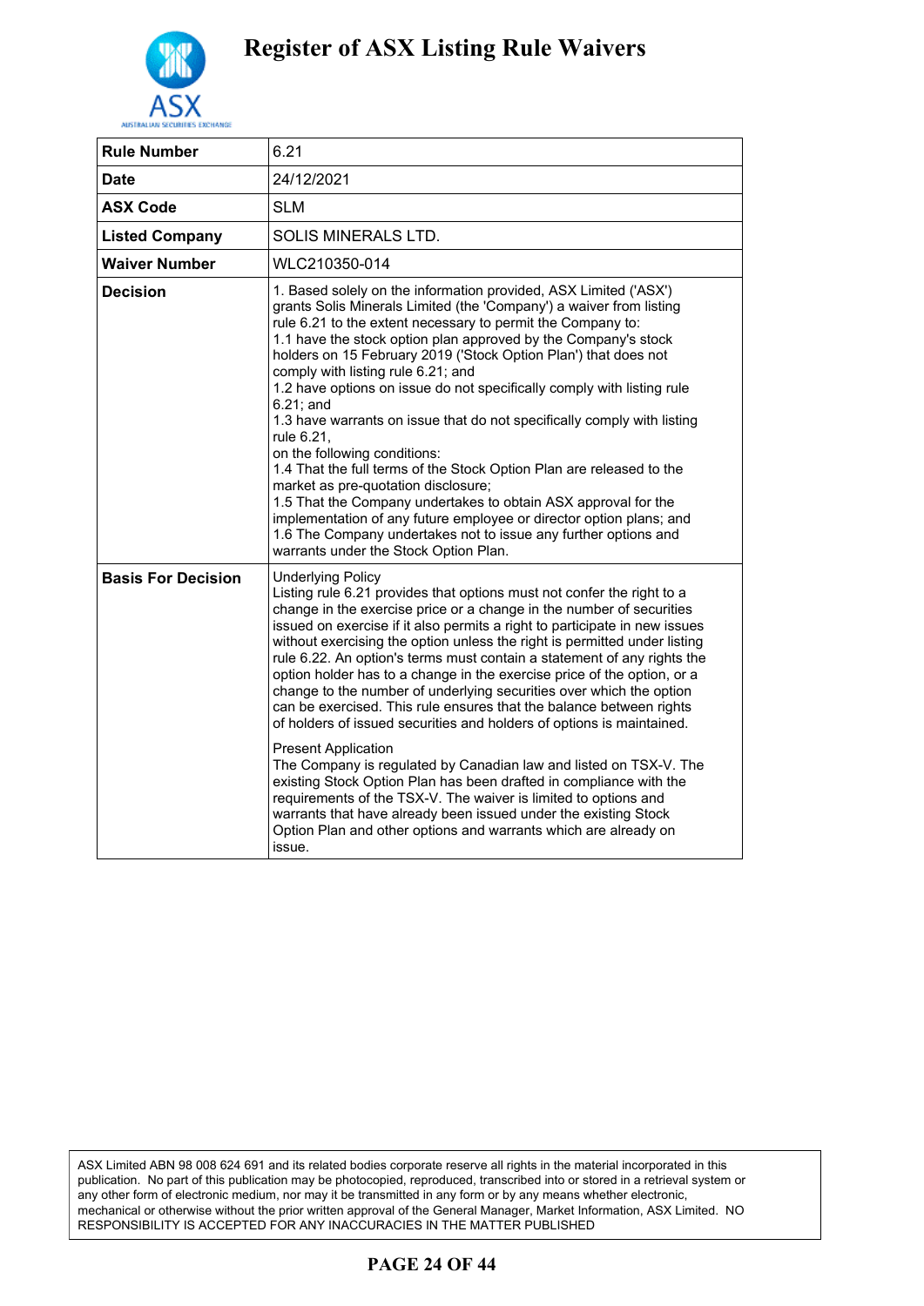# Register of ASX Listing Rule Waivers

| Rule Number | 6.21 |
|---|---|
| Date | 24/12/2021 |
| ASX Code | SLM |
| Listed Company | SOLIS MINERALS LTD. |
| Waiver Number | WLC210350-014 |
| Decision | 1. Based solely on the information provided, ASX Limited ('ASX') grants Solis Minerals Limited (the 'Company') a waiver from listing rule 6.21 to the extent necessary to permit the Company to:<br>1.1 have the stock option plan approved by the Company's stock holders on 15 February 2019 ('Stock Option Plan') that does not comply with listing rule 6.21; and<br>1.2 have options on issue do not specifically comply with listing rule 6.21; and<br>1.3 have warrants on issue that do not specifically comply with listing rule 6.21,<br>on the following conditions:<br>1.4 That the full terms of the Stock Option Plan are released to the market as pre-quotation disclosure;<br>1.5 That the Company undertakes to obtain ASX approval for the implementation of any future employee or director option plans; and<br>1.6 The Company undertakes not to issue any further options and warrants under the Stock Option Plan. |
| Basis For Decision | Underlying Policy<br>Listing rule 6.21 provides that options must not confer the right to a change in the exercise price or a change in the number of securities issued on exercise if it also permits a right to participate in new issues without exercising the option unless the right is permitted under listing rule 6.22. An option's terms must contain a statement of any rights the option holder has to a change in the exercise price of the option, or a change to the number of underlying securities over which the option can be exercised. This rule ensures that the balance between rights of holders of issued securities and holders of options is maintained.<br><br>Present Application<br>The Company is regulated by Canadian law and listed on TSX-V. The existing Stock Option Plan has been drafted in compliance with the requirements of the TSX-V. The waiver is limited to options and warrants that have already been issued under the existing Stock Option Plan and other options and warrants which are already on issue. |

ASX Limited ABN 98 008 624 691 and its related bodies corporate reserve all rights in the material incorporated in this publication. No part of this publication may be photocopied, reproduced, transcribed into or stored in a retrieval system or any other form of electronic medium, nor may it be transmitted in any form or by any means whether electronic, mechanical or otherwise without the prior written approval of the General Manager, Market Information, ASX Limited. NO RESPONSIBILITY IS ACCEPTED FOR ANY INACCURACIES IN THE MATTER PUBLISHED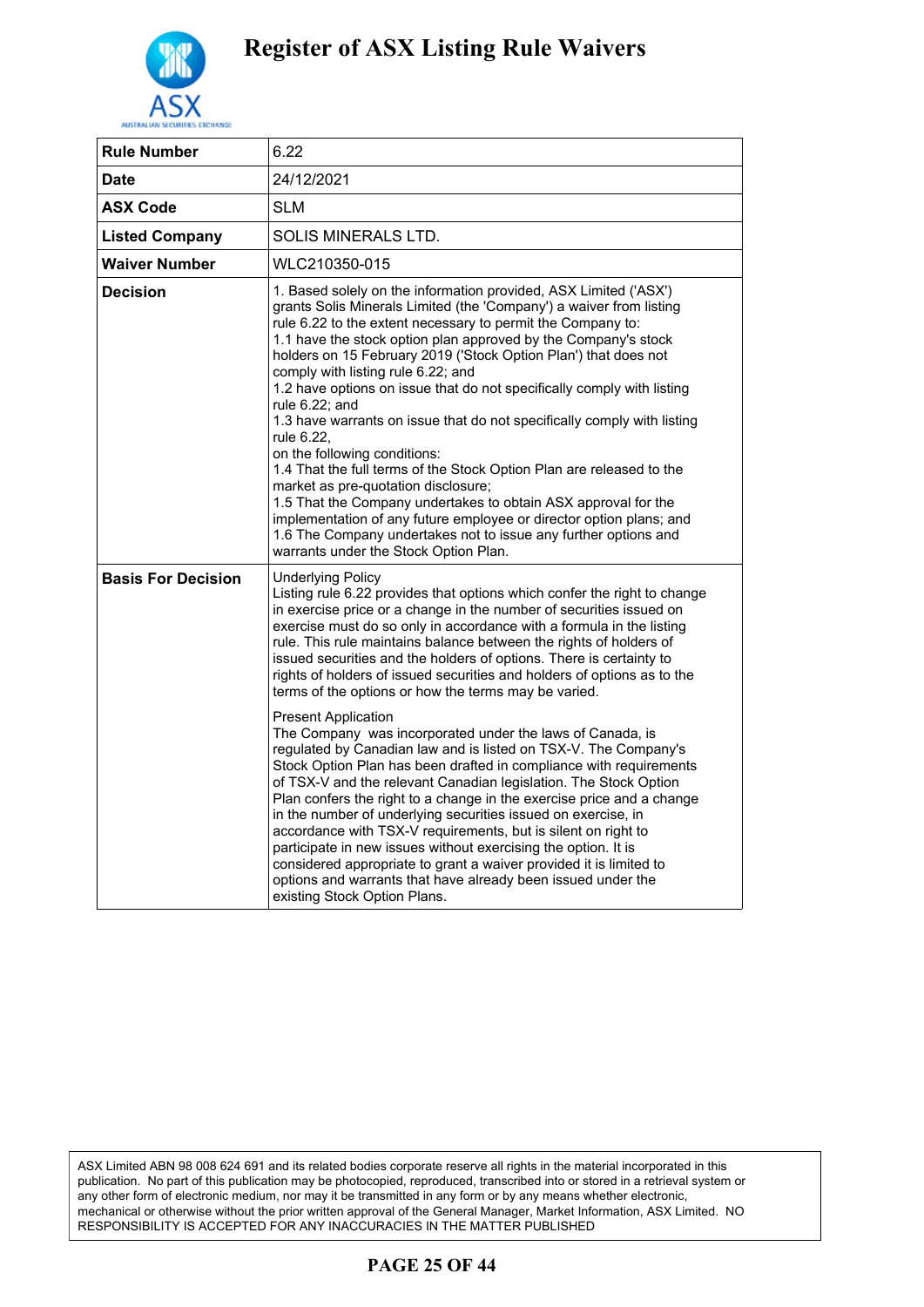# Register of ASX Listing Rule Waivers

| | |
|---|---|
| **Rule Number** | 6.22 |
| **Date** | 24/12/2021 |
| **ASX Code** | SLM |
| **Listed Company** | SOLIS MINERALS LTD. |
| **Waiver Number** | WLC210350-015 |
| **Decision** | 1. Based solely on the information provided, ASX Limited ('ASX') grants Solis Minerals Limited (the 'Company') a waiver from listing rule 6.22 to the extent necessary to permit the Company to:<br>1.1 have the stock option plan approved by the Company's stock holders on 15 February 2019 ('Stock Option Plan') that does not comply with listing rule 6.22; and<br>1.2 have options on issue that do not specifically comply with listing rule 6.22; and<br>1.3 have warrants on issue that do not specifically comply with listing rule 6.22,<br>on the following conditions:<br>1.4 That the full terms of the Stock Option Plan are released to the market as pre-quotation disclosure;<br>1.5 That the Company undertakes to obtain ASX approval for the implementation of any future employee or director option plans; and<br>1.6 The Company undertakes not to issue any further options and warrants under the Stock Option Plan. |
| **Basis For Decision** | Underlying Policy<br>Listing rule 6.22 provides that options which confer the right to change in exercise price or a change in the number of securities issued on exercise must do so only in accordance with a formula in the listing rule. This rule maintains balance between the rights of holders of issued securities and the holders of options. There is certainty to rights of holders of issued securities and holders of options as to the terms of the options or how the terms may be varied.<br><br>Present Application<br>The Company was incorporated under the laws of Canada, is regulated by Canadian law and is listed on TSX-V. The Company's Stock Option Plan has been drafted in compliance with requirements of TSX-V and the relevant Canadian legislation. The Stock Option Plan confers the right to a change in the exercise price and a change in the number of underlying securities issued on exercise, in accordance with TSX-V requirements, but is silent on right to participate in new issues without exercising the option. It is considered appropriate to grant a waiver provided it is limited to options and warrants that have already been issued under the existing Stock Option Plans. |

ASX Limited ABN 98 008 624 691 and its related bodies corporate reserve all rights in the material incorporated in this publication. No part of this publication may be photocopied, reproduced, transcribed into or stored in a retrieval system or any other form of electronic medium, nor may it be transmitted in any form or by any means whether electronic, mechanical or otherwise without the prior written approval of the General Manager, Market Information, ASX Limited. NO RESPONSIBILITY IS ACCEPTED FOR ANY INACCURACIES IN THE MATTER PUBLISHED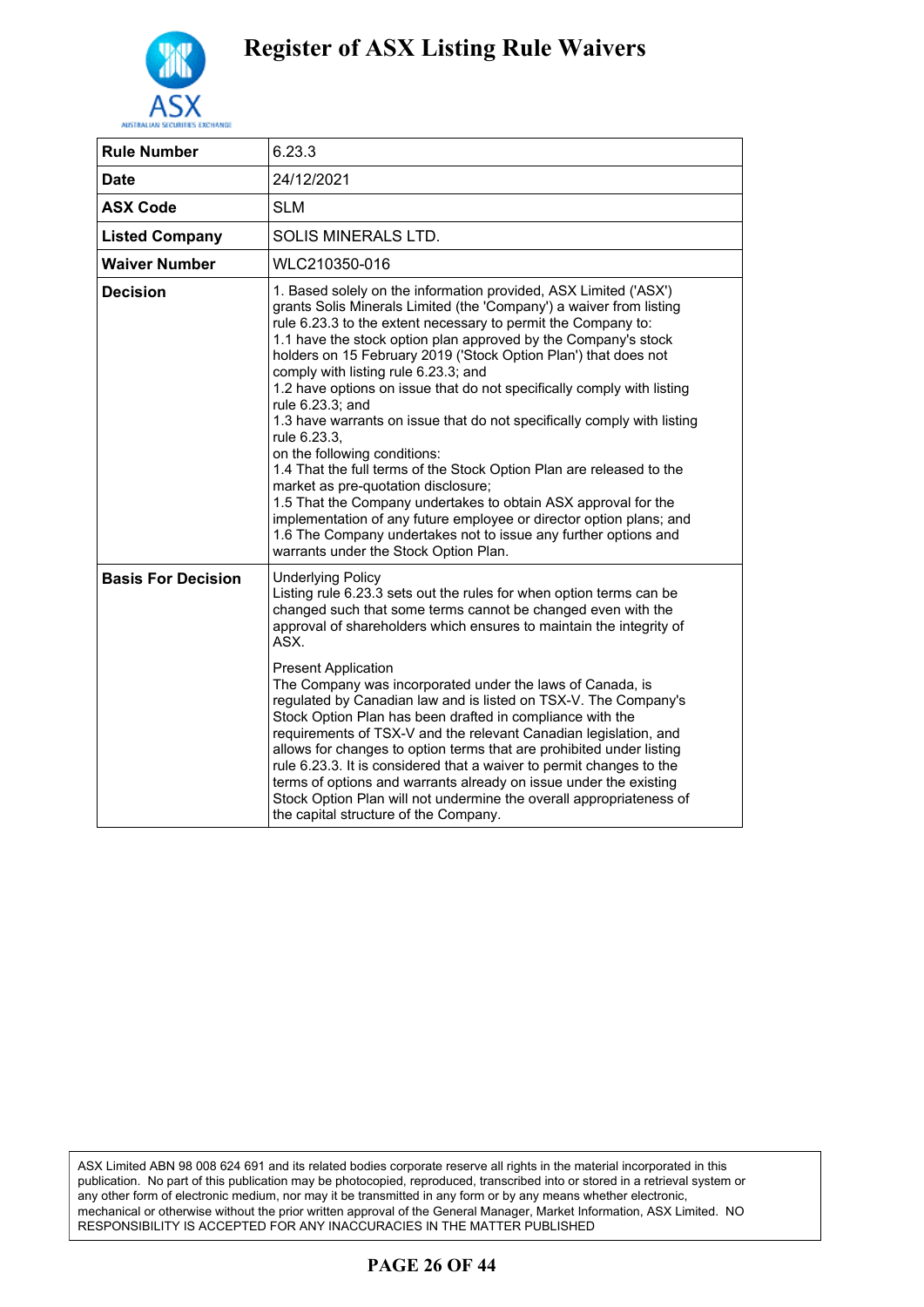# Register of ASX Listing Rule Waivers

| Rule Number | 6.23.3 |
|---|---|
| Date | 24/12/2021 |
| ASX Code | SLM |
| Listed Company | SOLIS MINERALS LTD. |
| Waiver Number | WLC210350-016 |
| Decision | 1. Based solely on the information provided, ASX Limited ('ASX') grants Solis Minerals Limited (the 'Company') a waiver from listing rule 6.23.3 to the extent necessary to permit the Company to:<br>1.1 have the stock option plan approved by the Company's stock holders on 15 February 2019 ('Stock Option Plan') that does not comply with listing rule 6.23.3; and<br>1.2 have options on issue that do not specifically comply with listing rule 6.23.3; and<br>1.3 have warrants on issue that do not specifically comply with listing rule 6.23.3,<br>on the following conditions:<br>1.4 That the full terms of the Stock Option Plan are released to the market as pre-quotation disclosure;<br>1.5 That the Company undertakes to obtain ASX approval for the implementation of any future employee or director option plans; and<br>1.6 The Company undertakes not to issue any further options and warrants under the Stock Option Plan. |
| Basis For Decision | Underlying Policy<br>Listing rule 6.23.3 sets out the rules for when option terms can be changed such that some terms cannot be changed even with the approval of shareholders which ensures to maintain the integrity of ASX.<br><br>Present Application<br>The Company was incorporated under the laws of Canada, is regulated by Canadian law and is listed on TSX-V. The Company's Stock Option Plan has been drafted in compliance with the requirements of TSX-V and the relevant Canadian legislation, and allows for changes to option terms that are prohibited under listing rule 6.23.3. It is considered that a waiver to permit changes to the terms of options and warrants already on issue under the existing Stock Option Plan will not undermine the overall appropriateness of the capital structure of the Company. |

ASX Limited ABN 98 008 624 691 and its related bodies corporate reserve all rights in the material incorporated in this publication. No part of this publication may be photocopied, reproduced, transcribed into or stored in a retrieval system or any other form of electronic medium, nor may it be transmitted in any form or by any means whether electronic, mechanical or otherwise without the prior written approval of the General Manager, Market Information, ASX Limited. NO RESPONSIBILITY IS ACCEPTED FOR ANY INACCURACIES IN THE MATTER PUBLISHED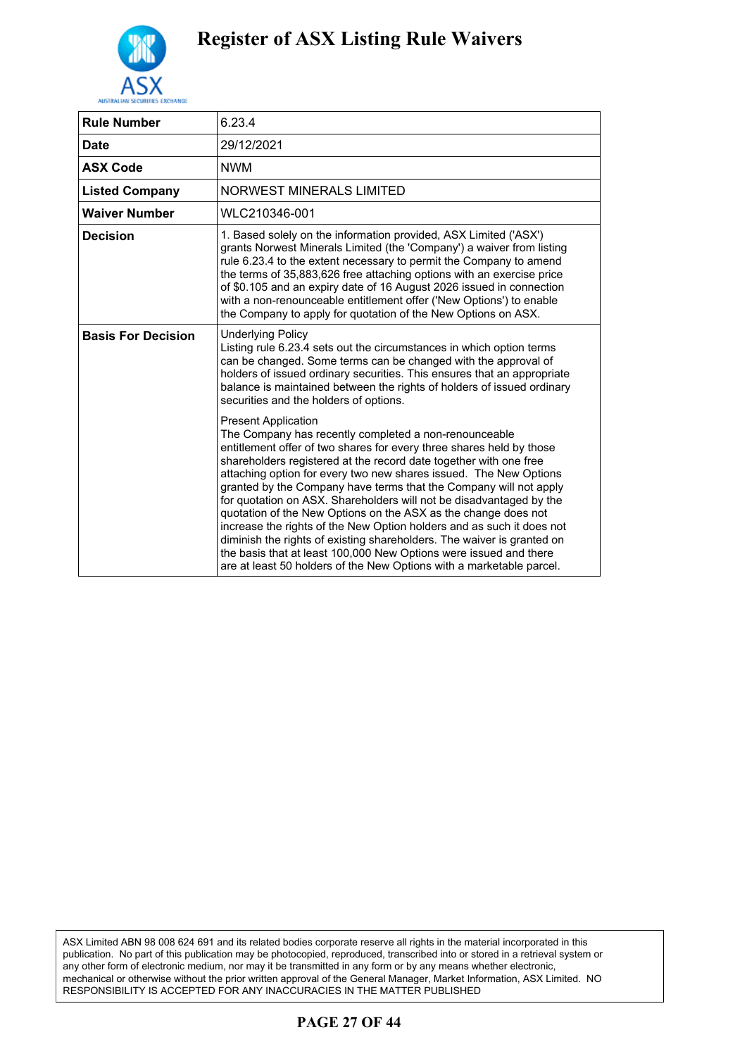# Register of ASX Listing Rule Waivers

| **Rule Number** | 6.23.4 |
|---|---|
| **Date** | 29/12/2021 |
| **ASX Code** | NWM |
| **Listed Company** | NORWEST MINERALS LIMITED |
| **Waiver Number** | WLC210346-001 |
| **Decision** | 1. Based solely on the information provided, ASX Limited ('ASX') grants Norwest Minerals Limited (the 'Company') a waiver from listing rule 6.23.4 to the extent necessary to permit the Company to amend the terms of 35,883,626 free attaching options with an exercise price of $0.105 and an expiry date of 16 August 2026 issued in connection with a non-renounceable entitlement offer ('New Options') to enable the Company to apply for quotation of the New Options on ASX. |
| **Basis For Decision** | Underlying Policy<br>Listing rule 6.23.4 sets out the circumstances in which option terms can be changed. Some terms can be changed with the approval of holders of issued ordinary securities. This ensures that an appropriate balance is maintained between the rights of holders of issued ordinary securities and the holders of options.<br><br>Present Application<br>The Company has recently completed a non-renounceable entitlement offer of two shares for every three shares held by those shareholders registered at the record date together with one free attaching option for every two new shares issued. The New Options granted by the Company have terms that the Company will not apply for quotation on ASX. Shareholders will not be disadvantaged by the quotation of the New Options on the ASX as the change does not increase the rights of the New Option holders and as such it does not diminish the rights of existing shareholders. The waiver is granted on the basis that at least 100,000 New Options were issued and there are at least 50 holders of the New Options with a marketable parcel. |

ASX Limited ABN 98 008 624 691 and its related bodies corporate reserve all rights in the material incorporated in this publication. No part of this publication may be photocopied, reproduced, transcribed into or stored in a retrieval system or any other form of electronic medium, nor may it be transmitted in any form or by any means whether electronic, mechanical or otherwise without the prior written approval of the General Manager, Market Information, ASX Limited. NO RESPONSIBILITY IS ACCEPTED FOR ANY INACCURACIES IN THE MATTER PUBLISHED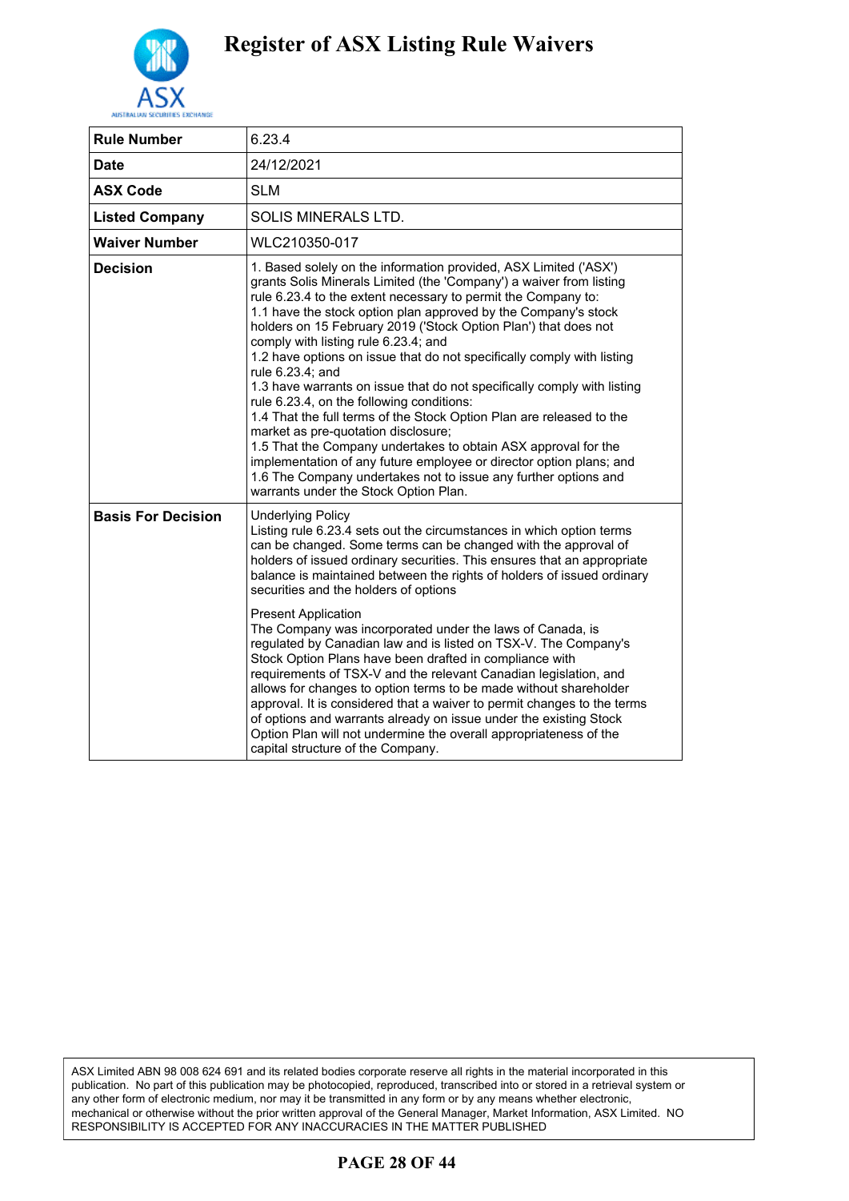# Register of ASX Listing Rule Waivers

| Rule Number | 6.23.4 |
|---|---|
| Date | 24/12/2021 |
| ASX Code | SLM |
| Listed Company | SOLIS MINERALS LTD. |
| Waiver Number | WLC210350-017 |
| Decision | 1. Based solely on the information provided, ASX Limited ('ASX') grants Solis Minerals Limited (the 'Company') a waiver from listing rule 6.23.4 to the extent necessary to permit the Company to:<br>1.1 have the stock option plan approved by the Company's stock holders on 15 February 2019 ('Stock Option Plan') that does not comply with listing rule 6.23.4; and<br>1.2 have options on issue that do not specifically comply with listing rule 6.23.4; and<br>1.3 have warrants on issue that do not specifically comply with listing rule 6.23.4, on the following conditions:<br>1.4 That the full terms of the Stock Option Plan are released to the market as pre-quotation disclosure;<br>1.5 That the Company undertakes to obtain ASX approval for the implementation of any future employee or director option plans; and<br>1.6 The Company undertakes not to issue any further options and warrants under the Stock Option Plan. |
| Basis For Decision | Underlying Policy<br>Listing rule 6.23.4 sets out the circumstances in which option terms can be changed. Some terms can be changed with the approval of holders of issued ordinary securities. This ensures that an appropriate balance is maintained between the rights of holders of issued ordinary securities and the holders of options<br><br>Present Application<br>The Company was incorporated under the laws of Canada, is regulated by Canadian law and is listed on TSX-V. The Company's Stock Option Plans have been drafted in compliance with requirements of TSX-V and the relevant Canadian legislation, and allows for changes to option terms to be made without shareholder approval. It is considered that a waiver to permit changes to the terms of options and warrants already on issue under the existing Stock Option Plan will not undermine the overall appropriateness of the capital structure of the Company. |

ASX Limited ABN 98 008 624 691 and its related bodies corporate reserve all rights in the material incorporated in this publication. No part of this publication may be photocopied, reproduced, transcribed into or stored in a retrieval system or any other form of electronic medium, nor may it be transmitted in any form or by any means whether electronic, mechanical or otherwise without the prior written approval of the General Manager, Market Information, ASX Limited. NO RESPONSIBILITY IS ACCEPTED FOR ANY INACCURACIES IN THE MATTER PUBLISHED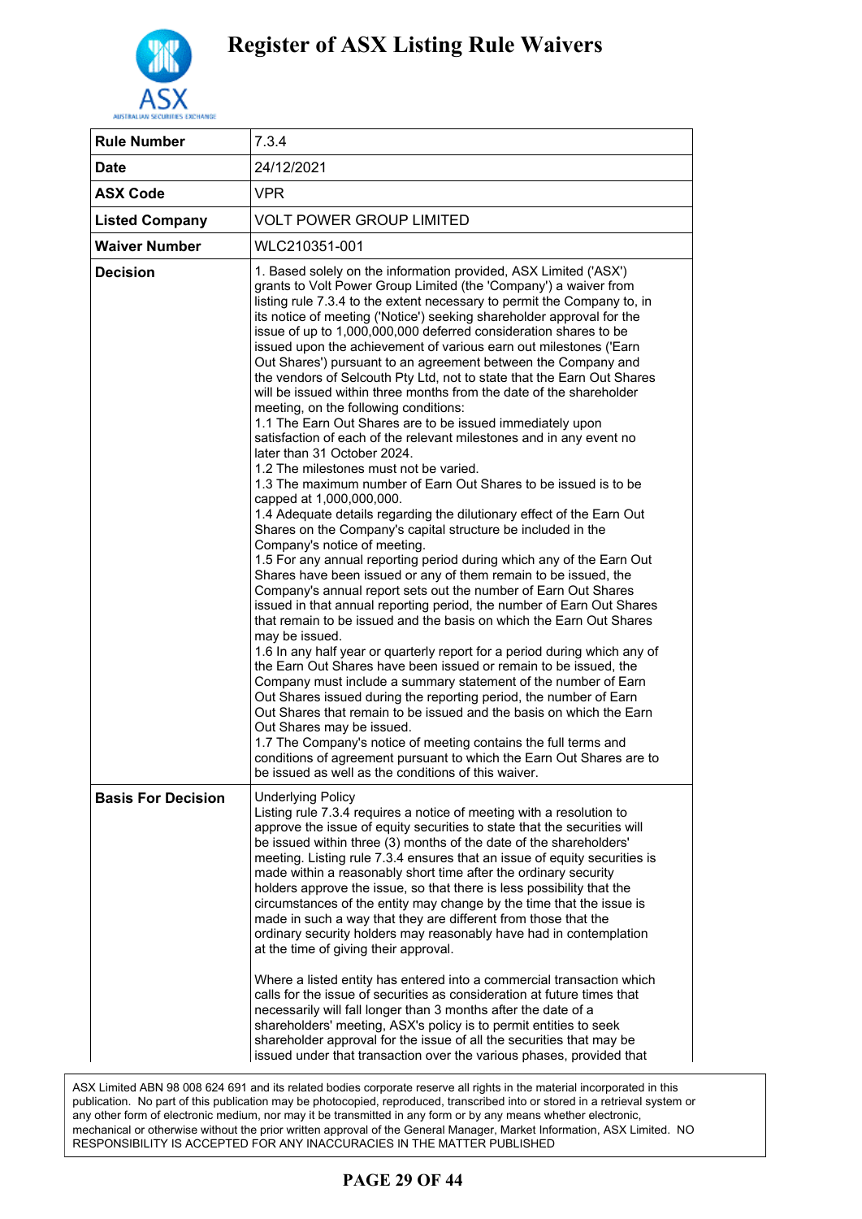# Register of ASX Listing Rule Waivers

| Rule Number | 7.3.4 |
|---|---|
| Date | 24/12/2021 |
| ASX Code | VPR |
| Listed Company | VOLT POWER GROUP LIMITED |
| Waiver Number | WLC210351-001 |
| Decision | 1. Based solely on the information provided, ASX Limited ('ASX') grants to Volt Power Group Limited (the 'Company') a waiver from listing rule 7.3.4 to the extent necessary to permit the Company to, in its notice of meeting ('Notice') seeking shareholder approval for the issue of up to 1,000,000,000 deferred consideration shares to be issued upon the achievement of various earn out milestones ('Earn Out Shares') pursuant to an agreement between the Company and the vendors of Selcouth Pty Ltd, not to state that the Earn Out Shares will be issued within three months from the date of the shareholder meeting, on the following conditions:<br>1.1 The Earn Out Shares are to be issued immediately upon satisfaction of each of the relevant milestones and in any event no later than 31 October 2024.<br>1.2 The milestones must not be varied.<br>1.3 The maximum number of Earn Out Shares to be issued is to be capped at 1,000,000,000.<br>1.4 Adequate details regarding the dilutionary effect of the Earn Out Shares on the Company's capital structure be included in the Company's notice of meeting.<br>1.5 For any annual reporting period during which any of the Earn Out Shares have been issued or any of them remain to be issued, the Company's annual report sets out the number of Earn Out Shares issued in that annual reporting period, the number of Earn Out Shares that remain to be issued and the basis on which the Earn Out Shares may be issued.<br>1.6 In any half year or quarterly report for a period during which any of the Earn Out Shares have been issued or remain to be issued, the Company must include a summary statement of the number of Earn Out Shares issued during the reporting period, the number of Earn Out Shares that remain to be issued and the basis on which the Earn Out Shares may be issued.<br>1.7 The Company's notice of meeting contains the full terms and conditions of agreement pursuant to which the Earn Out Shares are to be issued as well as the conditions of this waiver. |
| Basis For Decision | Underlying Policy<br>Listing rule 7.3.4 requires a notice of meeting with a resolution to approve the issue of equity securities to state that the securities will be issued within three (3) months of the date of the shareholders' meeting. Listing rule 7.3.4 ensures that an issue of equity securities is made within a reasonably short time after the ordinary security holders approve the issue, so that there is less possibility that the circumstances of the entity may change by the time that the issue is made in such a way that they are different from those that the ordinary security holders may reasonably have had in contemplation at the time of giving their approval.<br><br>Where a listed entity has entered into a commercial transaction which calls for the issue of securities as consideration at future times that necessarily will fall longer than 3 months after the date of a shareholders' meeting, ASX's policy is to permit entities to seek shareholder approval for the issue of all the securities that may be issued under that transaction over the various phases, provided that |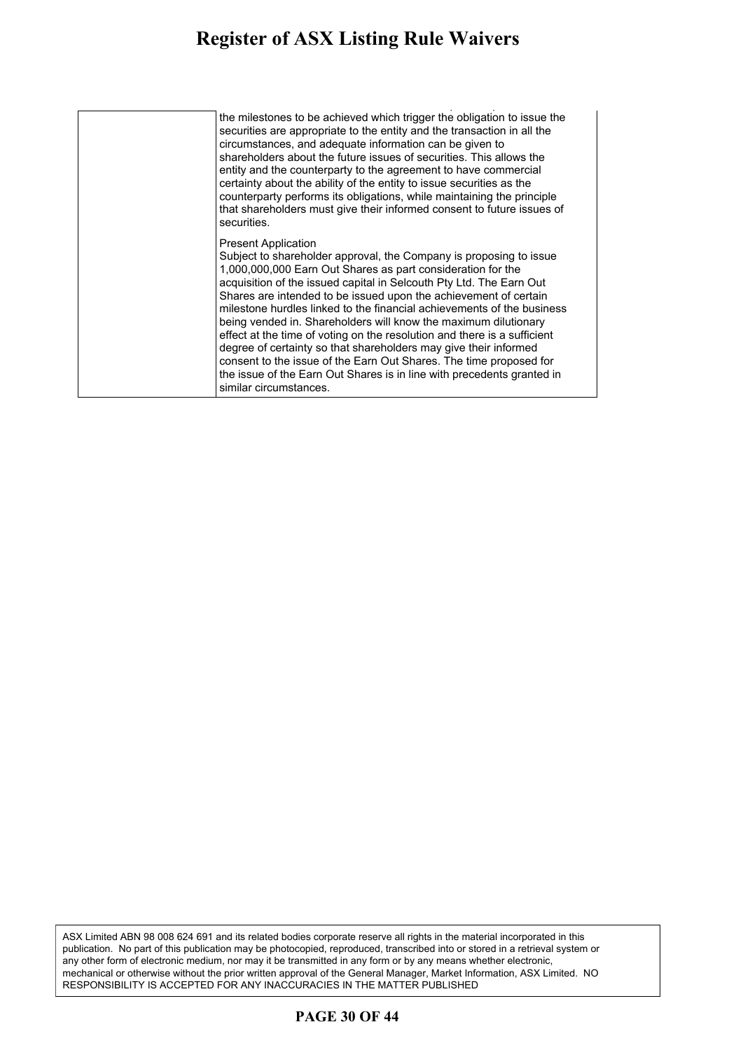| | |
|---|---|
| | the milestones to be achieved which trigger the obligation to issue the securities are appropriate to the entity and the transaction in all the circumstances, and adequate information can be given to shareholders about the future issues of securities. This allows the entity and the counterparty to the agreement to have commercial certainty about the ability of the entity to issue securities as the counterparty performs its obligations, while maintaining the principle that shareholders must give their informed consent to future issues of securities.<br><br>Present Application<br>Subject to shareholder approval, the Company is proposing to issue 1,000,000,000 Earn Out Shares as part consideration for the acquisition of the issued capital in Selcouth Pty Ltd. The Earn Out Shares are intended to be issued upon the achievement of certain milestone hurdles linked to the financial achievements of the business being vended in. Shareholders will know the maximum dilutionary effect at the time of voting on the resolution and there is a sufficient degree of certainty so that shareholders may give their informed consent to the issue of the Earn Out Shares. The time proposed for the issue of the Earn Out Shares is in line with precedents granted in similar circumstances. |

ASX Limited ABN 98 008 624 691 and its related bodies corporate reserve all rights in the material incorporated in this publication. No part of this publication may be photocopied, reproduced, transcribed into or stored in a retrieval system or any other form of electronic medium, nor may it be transmitted in any form or by any means whether electronic, mechanical or otherwise without the prior written approval of the General Manager, Market Information, ASX Limited. NO RESPONSIBILITY IS ACCEPTED FOR ANY INACCURACIES IN THE MATTER PUBLISHED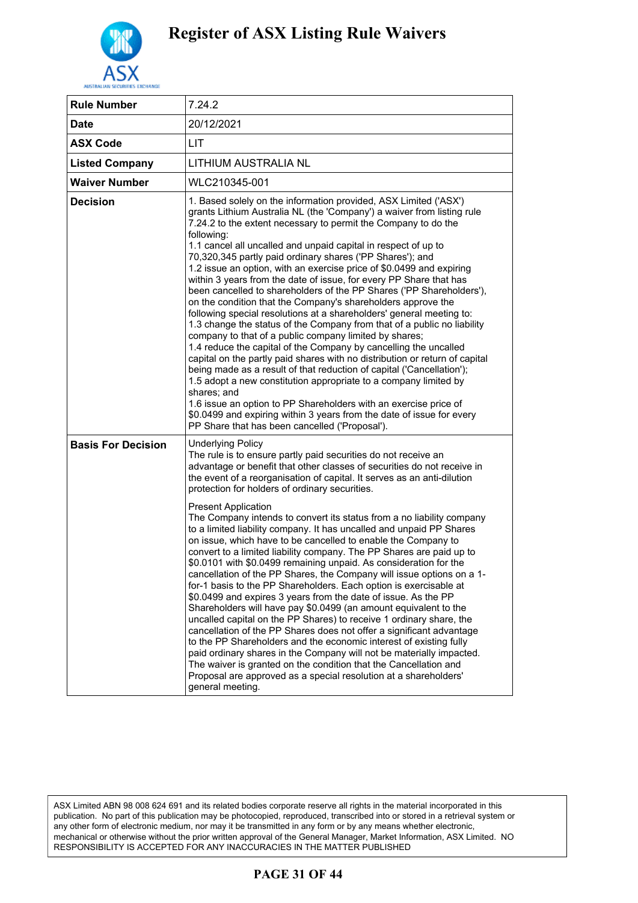# Register of ASX Listing Rule Waivers

| | |
|---|---|
| **Rule Number** | 7.24.2 |
| **Date** | 20/12/2021 |
| **ASX Code** | LIT |
| **Listed Company** | LITHIUM AUSTRALIA NL |
| **Waiver Number** | WLC210345-001 |
| **Decision** | 1. Based solely on the information provided, ASX Limited ('ASX') grants Lithium Australia NL (the 'Company') a waiver from listing rule 7.24.2 to the extent necessary to permit the Company to do the following:<br>1.1 cancel all uncalled and unpaid capital in respect of up to 70,320,345 partly paid ordinary shares ('PP Shares'); and<br>1.2 issue an option, with an exercise price of $0.0499 and expiring within 3 years from the date of issue, for every PP Share that has been cancelled to shareholders of the PP Shares ('PP Shareholders'), on the condition that the Company's shareholders approve the following special resolutions at a shareholders' general meeting to:<br>1.3 change the status of the Company from that of a public no liability company to that of a public company limited by shares;<br>1.4 reduce the capital of the Company by cancelling the uncalled capital on the partly paid shares with no distribution or return of capital being made as a result of that reduction of capital ('Cancellation');<br>1.5 adopt a new constitution appropriate to a company limited by shares; and<br>1.6 issue an option to PP Shareholders with an exercise price of $0.0499 and expiring within 3 years from the date of issue for every PP Share that has been cancelled ('Proposal'). |
| **Basis For Decision** | Underlying Policy<br>The rule is to ensure partly paid securities do not receive an advantage or benefit that other classes of securities do not receive in the event of a reorganisation of capital. It serves as an anti-dilution protection for holders of ordinary securities.<br><br>Present Application<br>The Company intends to convert its status from a no liability company to a limited liability company. It has uncalled and unpaid PP Shares on issue, which have to be cancelled to enable the Company to convert to a limited liability company. The PP Shares are paid up to $0.0101 with $0.0499 remaining unpaid. As consideration for the cancellation of the PP Shares, the Company will issue options on a 1-for-1 basis to the PP Shareholders. Each option is exercisable at $0.0499 and expires 3 years from the date of issue. As the PP Shareholders will have pay $0.0499 (an amount equivalent to the uncalled capital on the PP Shares) to receive 1 ordinary share, the cancellation of the PP Shares does not offer a significant advantage to the PP Shareholders and the economic interest of existing fully paid ordinary shares in the Company will not be materially impacted. The waiver is granted on the condition that the Cancellation and Proposal are approved as a special resolution at a shareholders' general meeting. |

ASX Limited ABN 98 008 624 691 and its related bodies corporate reserve all rights in the material incorporated in this publication. No part of this publication may be photocopied, reproduced, transcribed into or stored in a retrieval system or any other form of electronic medium, nor may it be transmitted in any form or by any means whether electronic, mechanical or otherwise without the prior written approval of the General Manager, Market Information, ASX Limited. NO RESPONSIBILITY IS ACCEPTED FOR ANY INACCURACIES IN THE MATTER PUBLISHED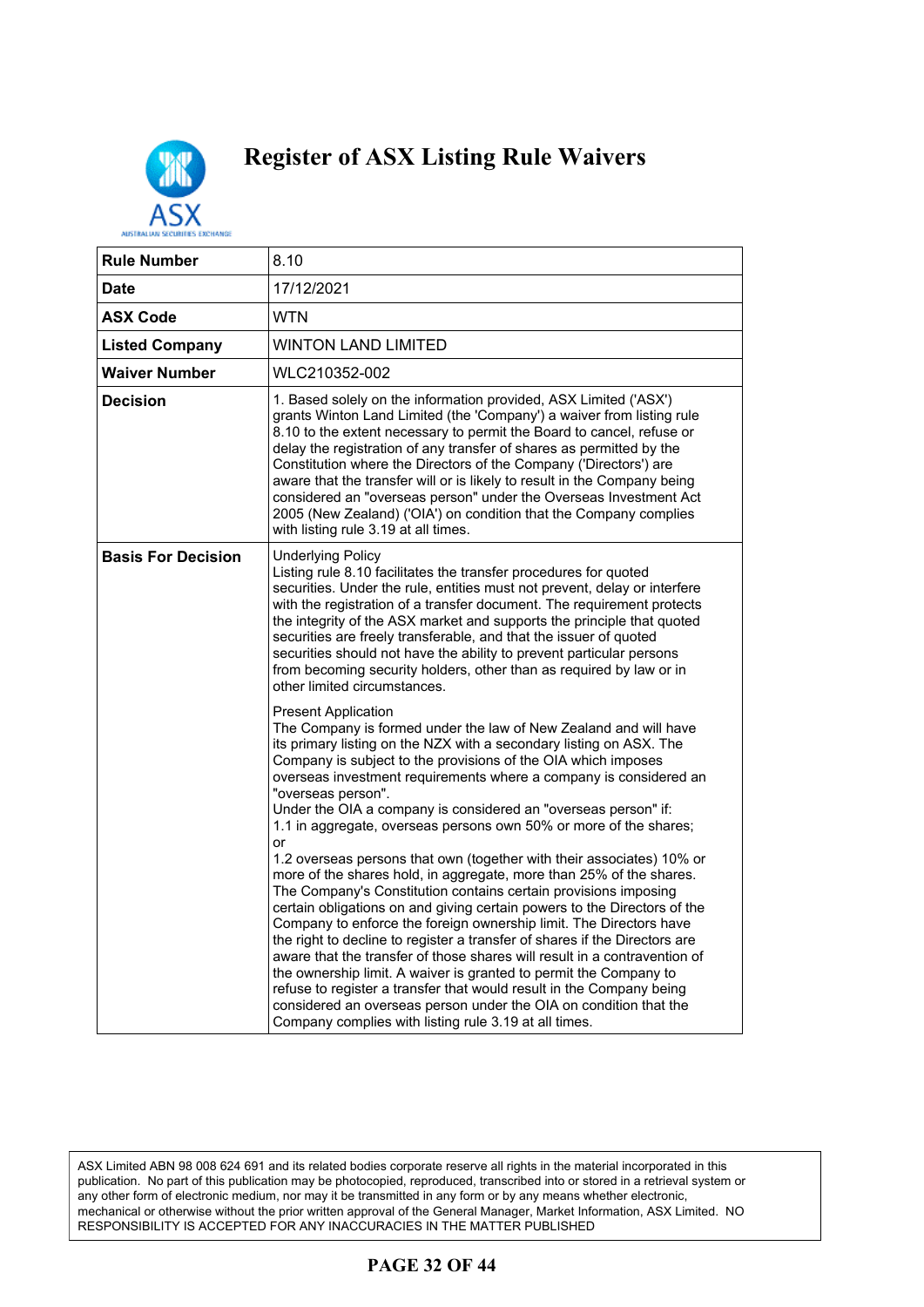# Register of ASX Listing Rule Waivers

| Rule Number | 8.10 |
|---|---|
| Date | 17/12/2021 |
| ASX Code | WTN |
| Listed Company | WINTON LAND LIMITED |
| Waiver Number | WLC210352-002 |
| Decision | 1. Based solely on the information provided, ASX Limited ('ASX') grants Winton Land Limited (the 'Company') a waiver from listing rule 8.10 to the extent necessary to permit the Board to cancel, refuse or delay the registration of any transfer of shares as permitted by the Constitution where the Directors of the Company ('Directors') are aware that the transfer will or is likely to result in the Company being considered an "overseas person" under the Overseas Investment Act 2005 (New Zealand) ('OIA') on condition that the Company complies with listing rule 3.19 at all times. |
| Basis For Decision | Underlying Policy<br>Listing rule 8.10 facilitates the transfer procedures for quoted securities. Under the rule, entities must not prevent, delay or interfere with the registration of a transfer document. The requirement protects the integrity of the ASX market and supports the principle that quoted securities are freely transferable, and that the issuer of quoted securities should not have the ability to prevent particular persons from becoming security holders, other than as required by law or in other limited circumstances.<br><br>Present Application<br>The Company is formed under the law of New Zealand and will have its primary listing on the NZX with a secondary listing on ASX. The Company is subject to the provisions of the OIA which imposes overseas investment requirements where a company is considered an "overseas person".<br>Under the OIA a company is considered an "overseas person" if:<br>1.1 in aggregate, overseas persons own 50% or more of the shares; or<br>1.2 overseas persons that own (together with their associates) 10% or more of the shares hold, in aggregate, more than 25% of the shares.<br>The Company's Constitution contains certain provisions imposing certain obligations on and giving certain powers to the Directors of the Company to enforce the foreign ownership limit. The Directors have the right to decline to register a transfer of shares if the Directors are aware that the transfer of those shares will result in a contravention of the ownership limit. A waiver is granted to permit the Company to refuse to register a transfer that would result in the Company being considered an overseas person under the OIA on condition that the Company complies with listing rule 3.19 at all times. |

ASX Limited ABN 98 008 624 691 and its related bodies corporate reserve all rights in the material incorporated in this publication. No part of this publication may be photocopied, reproduced, transcribed into or stored in a retrieval system or any other form of electronic medium, nor may it be transmitted in any form or by any means whether electronic, mechanical or otherwise without the prior written approval of the General Manager, Market Information, ASX Limited. NO RESPONSIBILITY IS ACCEPTED FOR ANY INACCURACIES IN THE MATTER PUBLISHED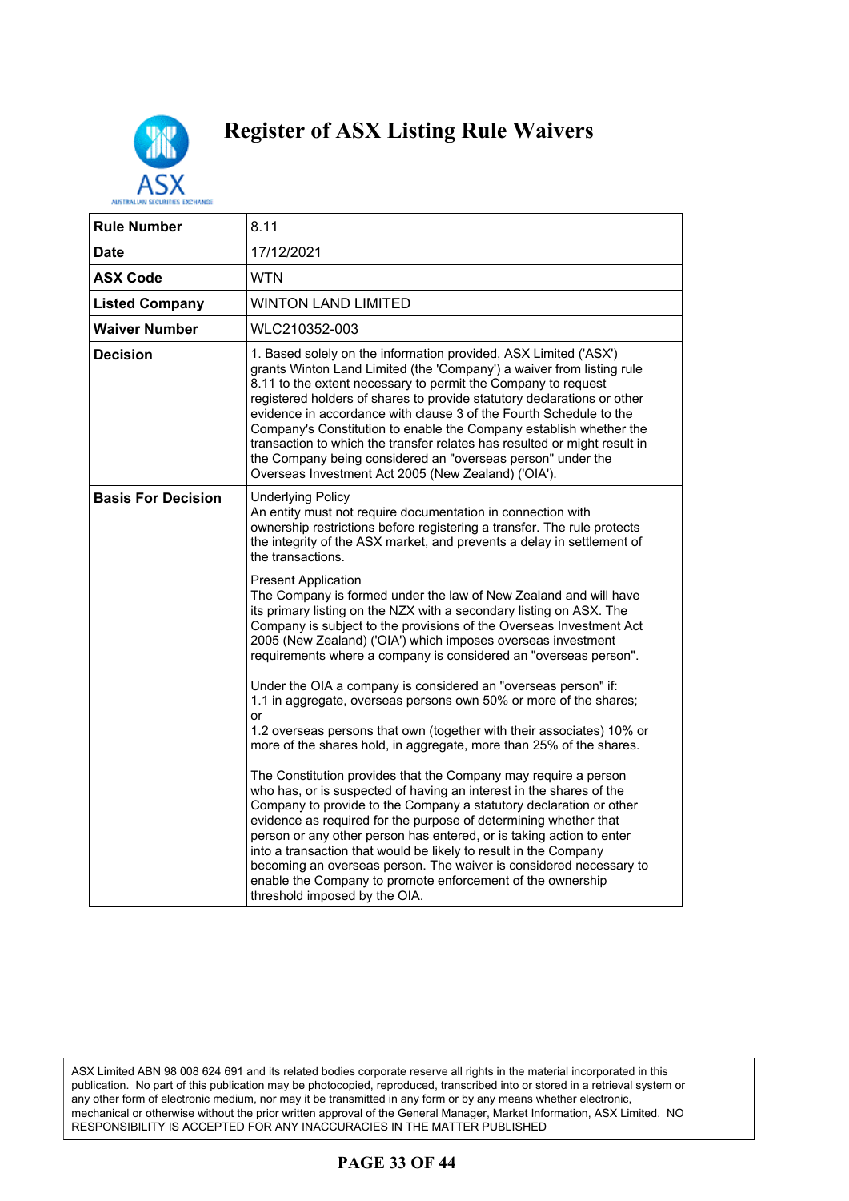# Register of ASX Listing Rule Waivers

| Rule Number | 8.11 |
|---|---|
| Date | 17/12/2021 |
| ASX Code | WTN |
| Listed Company | WINTON LAND LIMITED |
| Waiver Number | WLC210352-003 |
| Decision | 1. Based solely on the information provided, ASX Limited ('ASX') grants Winton Land Limited (the 'Company') a waiver from listing rule 8.11 to the extent necessary to permit the Company to request registered holders of shares to provide statutory declarations or other evidence in accordance with clause 3 of the Fourth Schedule to the Company's Constitution to enable the Company establish whether the transaction to which the transfer relates has resulted or might result in the Company being considered an "overseas person" under the Overseas Investment Act 2005 (New Zealand) ('OIA'). |
| Basis For Decision | Underlying Policy<br>An entity must not require documentation in connection with ownership restrictions before registering a transfer. The rule protects the integrity of the ASX market, and prevents a delay in settlement of the transactions.<br><br>Present Application<br>The Company is formed under the law of New Zealand and will have its primary listing on the NZX with a secondary listing on ASX. The Company is subject to the provisions of the Overseas Investment Act 2005 (New Zealand) ('OIA') which imposes overseas investment requirements where a company is considered an "overseas person".<br><br>Under the OIA a company is considered an "overseas person" if:<br>1.1 in aggregate, overseas persons own 50% or more of the shares; or<br>1.2 overseas persons that own (together with their associates) 10% or more of the shares hold, in aggregate, more than 25% of the shares.<br><br>The Constitution provides that the Company may require a person who has, or is suspected of having an interest in the shares of the Company to provide to the Company a statutory declaration or other evidence as required for the purpose of determining whether that person or any other person has entered, or is taking action to enter into a transaction that would be likely to result in the Company becoming an overseas person. The waiver is considered necessary to enable the Company to promote enforcement of the ownership threshold imposed by the OIA. |

ASX Limited ABN 98 008 624 691 and its related bodies corporate reserve all rights in the material incorporated in this publication. No part of this publication may be photocopied, reproduced, transcribed into or stored in a retrieval system or any other form of electronic medium, nor may it be transmitted in any form or by any means whether electronic, mechanical or otherwise without the prior written approval of the General Manager, Market Information, ASX Limited. NO RESPONSIBILITY IS ACCEPTED FOR ANY INACCURACIES IN THE MATTER PUBLISHED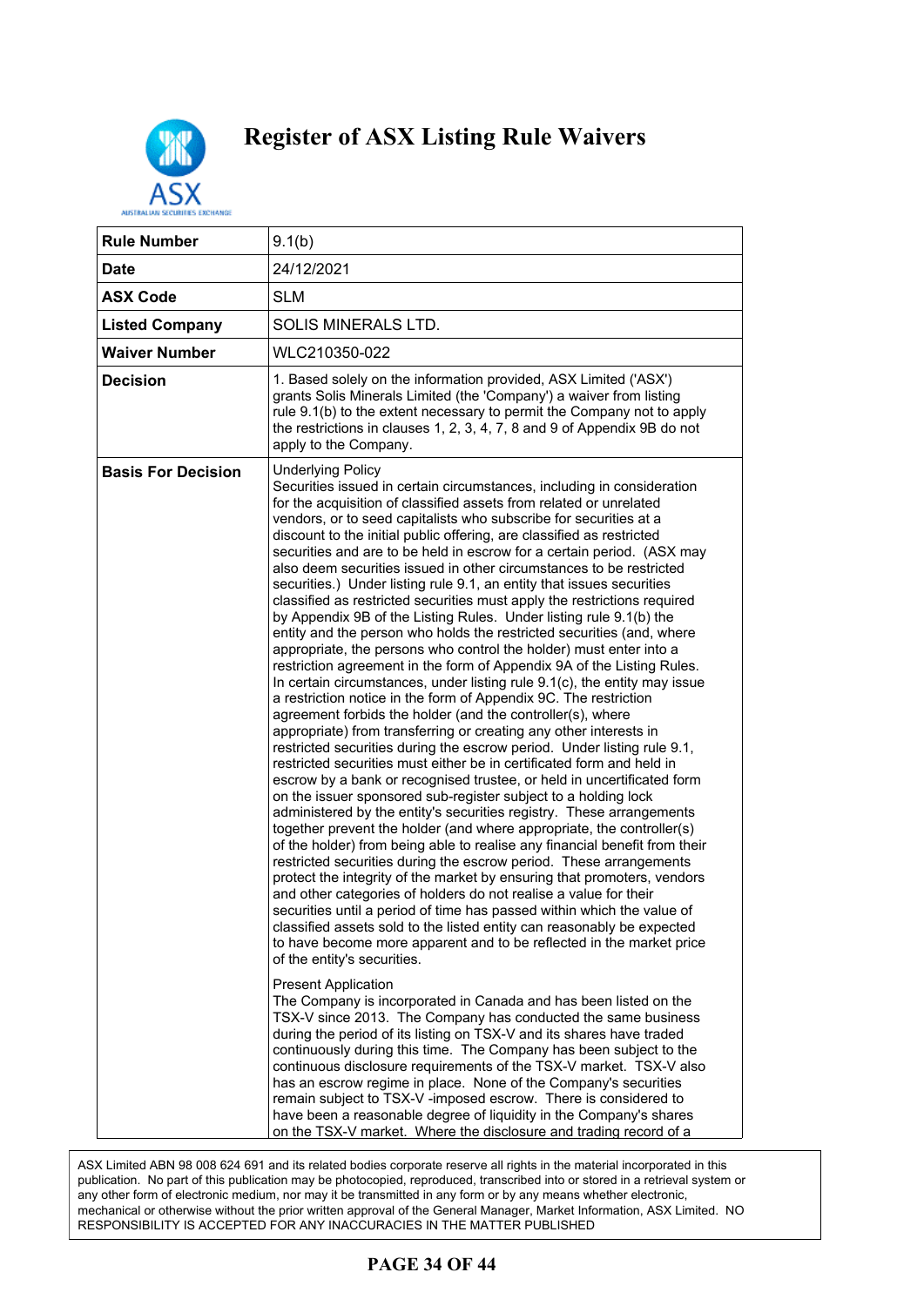# Register of ASX Listing Rule Waivers

| **Rule Number** | 9.1(b) |
|---|---|
| **Date** | 24/12/2021 |
| **ASX Code** | SLM |
| **Listed Company** | SOLIS MINERALS LTD. |
| **Waiver Number** | WLC210350-022 |
| **Decision** | 1. Based solely on the information provided, ASX Limited ('ASX') grants Solis Minerals Limited (the 'Company') a waiver from listing rule 9.1(b) to the extent necessary to permit the Company not to apply the restrictions in clauses 1, 2, 3, 4, 7, 8 and 9 of Appendix 9B do not apply to the Company. |
| **Basis For Decision** | Underlying Policy<br>Securities issued in certain circumstances, including in consideration for the acquisition of classified assets from related or unrelated vendors, or to seed capitalists who subscribe for securities at a discount to the initial public offering, are classified as restricted securities and are to be held in escrow for a certain period. (ASX may also deem securities issued in other circumstances to be restricted securities.) Under listing rule 9.1, an entity that issues securities classified as restricted securities must apply the restrictions required by Appendix 9B of the Listing Rules. Under listing rule 9.1(b) the entity and the person who holds the restricted securities (and, where appropriate, the persons who control the holder) must enter into a restriction agreement in the form of Appendix 9A of the Listing Rules. In certain circumstances, under listing rule 9.1(c), the entity may issue a restriction notice in the form of Appendix 9C. The restriction agreement forbids the holder (and the controller(s), where appropriate) from transferring or creating any other interests in restricted securities during the escrow period. Under listing rule 9.1, restricted securities must either be in certificated form and held in escrow by a bank or recognised trustee, or held in uncertificated form on the issuer sponsored sub-register subject to a holding lock administered by the entity's securities registry. These arrangements together prevent the holder (and where appropriate, the controller(s) of the holder) from being able to realise any financial benefit from their restricted securities during the escrow period. These arrangements protect the integrity of the market by ensuring that promoters, vendors and other categories of holders do not realise a value for their securities until a period of time has passed within which the value of classified assets sold to the listed entity can reasonably be expected to have become more apparent and to be reflected in the market price of the entity's securities.<br><br>Present Application<br>The Company is incorporated in Canada and has been listed on the TSX-V since 2013. The Company has conducted the same business during the period of its listing on TSX-V and its shares have traded continuously during this time. The Company has been subject to the continuous disclosure requirements of the TSX-V market. TSX-V also has an escrow regime in place. None of the Company's securities remain subject to TSX-V -imposed escrow. There is considered to have been a reasonable degree of liquidity in the Company's shares on the TSX-V market. Where the disclosure and trading record of a |

ASX Limited ABN 98 008 624 691 and its related bodies corporate reserve all rights in the material incorporated in this publication. No part of this publication may be photocopied, reproduced, transcribed into or stored in a retrieval system or any other form of electronic medium, nor may it be transmitted in any form or by any means whether electronic, mechanical or otherwise without the prior written approval of the General Manager, Market Information, ASX Limited. NO RESPONSIBILITY IS ACCEPTED FOR ANY INACCURACIES IN THE MATTER PUBLISHED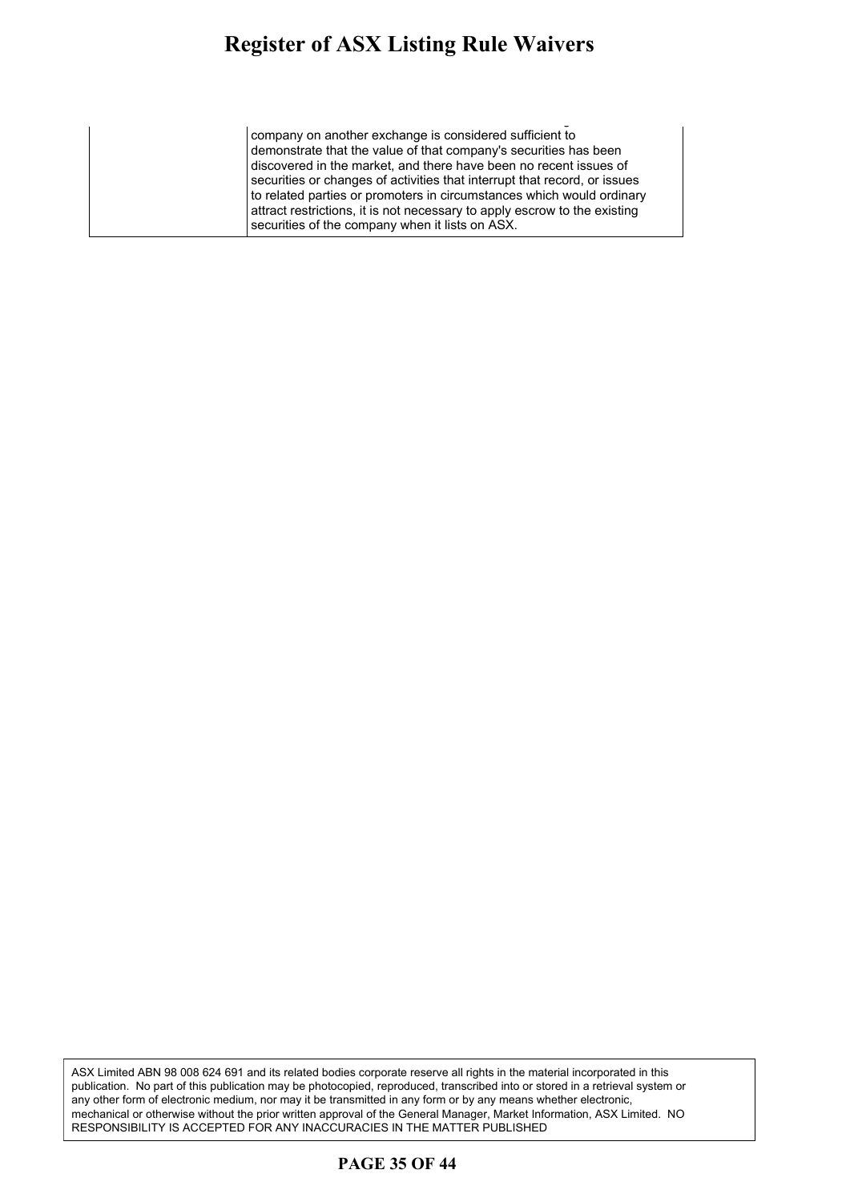| | |
|---|---|
| | company on another exchange is considered sufficient to demonstrate that the value of that company's securities has been discovered in the market, and there have been no recent issues of securities or changes of activities that interrupt that record, or issues to related parties or promoters in circumstances which would ordinary attract restrictions, it is not necessary to apply escrow to the existing securities of the company when it lists on ASX. |

ASX Limited ABN 98 008 624 691 and its related bodies corporate reserve all rights in the material incorporated in this publication. No part of this publication may be photocopied, reproduced, transcribed into or stored in a retrieval system or any other form of electronic medium, nor may it be transmitted in any form or by any means whether electronic, mechanical or otherwise without the prior written approval of the General Manager, Market Information, ASX Limited. NO RESPONSIBILITY IS ACCEPTED FOR ANY INACCURACIES IN THE MATTER PUBLISHED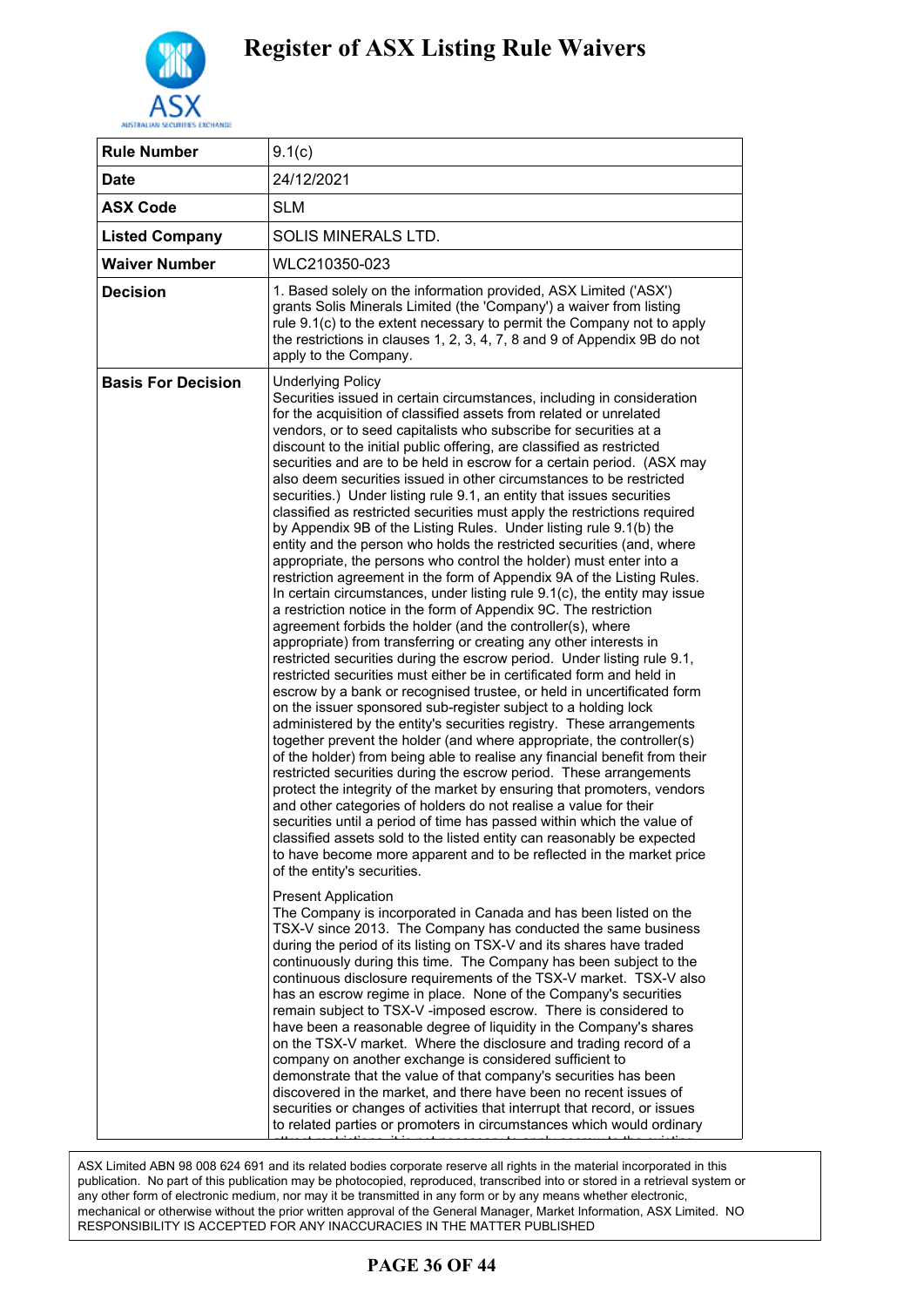# Register of ASX Listing Rule Waivers

| Rule Number | 9.1(c) |
|---|---|
| Date | 24/12/2021 |
| ASX Code | SLM |
| Listed Company | SOLIS MINERALS LTD. |
| Waiver Number | WLC210350-023 |
| Decision | 1. Based solely on the information provided, ASX Limited ('ASX') grants Solis Minerals Limited (the 'Company') a waiver from listing rule 9.1(c) to the extent necessary to permit the Company not to apply the restrictions in clauses 1, 2, 3, 4, 7, 8 and 9 of Appendix 9B do not apply to the Company. |
| Basis For Decision | Underlying Policy<br>Securities issued in certain circumstances, including in consideration for the acquisition of classified assets from related or unrelated vendors, or to seed capitalists who subscribe for securities at a discount to the initial public offering, are classified as restricted securities and are to be held in escrow for a certain period. (ASX may also deem securities issued in other circumstances to be restricted securities.) Under listing rule 9.1, an entity that issues securities classified as restricted securities must apply the restrictions required by Appendix 9B of the Listing Rules. Under listing rule 9.1(b) the entity and the person who holds the restricted securities (and, where appropriate, the persons who control the holder) must enter into a restriction agreement in the form of Appendix 9A of the Listing Rules. In certain circumstances, under listing rule 9.1(c), the entity may issue a restriction notice in the form of Appendix 9C. The restriction agreement forbids the holder (and the controller(s), where appropriate) from transferring or creating any other interests in restricted securities during the escrow period. Under listing rule 9.1, restricted securities must either be in certificated form and held in escrow by a bank or recognised trustee, or held in uncertificated form on the issuer sponsored sub-register subject to a holding lock administered by the entity's securities registry. These arrangements together prevent the holder (and where appropriate, the controller(s) of the holder) from being able to realise any financial benefit from their restricted securities during the escrow period. These arrangements protect the integrity of the market by ensuring that promoters, vendors and other categories of holders do not realise a value for their securities until a period of time has passed within which the value of classified assets sold to the listed entity can reasonably be expected to have become more apparent and to be reflected in the market price of the entity's securities.<br><br>Present Application<br>The Company is incorporated in Canada and has been listed on the TSX-V since 2013. The Company has conducted the same business during the period of its listing on TSX-V and its shares have traded continuously during this time. The Company has been subject to the continuous disclosure requirements of the TSX-V market. TSX-V also has an escrow regime in place. None of the Company's securities remain subject to TSX-V -imposed escrow. There is considered to have been a reasonable degree of liquidity in the Company's shares on the TSX-V market. Where the disclosure and trading record of a company on another exchange is considered sufficient to demonstrate that the value of that company's securities has been discovered in the market, and there have been no recent issues of securities or changes of activities that interrupt that record, or issues to related parties or promoters in circumstances which would ordinary |

ASX Limited ABN 98 008 624 691 and its related bodies corporate reserve all rights in the material incorporated in this publication. No part of this publication may be photocopied, reproduced, transcribed into or stored in a retrieval system or any other form of electronic medium, nor may it be transmitted in any form or by any means whether electronic, mechanical or otherwise without the prior written approval of the General Manager, Market Information, ASX Limited. NO RESPONSIBILITY IS ACCEPTED FOR ANY INACCURACIES IN THE MATTER PUBLISHED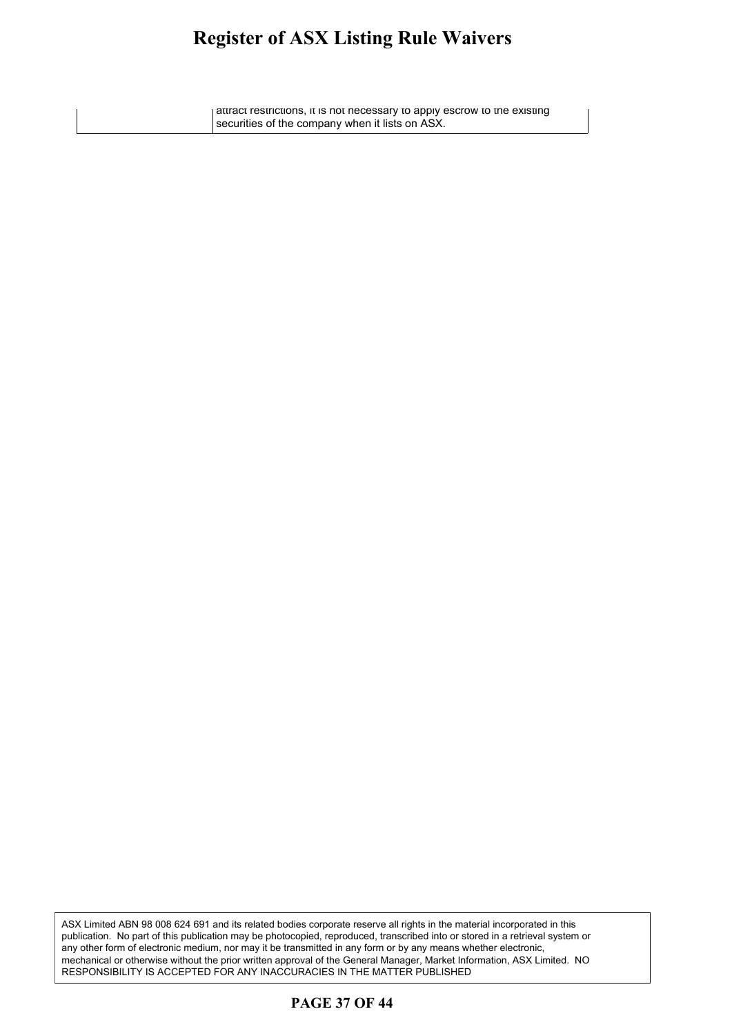| | |
|---|---|
| | attract restrictions, it is not necessary to apply escrow to the existing securities of the company when it lists on ASX. |

ASX Limited ABN 98 008 624 691 and its related bodies corporate reserve all rights in the material incorporated in this publication. No part of this publication may be photocopied, reproduced, transcribed into or stored in a retrieval system or any other form of electronic medium, nor may it be transmitted in any form or by any means whether electronic, mechanical or otherwise without the prior written approval of the General Manager, Market Information, ASX Limited. NO RESPONSIBILITY IS ACCEPTED FOR ANY INACCURACIES IN THE MATTER PUBLISHED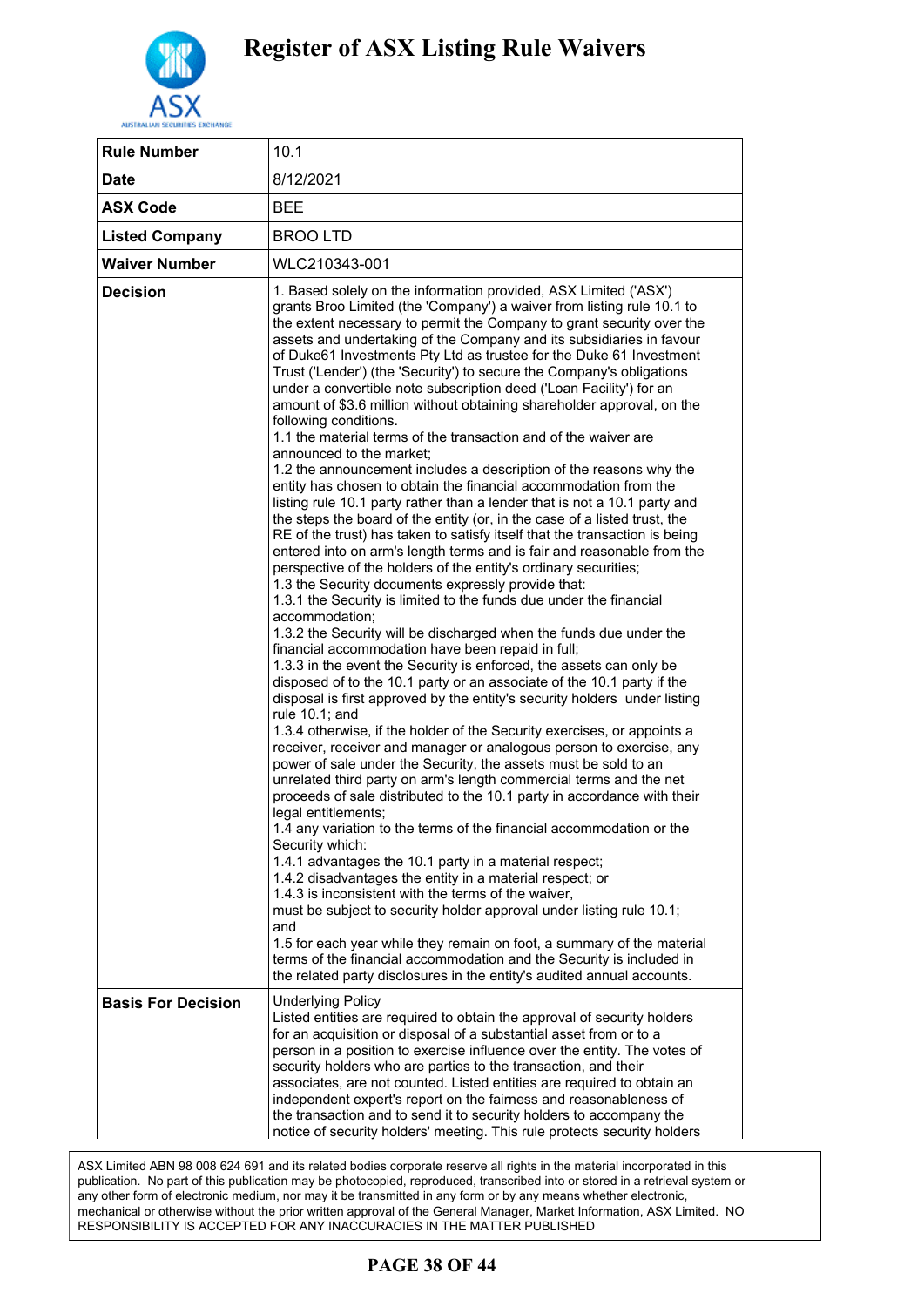# Register of ASX Listing Rule Waivers

| Rule Number | 10.1 |
|---|---|
| Date | 8/12/2021 |
| ASX Code | BEE |
| Listed Company | BROO LTD |
| Waiver Number | WLC210343-001 |
| Decision | 1. Based solely on the information provided, ASX Limited ('ASX') grants Broo Limited (the 'Company') a waiver from listing rule 10.1 to the extent necessary to permit the Company to grant security over the assets and undertaking of the Company and its subsidiaries in favour of Duke61 Investments Pty Ltd as trustee for the Duke 61 Investment Trust ('Lender') (the 'Security') to secure the Company's obligations under a convertible note subscription deed ('Loan Facility') for an amount of $3.6 million without obtaining shareholder approval, on the following conditions.<br>1.1 the material terms of the transaction and of the waiver are announced to the market;<br>1.2 the announcement includes a description of the reasons why the entity has chosen to obtain the financial accommodation from the listing rule 10.1 party rather than a lender that is not a 10.1 party and the steps the board of the entity (or, in the case of a listed trust, the RE of the trust) has taken to satisfy itself that the transaction is being entered into on arm's length terms and is fair and reasonable from the perspective of the holders of the entity's ordinary securities;<br>1.3 the Security documents expressly provide that:<br>1.3.1 the Security is limited to the funds due under the financial accommodation;<br>1.3.2 the Security will be discharged when the funds due under the financial accommodation have been repaid in full;<br>1.3.3 in the event the Security is enforced, the assets can only be disposed of to the 10.1 party or an associate of the 10.1 party if the disposal is first approved by the entity's security holders under listing rule 10.1; and<br>1.3.4 otherwise, if the holder of the Security exercises, or appoints a receiver, receiver and manager or analogous person to exercise, any power of sale under the Security, the assets must be sold to an unrelated third party on arm's length commercial terms and the net proceeds of sale distributed to the 10.1 party in accordance with their legal entitlements;<br>1.4 any variation to the terms of the financial accommodation or the Security which:<br>1.4.1 advantages the 10.1 party in a material respect;<br>1.4.2 disadvantages the entity in a material respect; or<br>1.4.3 is inconsistent with the terms of the waiver,<br>must be subject to security holder approval under listing rule 10.1; and<br>1.5 for each year while they remain on foot, a summary of the material terms of the financial accommodation and the Security is included in the related party disclosures in the entity's audited annual accounts. |
| Basis For Decision | Underlying Policy<br>Listed entities are required to obtain the approval of security holders for an acquisition or disposal of a substantial asset from or to a person in a position to exercise influence over the entity. The votes of security holders who are parties to the transaction, and their associates, are not counted. Listed entities are required to obtain an independent expert's report on the fairness and reasonableness of the transaction and to send it to security holders to accompany the notice of security holders' meeting. This rule protects security holders |

ASX Limited ABN 98 008 624 691 and its related bodies corporate reserve all rights in the material incorporated in this publication. No part of this publication may be photocopied, reproduced, transcribed into or stored in a retrieval system or any other form of electronic medium, nor may it be transmitted in any form or by any means whether electronic, mechanical or otherwise without the prior written approval of the General Manager, Market Information, ASX Limited. NO RESPONSIBILITY IS ACCEPTED FOR ANY INACCURACIES IN THE MATTER PUBLISHED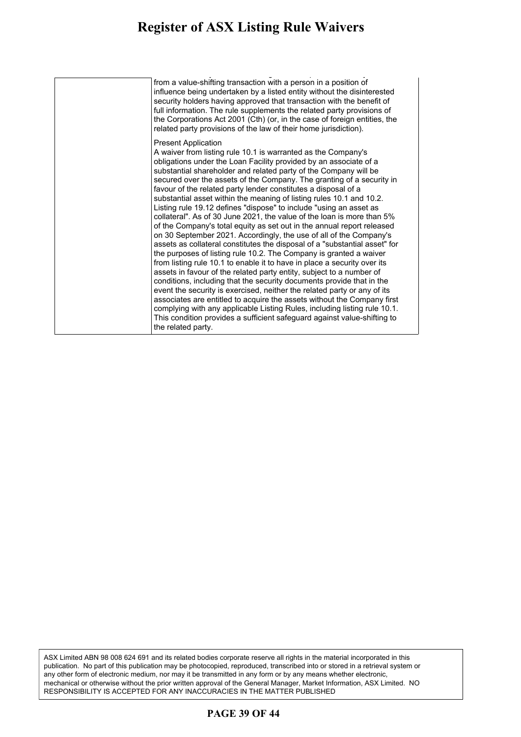| | |
|---|---|
| | from a value-shifting transaction with a person in a position of influence being undertaken by a listed entity without the disinterested security holders having approved that transaction with the benefit of full information. The rule supplements the related party provisions of the Corporations Act 2001 (Cth) (or, in the case of foreign entities, the related party provisions of the law of their home jurisdiction).<br><br>Present Application<br>A waiver from listing rule 10.1 is warranted as the Company's obligations under the Loan Facility provided by an associate of a substantial shareholder and related party of the Company will be secured over the assets of the Company. The granting of a security in favour of the related party lender constitutes a disposal of a substantial asset within the meaning of listing rules 10.1 and 10.2. Listing rule 19.12 defines "dispose" to include "using an asset as collateral". As of 30 June 2021, the value of the loan is more than 5% of the Company's total equity as set out in the annual report released on 30 September 2021. Accordingly, the use of all of the Company's assets as collateral constitutes the disposal of a "substantial asset" for the purposes of listing rule 10.2. The Company is granted a waiver from listing rule 10.1 to enable it to have in place a security over its assets in favour of the related party entity, subject to a number of conditions, including that the security documents provide that in the event the security is exercised, neither the related party or any of its associates are entitled to acquire the assets without the Company first complying with any applicable Listing Rules, including listing rule 10.1. This condition provides a sufficient safeguard against value-shifting to the related party. |

ASX Limited ABN 98 008 624 691 and its related bodies corporate reserve all rights in the material incorporated in this publication. No part of this publication may be photocopied, reproduced, transcribed into or stored in a retrieval system or any other form of electronic medium, nor may it be transmitted in any form or by any means whether electronic, mechanical or otherwise without the prior written approval of the General Manager, Market Information, ASX Limited. NO RESPONSIBILITY IS ACCEPTED FOR ANY INACCURACIES IN THE MATTER PUBLISHED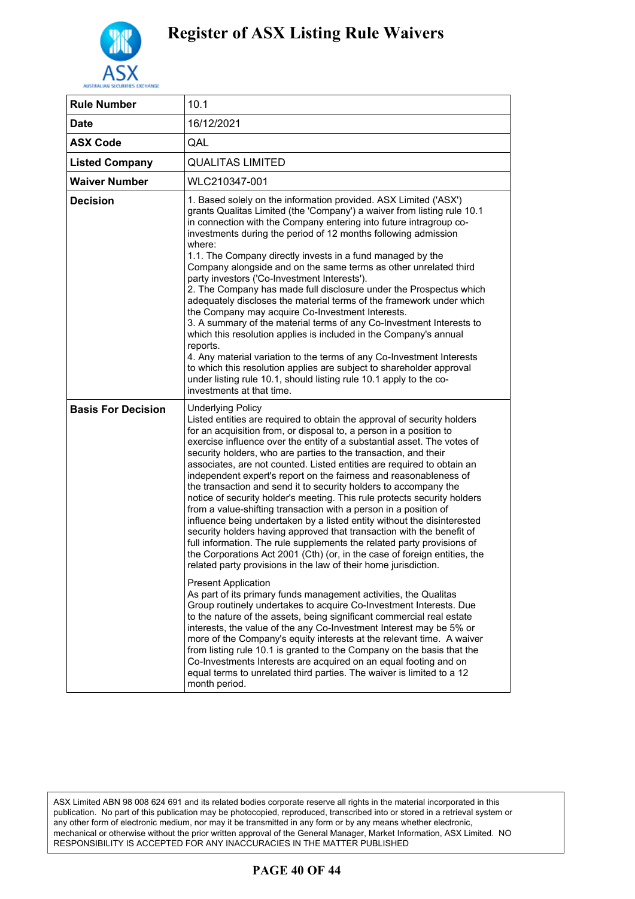# Register of ASX Listing Rule Waivers

| Rule Number | 10.1 |
|---|---|
| Date | 16/12/2021 |
| ASX Code | QAL |
| Listed Company | QUALITAS LIMITED |
| Waiver Number | WLC210347-001 |
| Decision | 1. Based solely on the information provided. ASX Limited ('ASX') grants Qualitas Limited (the 'Company') a waiver from listing rule 10.1 in connection with the Company entering into future intragroup co-investments during the period of 12 months following admission where:<br>1.1. The Company directly invests in a fund managed by the Company alongside and on the same terms as other unrelated third party investors ('Co-Investment Interests').<br>2. The Company has made full disclosure under the Prospectus which adequately discloses the material terms of the framework under which the Company may acquire Co-Investment Interests.<br>3. A summary of the material terms of any Co-Investment Interests to which this resolution applies is included in the Company's annual reports.<br>4. Any material variation to the terms of any Co-Investment Interests to which this resolution applies are subject to shareholder approval under listing rule 10.1, should listing rule 10.1 apply to the co-investments at that time. |
| Basis For Decision | Underlying Policy<br>Listed entities are required to obtain the approval of security holders for an acquisition from, or disposal to, a person in a position to exercise influence over the entity of a substantial asset. The votes of security holders, who are parties to the transaction, and their associates, are not counted. Listed entities are required to obtain an independent expert's report on the fairness and reasonableness of the transaction and send it to security holders to accompany the notice of security holder's meeting. This rule protects security holders from a value-shifting transaction with a person in a position of influence being undertaken by a listed entity without the disinterested security holders having approved that transaction with the benefit of full information. The rule supplements the related party provisions of the Corporations Act 2001 (Cth) (or, in the case of foreign entities, the related party provisions in the law of their home jurisdiction.<br><br>Present Application<br>As part of its primary funds management activities, the Qualitas Group routinely undertakes to acquire Co-Investment Interests. Due to the nature of the assets, being significant commercial real estate interests, the value of the any Co-Investment Interest may be 5% or more of the Company's equity interests at the relevant time. A waiver from listing rule 10.1 is granted to the Company on the basis that the Co-Investments Interests are acquired on an equal footing and on equal terms to unrelated third parties. The waiver is limited to a 12 month period. |

ASX Limited ABN 98 008 624 691 and its related bodies corporate reserve all rights in the material incorporated in this publication. No part of this publication may be photocopied, reproduced, transcribed into or stored in a retrieval system or any other form of electronic medium, nor may it be transmitted in any form or by any means whether electronic, mechanical or otherwise without the prior written approval of the General Manager, Market Information, ASX Limited. NO RESPONSIBILITY IS ACCEPTED FOR ANY INACCURACIES IN THE MATTER PUBLISHED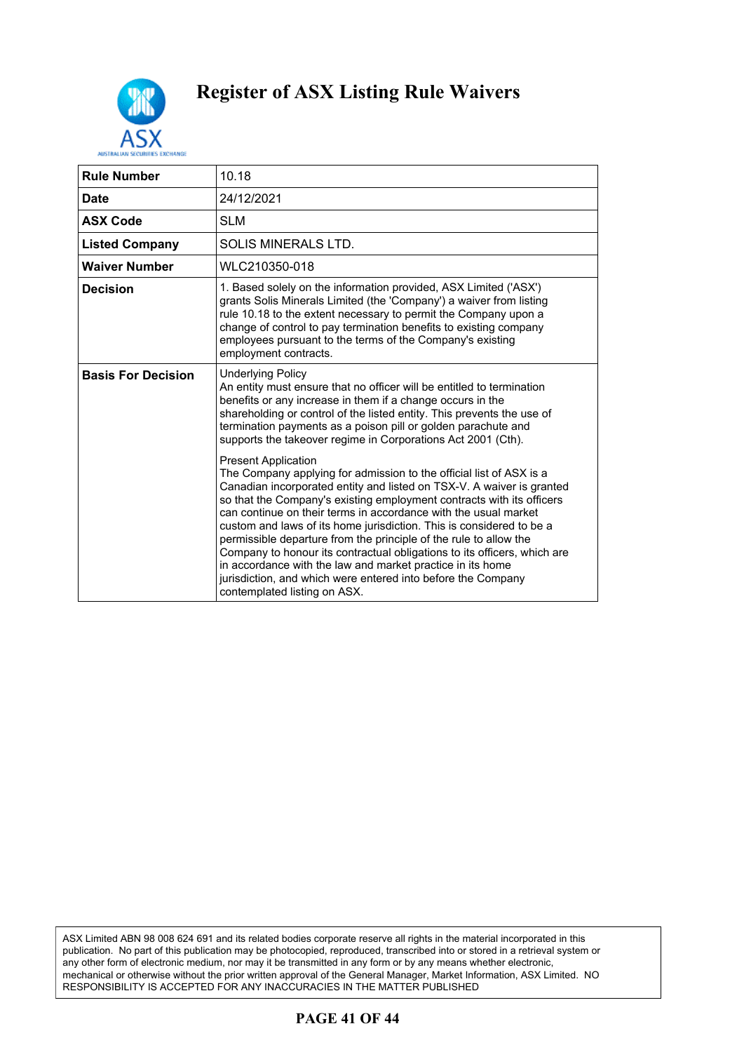# Register of ASX Listing Rule Waivers

| Rule Number | 10.18 |
|---|---|
| Date | 24/12/2021 |
| ASX Code | SLM |
| Listed Company | SOLIS MINERALS LTD. |
| Waiver Number | WLC210350-018 |
| Decision | 1. Based solely on the information provided, ASX Limited ('ASX') grants Solis Minerals Limited (the 'Company') a waiver from listing rule 10.18 to the extent necessary to permit the Company upon a change of control to pay termination benefits to existing company employees pursuant to the terms of the Company's existing employment contracts. |
| Basis For Decision | Underlying Policy<br>An entity must ensure that no officer will be entitled to termination benefits or any increase in them if a change occurs in the shareholding or control of the listed entity. This prevents the use of termination payments as a poison pill or golden parachute and supports the takeover regime in Corporations Act 2001 (Cth).<br><br>Present Application<br>The Company applying for admission to the official list of ASX is a Canadian incorporated entity and listed on TSX-V. A waiver is granted so that the Company's existing employment contracts with its officers can continue on their terms in accordance with the usual market custom and laws of its home jurisdiction. This is considered to be a permissible departure from the principle of the rule to allow the Company to honour its contractual obligations to its officers, which are in accordance with the law and market practice in its home jurisdiction, and which were entered into before the Company contemplated listing on ASX. |

ASX Limited ABN 98 008 624 691 and its related bodies corporate reserve all rights in the material incorporated in this publication. No part of this publication may be photocopied, reproduced, transcribed into or stored in a retrieval system or any other form of electronic medium, nor may it be transmitted in any form or by any means whether electronic, mechanical or otherwise without the prior written approval of the General Manager, Market Information, ASX Limited. NO RESPONSIBILITY IS ACCEPTED FOR ANY INACCURACIES IN THE MATTER PUBLISHED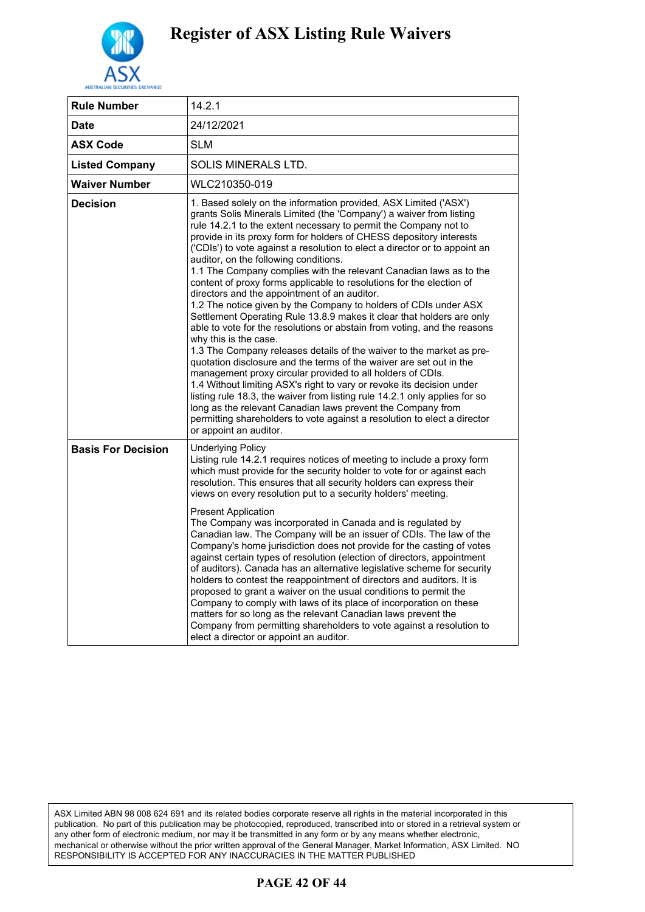# Register of ASX Listing Rule Waivers

| Rule Number | 14.2.1 |
|---|---|
| Date | 24/12/2021 |
| ASX Code | SLM |
| Listed Company | SOLIS MINERALS LTD. |
| Waiver Number | WLC210350-019 |
| Decision | 1. Based solely on the information provided, ASX Limited ('ASX') grants Solis Minerals Limited (the 'Company') a waiver from listing rule 14.2.1 to the extent necessary to permit the Company not to provide in its proxy form for holders of CHESS depository interests ('CDIs') to vote against a resolution to elect a director or to appoint an auditor, on the following conditions.<br>1.1 The Company complies with the relevant Canadian laws as to the content of proxy forms applicable to resolutions for the election of directors and the appointment of an auditor.<br>1.2 The notice given by the Company to holders of CDIs under ASX Settlement Operating Rule 13.8.9 makes it clear that holders are only able to vote for the resolutions or abstain from voting, and the reasons why this is the case.<br>1.3 The Company releases details of the waiver to the market as pre-quotation disclosure and the terms of the waiver are set out in the management proxy circular provided to all holders of CDIs.<br>1.4 Without limiting ASX's right to vary or revoke its decision under listing rule 18.3, the waiver from listing rule 14.2.1 only applies for so long as the relevant Canadian laws prevent the Company from permitting shareholders to vote against a resolution to elect a director or appoint an auditor. |
| Basis For Decision | Underlying Policy<br>Listing rule 14.2.1 requires notices of meeting to include a proxy form which must provide for the security holder to vote for or against each resolution. This ensures that all security holders can express their views on every resolution put to a security holders' meeting.<br><br>Present Application<br>The Company was incorporated in Canada and is regulated by Canadian law. The Company will be an issuer of CDIs. The law of the Company's home jurisdiction does not provide for the casting of votes against certain types of resolution (election of directors, appointment of auditors). Canada has an alternative legislative scheme for security holders to contest the reappointment of directors and auditors. It is proposed to grant a waiver on the usual conditions to permit the Company to comply with laws of its place of incorporation on these matters for so long as the relevant Canadian laws prevent the Company from permitting shareholders to vote against a resolution to elect a director or appoint an auditor. |

ASX Limited ABN 98 008 624 691 and its related bodies corporate reserve all rights in the material incorporated in this publication. No part of this publication may be photocopied, reproduced, transcribed into or stored in a retrieval system or any other form of electronic medium, nor may it be transmitted in any form or by any means whether electronic, mechanical or otherwise without the prior written approval of the General Manager, Market Information, ASX Limited. NO RESPONSIBILITY IS ACCEPTED FOR ANY INACCURACIES IN THE MATTER PUBLISHED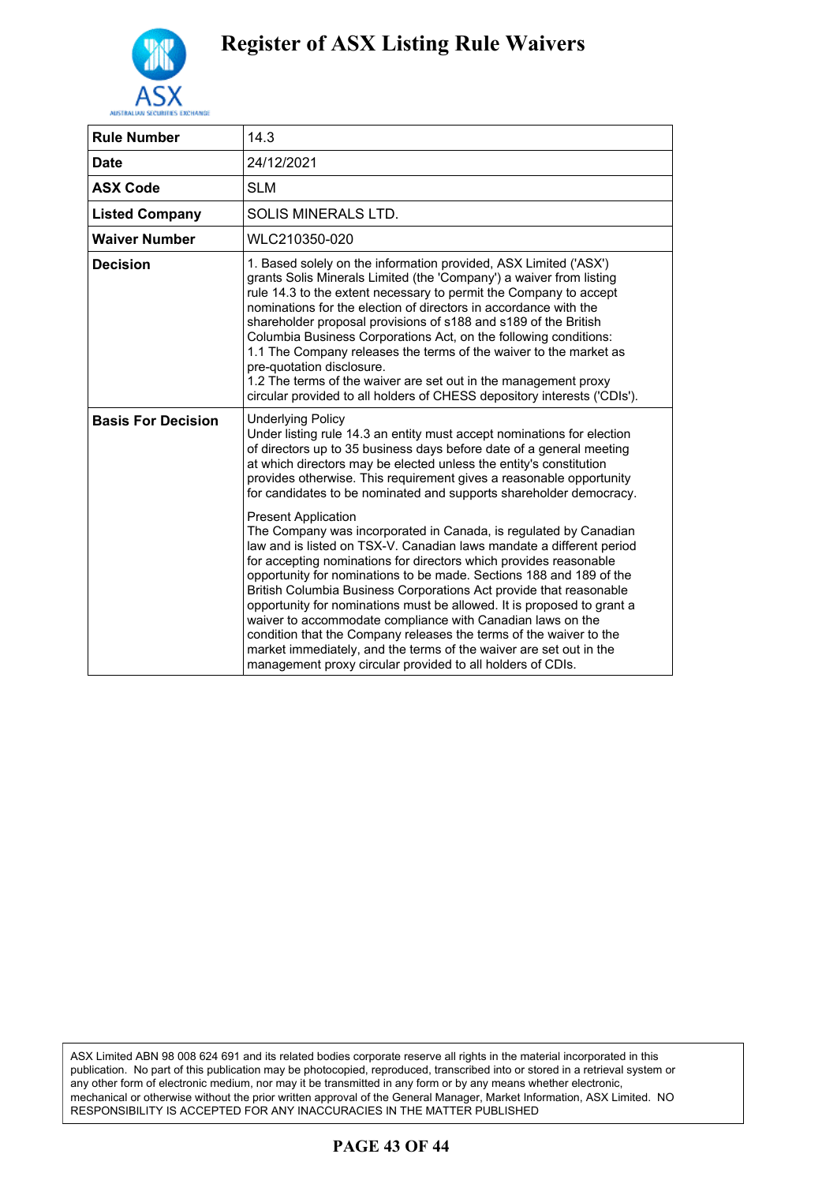# Register of ASX Listing Rule Waivers

| Rule Number | 14.3 |
|---|---|
| Date | 24/12/2021 |
| ASX Code | SLM |
| Listed Company | SOLIS MINERALS LTD. |
| Waiver Number | WLC210350-020 |
| Decision | 1. Based solely on the information provided, ASX Limited ('ASX') grants Solis Minerals Limited (the 'Company') a waiver from listing rule 14.3 to the extent necessary to permit the Company to accept nominations for the election of directors in accordance with the shareholder proposal provisions of s188 and s189 of the British Columbia Business Corporations Act, on the following conditions:<br>1.1 The Company releases the terms of the waiver to the market as pre-quotation disclosure.<br>1.2 The terms of the waiver are set out in the management proxy circular provided to all holders of CHESS depository interests ('CDIs'). |
| Basis For Decision | Underlying Policy<br>Under listing rule 14.3 an entity must accept nominations for election of directors up to 35 business days before date of a general meeting at which directors may be elected unless the entity's constitution provides otherwise. This requirement gives a reasonable opportunity for candidates to be nominated and supports shareholder democracy.<br><br>Present Application<br>The Company was incorporated in Canada, is regulated by Canadian law and is listed on TSX-V. Canadian laws mandate a different period for accepting nominations for directors which provides reasonable opportunity for nominations to be made. Sections 188 and 189 of the British Columbia Business Corporations Act provide that reasonable opportunity for nominations must be allowed. It is proposed to grant a waiver to accommodate compliance with Canadian laws on the condition that the Company releases the terms of the waiver to the market immediately, and the terms of the waiver are set out in the management proxy circular provided to all holders of CDIs. |

ASX Limited ABN 98 008 624 691 and its related bodies corporate reserve all rights in the material incorporated in this publication. No part of this publication may be photocopied, reproduced, transcribed into or stored in a retrieval system or any other form of electronic medium, nor may it be transmitted in any form or by any means whether electronic, mechanical or otherwise without the prior written approval of the General Manager, Market Information, ASX Limited. NO RESPONSIBILITY IS ACCEPTED FOR ANY INACCURACIES IN THE MATTER PUBLISHED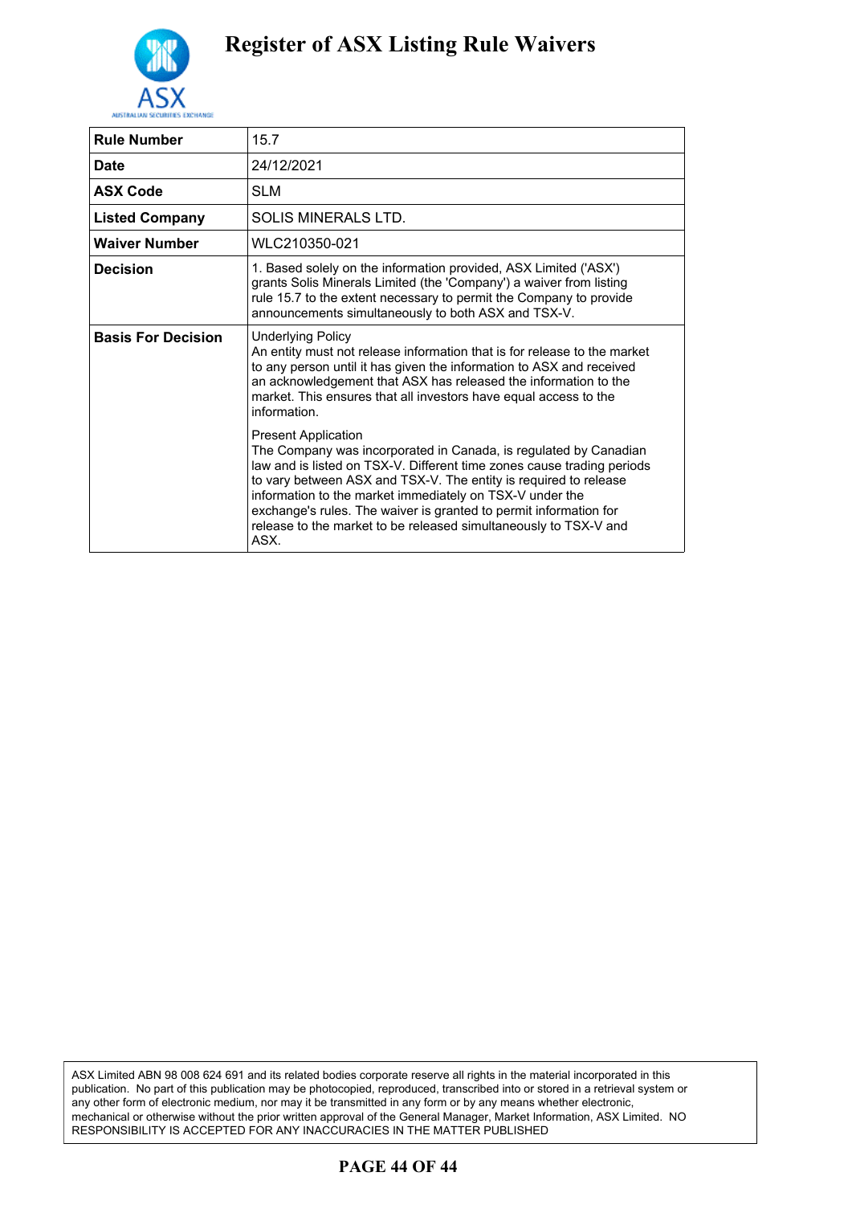# Register of ASX Listing Rule Waivers

| | |
|---|---|
| **Rule Number** | 15.7 |
| **Date** | 24/12/2021 |
| **ASX Code** | SLM |
| **Listed Company** | SOLIS MINERALS LTD. |
| **Waiver Number** | WLC210350-021 |
| **Decision** | 1. Based solely on the information provided, ASX Limited ('ASX') grants Solis Minerals Limited (the 'Company') a waiver from listing rule 15.7 to the extent necessary to permit the Company to provide announcements simultaneously to both ASX and TSX-V. |
| **Basis For Decision** | Underlying Policy<br>An entity must not release information that is for release to the market to any person until it has given the information to ASX and received an acknowledgement that ASX has released the information to the market. This ensures that all investors have equal access to the information.<br><br>Present Application<br>The Company was incorporated in Canada, is regulated by Canadian law and is listed on TSX-V. Different time zones cause trading periods to vary between ASX and TSX-V. The entity is required to release information to the market immediately on TSX-V under the exchange's rules. The waiver is granted to permit information for release to the market to be released simultaneously to TSX-V and ASX. |

ASX Limited ABN 98 008 624 691 and its related bodies corporate reserve all rights in the material incorporated in this publication. No part of this publication may be photocopied, reproduced, transcribed into or stored in a retrieval system or any other form of electronic medium, nor may it be transmitted in any form or by any means whether electronic, mechanical or otherwise without the prior written approval of the General Manager, Market Information, ASX Limited. NO RESPONSIBILITY IS ACCEPTED FOR ANY INACCURACIES IN THE MATTER PUBLISHED